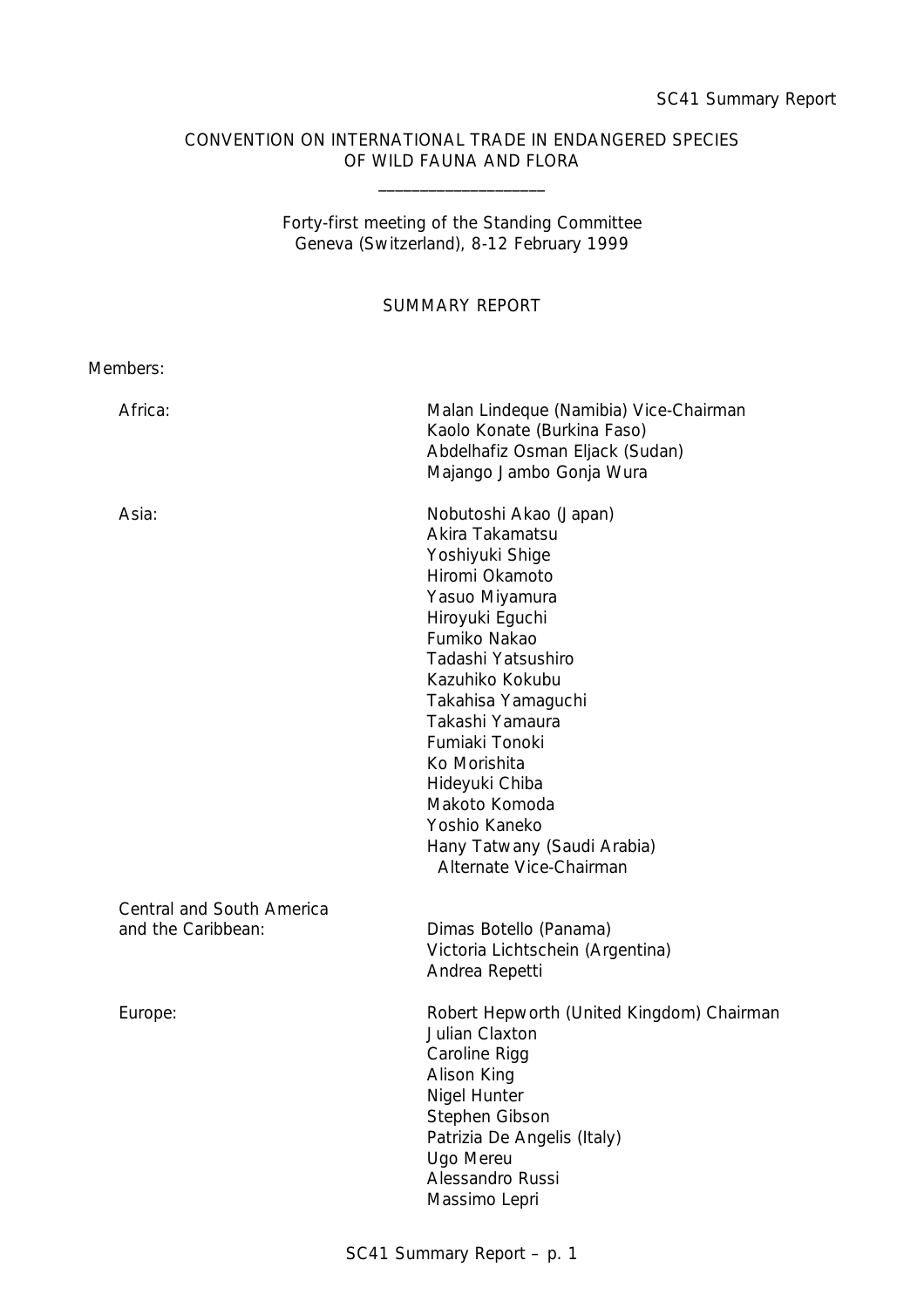CONVENTION ON INTERNATIONAL TRADE IN ENDANGERED SPECIES OF WILD FAUNA AND FLORA

\_\_\_\_\_\_\_\_\_\_\_\_\_\_\_\_\_\_\_\_

Forty-first meeting of the Standing Committee
Geneva (Switzerland), 8-12 February 1999

# SUMMARY REPORT

Members:

| | |
|---|---|
| Africa: | Malan Lindeque (Namibia) Vice-Chairman<br>Kaolo Konate (Burkina Faso)<br>Abdelhafiz Osman Eljack (Sudan)<br>Majango Jambo Gonja Wura |
| Asia: | Nobutoshi Akao (Japan)<br>Akira Takamatsu<br>Yoshiyuki Shige<br>Hiromi Okamoto<br>Yasuo Miyamura<br>Hiroyuki Eguchi<br>Fumiko Nakao<br>Tadashi Yatsushiro<br>Kazuhiko Kokubu<br>Takahisa Yamaguchi<br>Takashi Yamaura<br>Fumiaki Tonoki<br>Ko Morishita<br>Hideyuki Chiba<br>Makoto Komoda<br>Yoshio Kaneko<br>Hany Tatwany (Saudi Arabia)<br>Alternate Vice-Chairman |
| Central and South America and the Caribbean: | Dimas Botello (Panama)<br>Victoria Lichtschein (Argentina)<br>Andrea Repetti |
| Europe: | Robert Hepworth (United Kingdom) Chairman<br>Julian Claxton<br>Caroline Rigg<br>Alison King<br>Nigel Hunter<br>Stephen Gibson<br>Patrizia De Angelis (Italy)<br>Ugo Mereu<br>Alessandro Russi<br>Massimo Lepri |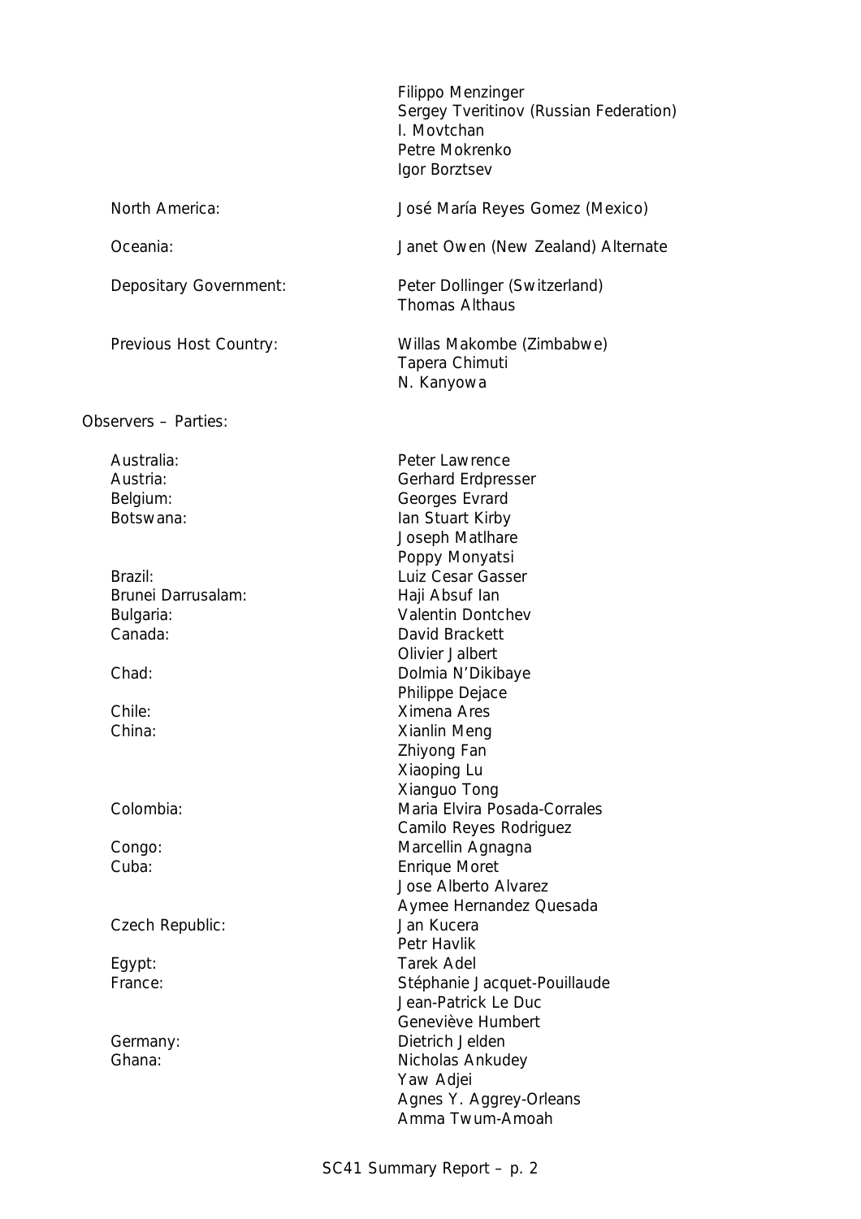| | |
|---|---|
| | Filippo Menzinger |
| | Sergey Tveritinov (Russian Federation) |
| | I. Movtchan |
| | Petre Mokrenko |
| | Igor Borztsev |
| North America: | José María Reyes Gomez (Mexico) |
| Oceania: | Janet Owen (New Zealand) Alternate |
| Depositary Government: | Peter Dollinger (Switzerland) |
| | Thomas Althaus |
| Previous Host Country: | Willas Makombe (Zimbabwe) |
| | Tapera Chimuti |
| | N. Kanyowa |

Observers – Parties:

| | |
|---|---|
| Australia: | Peter Lawrence |
| Austria: | Gerhard Erdpresser |
| Belgium: | Georges Evrard |
| Botswana: | Ian Stuart Kirby |
| | Joseph Matlhare |
| | Poppy Monyatsi |
| Brazil: | Luiz Cesar Gasser |
| Brunei Darrusalam: | Haji Absuf Ian |
| Bulgaria: | Valentin Dontchev |
| Canada: | David Brackett |
| | Olivier Jalbert |
| Chad: | Dolmia N'Dikibaye |
| | Philippe Dejace |
| Chile: | Ximena Ares |
| China: | Xianlin Meng |
| | Zhiyong Fan |
| | Xiaoping Lu |
| | Xianguo Tong |
| Colombia: | Maria Elvira Posada-Corrales |
| | Camilo Reyes Rodriguez |
| Congo: | Marcellin Agnagna |
| Cuba: | Enrique Moret |
| | Jose Alberto Alvarez |
| | Aymee Hernandez Quesada |
| Czech Republic: | Jan Kucera |
| | Petr Havlik |
| Egypt: | Tarek Adel |
| France: | Stéphanie Jacquet-Pouillaude |
| | Jean-Patrick Le Duc |
| | Geneviève Humbert |
| Germany: | Dietrich Jelden |
| Ghana: | Nicholas Ankudey |
| | Yaw Adjei |
| | Agnes Y. Aggrey-Orleans |
| | Amma Twum-Amoah |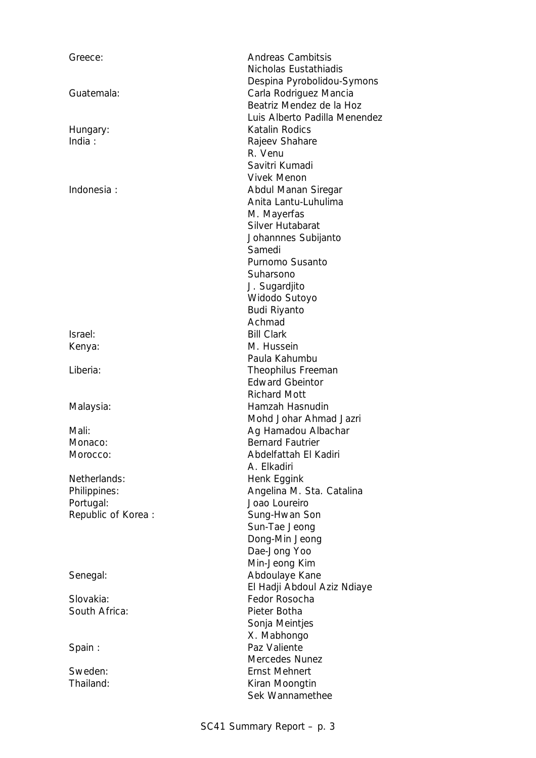| | |
|---|---|
| Greece: | Andreas Cambitsis |
| | Nicholas Eustathiadis |
| | Despina Pyrobolidou-Symons |
| Guatemala: | Carla Rodriguez Mancia |
| | Beatriz Mendez de la Hoz |
| | Luis Alberto Padilla Menendez |
| Hungary: | Katalin Rodics |
| India : | Rajeev Shahare |
| | R. Venu |
| | Savitri Kumadi |
| | Vivek Menon |
| Indonesia : | Abdul Manan Siregar |
| | Anita Lantu-Luhulima |
| | M. Mayerfas |
| | Silver Hutabarat |
| | Johannnes Subijanto |
| | Samedi |
| | Purnomo Susanto |
| | Suharsono |
| | J. Sugardjito |
| | Widodo Sutoyo |
| | Budi Riyanto |
| | Achmad |
| Israel: | Bill Clark |
| Kenya: | M. Hussein |
| | Paula Kahumbu |
| Liberia: | Theophilus Freeman |
| | Edward Gbeintor |
| | Richard Mott |
| Malaysia: | Hamzah Hasnudin |
| | Mohd Johar Ahmad Jazri |
| Mali: | Ag Hamadou Albachar |
| Monaco: | Bernard Fautrier |
| Morocco: | Abdelfattah El Kadiri |
| | A. Elkadiri |
| Netherlands: | Henk Eggink |
| Philippines: | Angelina M. Sta. Catalina |
| Portugal: | Joao Loureiro |
| Republic of Korea : | Sung-Hwan Son |
| | Sun-Tae Jeong |
| | Dong-Min Jeong |
| | Dae-Jong Yoo |
| | Min-Jeong Kim |
| Senegal: | Abdoulaye Kane |
| | El Hadji Abdoul Aziz Ndiaye |
| Slovakia: | Fedor Rosocha |
| South Africa: | Pieter Botha |
| | Sonja Meintjes |
| | X. Mabhongo |
| Spain : | Paz Valiente |
| | Mercedes Nunez |
| Sweden: | Ernst Mehnert |
| Thailand: | Kiran Moongtin |
| | Sek Wannamethee |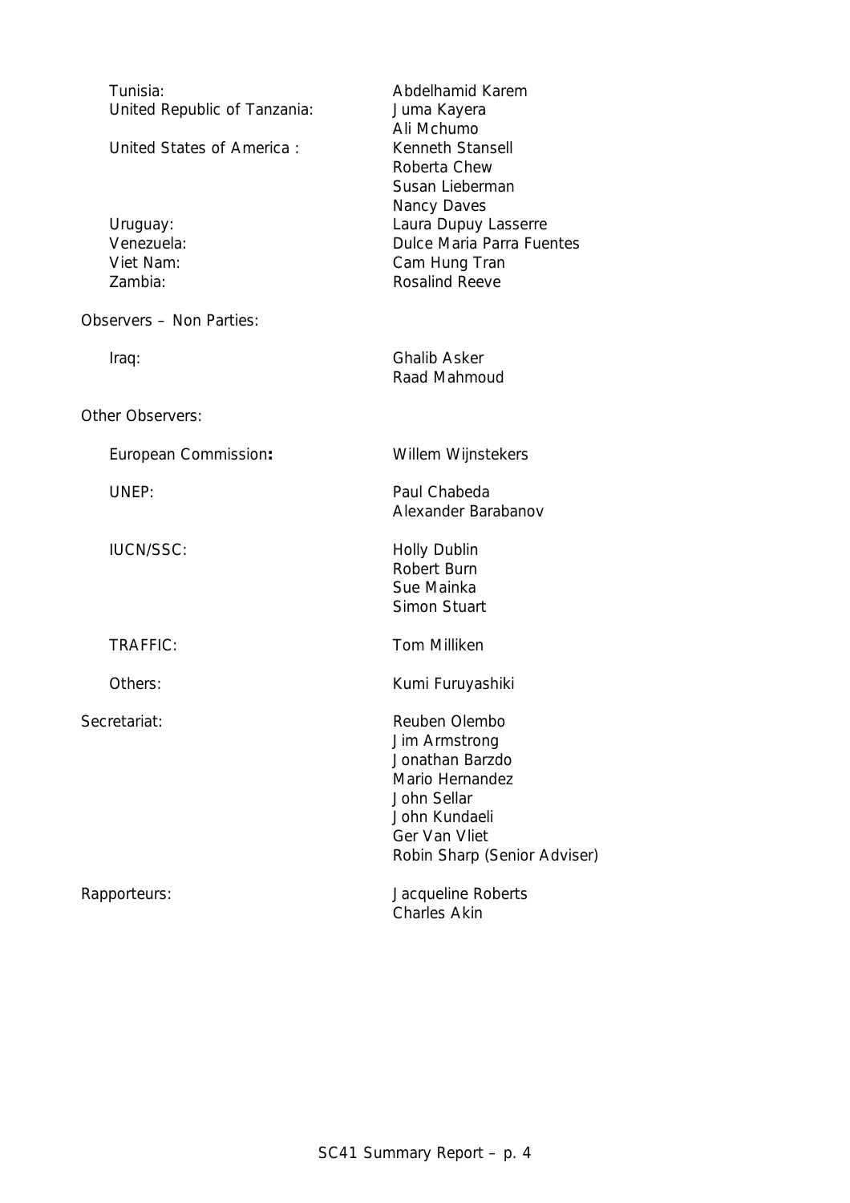| | |
|---|---|
| Tunisia: | Abdelhamid Karem |
| United Republic of Tanzania: | Juma Kayera |
| | Ali Mchumo |
| United States of America : | Kenneth Stansell |
| | Roberta Chew |
| | Susan Lieberman |
| | Nancy Daves |
| Uruguay: | Laura Dupuy Lasserre |
| Venezuela: | Dulce Maria Parra Fuentes |
| Viet Nam: | Cam Hung Tran |
| Zambia: | Rosalind Reeve |

Observers – Non Parties:

| | |
|---|---|
| Iraq: | Ghalib Asker |
| | Raad Mahmoud |

Other Observers:

| | |
|---|---|
| European Commission**:** | Willem Wijnstekers |
| UNEP: | Paul Chabeda |
| | Alexander Barabanov |
| IUCN/SSC: | Holly Dublin |
| | Robert Burn |
| | Sue Mainka |
| | Simon Stuart |
| TRAFFIC: | Tom Milliken |
| Others: | Kumi Furuyashiki |

| | |
|---|---|
| Secretariat: | Reuben Olembo |
| | Jim Armstrong |
| | Jonathan Barzdo |
| | Mario Hernandez |
| | John Sellar |
| | John Kundaeli |
| | Ger Van Vliet |
| | Robin Sharp (Senior Adviser) |
| Rapporteurs: | Jacqueline Roberts |
| | Charles Akin |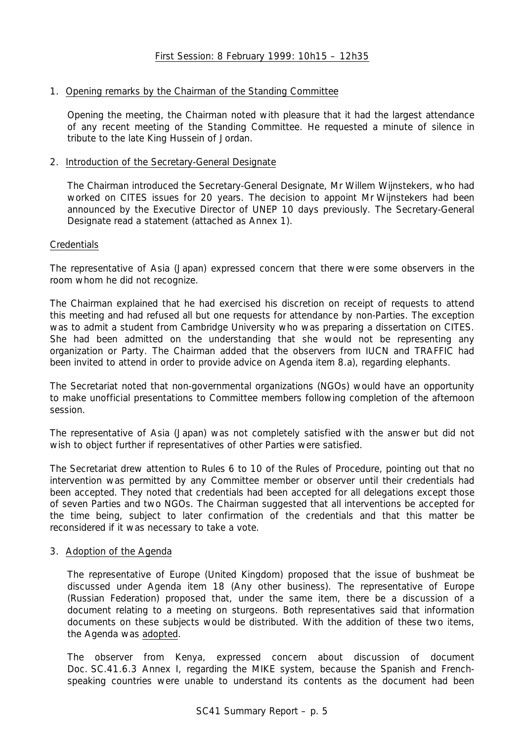First Session: 8 February 1999: 10h15 – 12h35

1. Opening remarks by the Chairman of the Standing Committee

   Opening the meeting, the Chairman noted with pleasure that it had the largest attendance of any recent meeting of the Standing Committee. He requested a minute of silence in tribute to the late King Hussein of Jordan.

2. Introduction of the Secretary-General Designate

   The Chairman introduced the Secretary-General Designate, Mr Willem Wijnstekers, who had worked on CITES issues for 20 years. The decision to appoint Mr Wijnstekers had been announced by the Executive Director of UNEP 10 days previously. The Secretary-General Designate read a statement (attached as Annex 1).

Credentials

The representative of Asia (Japan) expressed concern that there were some observers in the room whom he did not recognize.

The Chairman explained that he had exercised his discretion on receipt of requests to attend this meeting and had refused all but one requests for attendance by non-Parties. The exception was to admit a student from Cambridge University who was preparing a dissertation on CITES. She had been admitted on the understanding that she would not be representing any organization or Party. The Chairman added that the observers from IUCN and TRAFFIC had been invited to attend in order to provide advice on Agenda item 8.a), regarding elephants.

The Secretariat noted that non-governmental organizations (NGOs) would have an opportunity to make unofficial presentations to Committee members following completion of the afternoon session.

The representative of Asia (Japan) was not completely satisfied with the answer but did not wish to object further if representatives of other Parties were satisfied.

The Secretariat drew attention to Rules 6 to 10 of the Rules of Procedure, pointing out that no intervention was permitted by any Committee member or observer until their credentials had been accepted. They noted that credentials had been accepted for all delegations except those of seven Parties and two NGOs. The Chairman suggested that all interventions be accepted for the time being, subject to later confirmation of the credentials and that this matter be reconsidered if it was necessary to take a vote.

3. Adoption of the Agenda

   The representative of Europe (United Kingdom) proposed that the issue of bushmeat be discussed under Agenda item 18 (Any other business). The representative of Europe (Russian Federation) proposed that, under the same item, there be a discussion of a document relating to a meeting on sturgeons. Both representatives said that information documents on these subjects would be distributed. With the addition of these two items, the Agenda was adopted.

   The observer from Kenya, expressed concern about discussion of document Doc. SC.41.6.3 Annex I, regarding the MIKE system, because the Spanish and French-speaking countries were unable to understand its contents as the document had been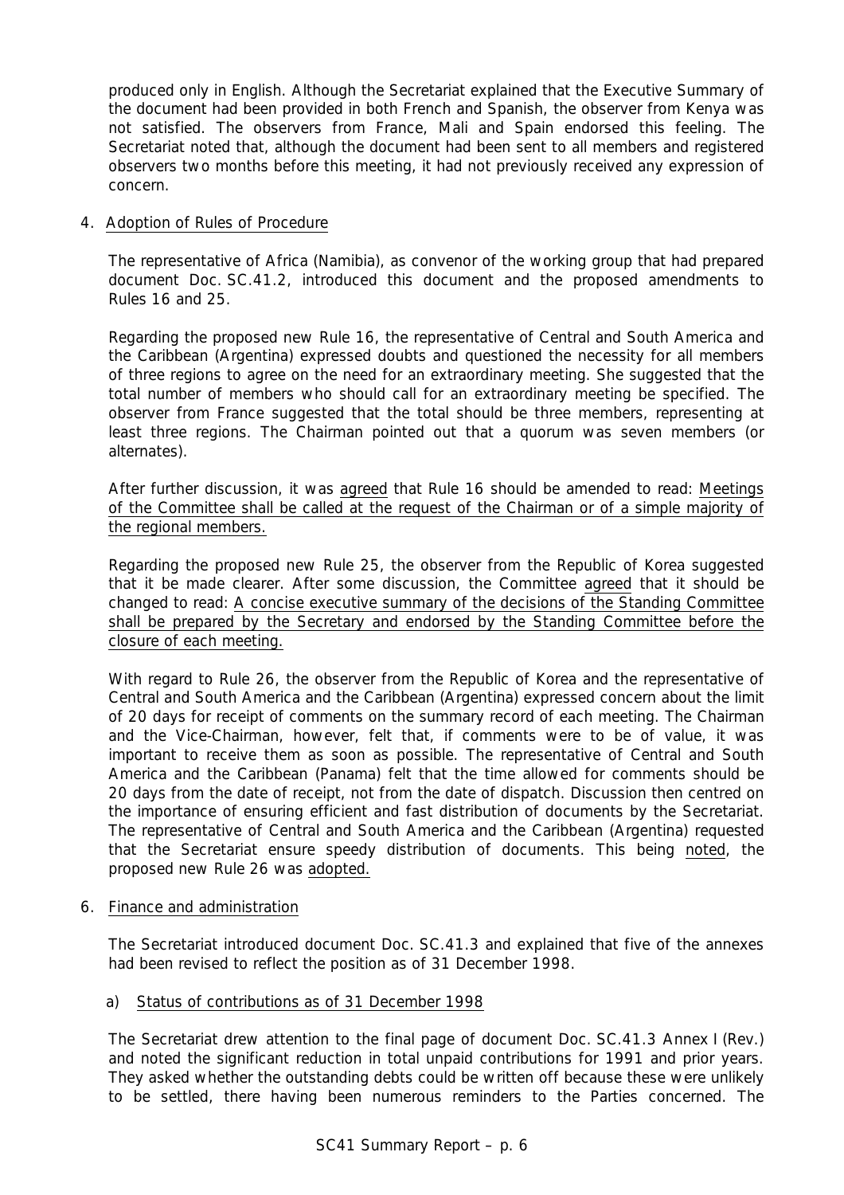produced only in English. Although the Secretariat explained that the Executive Summary of the document had been provided in both French and Spanish, the observer from Kenya was not satisfied. The observers from France, Mali and Spain endorsed this feeling. The Secretariat noted that, although the document had been sent to all members and registered observers two months before this meeting, it had not previously received any expression of concern.

4. Adoption of Rules of Procedure

The representative of Africa (Namibia), as convenor of the working group that had prepared document Doc. SC.41.2, introduced this document and the proposed amendments to Rules 16 and 25.

Regarding the proposed new Rule 16, the representative of Central and South America and the Caribbean (Argentina) expressed doubts and questioned the necessity for all members of three regions to agree on the need for an extraordinary meeting. She suggested that the total number of members who should call for an extraordinary meeting be specified. The observer from France suggested that the total should be three members, representing at least three regions. The Chairman pointed out that a quorum was seven members (or alternates).

After further discussion, it was agreed that Rule 16 should be amended to read: Meetings of the Committee shall be called at the request of the Chairman or of a simple majority of the regional members.

Regarding the proposed new Rule 25, the observer from the Republic of Korea suggested that it be made clearer. After some discussion, the Committee agreed that it should be changed to read: A concise executive summary of the decisions of the Standing Committee shall be prepared by the Secretary and endorsed by the Standing Committee before the closure of each meeting.

With regard to Rule 26, the observer from the Republic of Korea and the representative of Central and South America and the Caribbean (Argentina) expressed concern about the limit of 20 days for receipt of comments on the summary record of each meeting. The Chairman and the Vice-Chairman, however, felt that, if comments were to be of value, it was important to receive them as soon as possible. The representative of Central and South America and the Caribbean (Panama) felt that the time allowed for comments should be 20 days from the date of receipt, not from the date of dispatch. Discussion then centred on the importance of ensuring efficient and fast distribution of documents by the Secretariat. The representative of Central and South America and the Caribbean (Argentina) requested that the Secretariat ensure speedy distribution of documents. This being noted, the proposed new Rule 26 was adopted.

6. Finance and administration

The Secretariat introduced document Doc. SC.41.3 and explained that five of the annexes had been revised to reflect the position as of 31 December 1998.

a) Status of contributions as of 31 December 1998

The Secretariat drew attention to the final page of document Doc. SC.41.3 Annex I (Rev.) and noted the significant reduction in total unpaid contributions for 1991 and prior years. They asked whether the outstanding debts could be written off because these were unlikely to be settled, there having been numerous reminders to the Parties concerned. The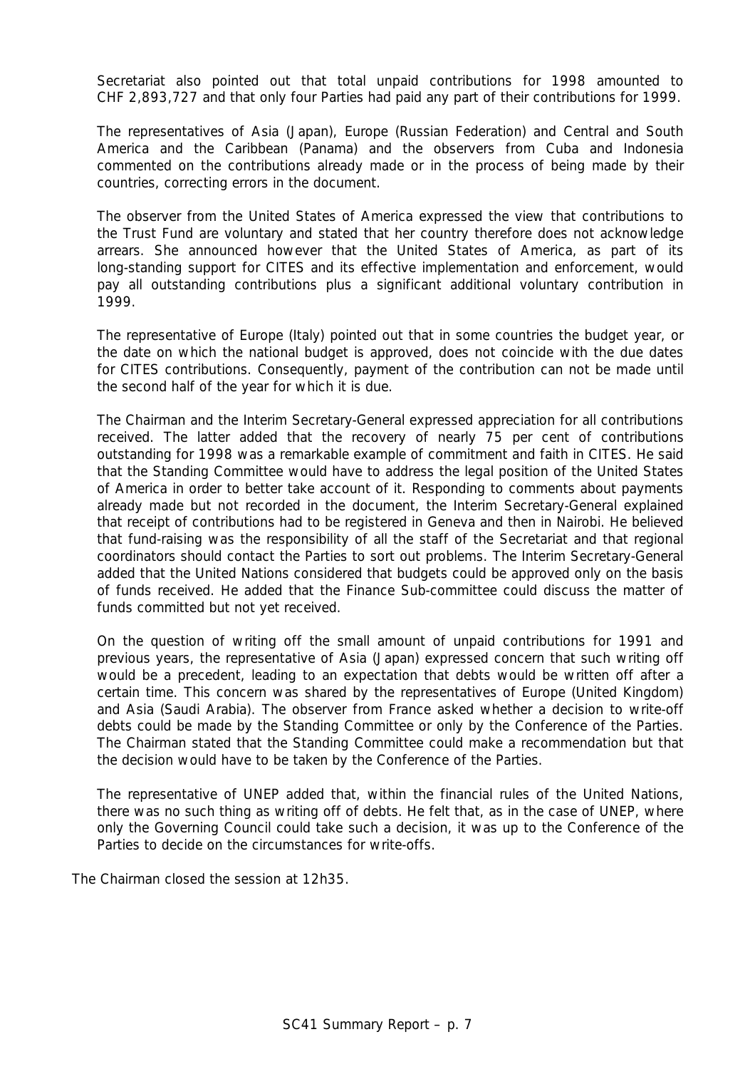Secretariat also pointed out that total unpaid contributions for 1998 amounted to CHF 2,893,727 and that only four Parties had paid any part of their contributions for 1999.

The representatives of Asia (Japan), Europe (Russian Federation) and Central and South America and the Caribbean (Panama) and the observers from Cuba and Indonesia commented on the contributions already made or in the process of being made by their countries, correcting errors in the document.

The observer from the United States of America expressed the view that contributions to the Trust Fund are voluntary and stated that her country therefore does not acknowledge arrears. She announced however that the United States of America, as part of its long-standing support for CITES and its effective implementation and enforcement, would pay all outstanding contributions plus a significant additional voluntary contribution in 1999.

The representative of Europe (Italy) pointed out that in some countries the budget year, or the date on which the national budget is approved, does not coincide with the due dates for CITES contributions. Consequently, payment of the contribution can not be made until the second half of the year for which it is due.

The Chairman and the Interim Secretary-General expressed appreciation for all contributions received. The latter added that the recovery of nearly 75 per cent of contributions outstanding for 1998 was a remarkable example of commitment and faith in CITES. He said that the Standing Committee would have to address the legal position of the United States of America in order to better take account of it. Responding to comments about payments already made but not recorded in the document, the Interim Secretary-General explained that receipt of contributions had to be registered in Geneva and then in Nairobi. He believed that fund-raising was the responsibility of all the staff of the Secretariat and that regional coordinators should contact the Parties to sort out problems. The Interim Secretary-General added that the United Nations considered that budgets could be approved only on the basis of funds received. He added that the Finance Sub-committee could discuss the matter of funds committed but not yet received.

On the question of writing off the small amount of unpaid contributions for 1991 and previous years, the representative of Asia (Japan) expressed concern that such writing off would be a precedent, leading to an expectation that debts would be written off after a certain time. This concern was shared by the representatives of Europe (United Kingdom) and Asia (Saudi Arabia). The observer from France asked whether a decision to write-off debts could be made by the Standing Committee or only by the Conference of the Parties. The Chairman stated that the Standing Committee could make a recommendation but that the decision would have to be taken by the Conference of the Parties.

The representative of UNEP added that, within the financial rules of the United Nations, there was no such thing as writing off of debts. He felt that, as in the case of UNEP, where only the Governing Council could take such a decision, it was up to the Conference of the Parties to decide on the circumstances for write-offs.

The Chairman closed the session at 12h35.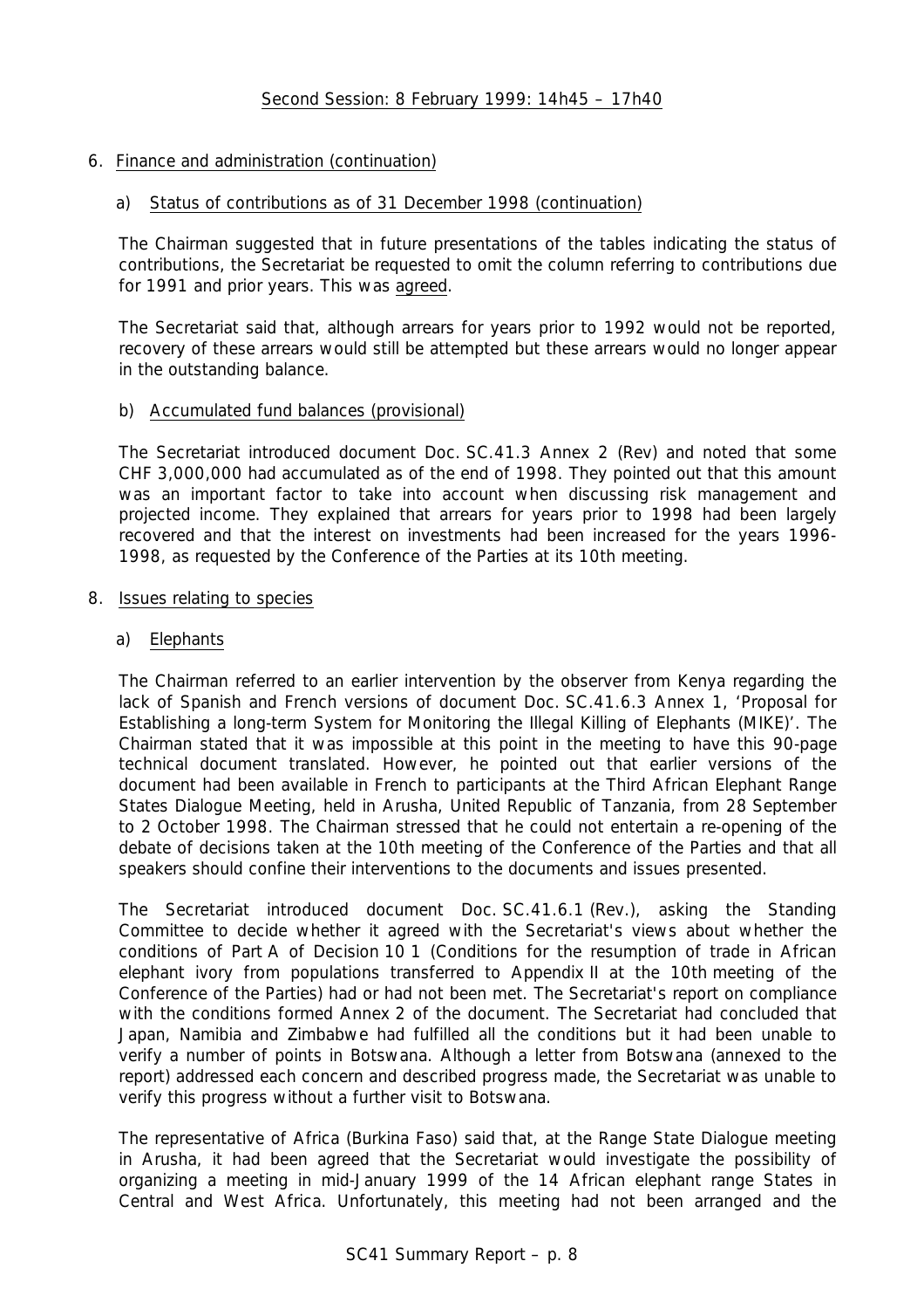Second Session: 8 February 1999: 14h45 – 17h40

6. Finance and administration (continuation)

   a) Status of contributions as of 31 December 1998 (continuation)

   The Chairman suggested that in future presentations of the tables indicating the status of contributions, the Secretariat be requested to omit the column referring to contributions due for 1991 and prior years. This was agreed.

   The Secretariat said that, although arrears for years prior to 1992 would not be reported, recovery of these arrears would still be attempted but these arrears would no longer appear in the outstanding balance.

   b) Accumulated fund balances (provisional)

   The Secretariat introduced document Doc. SC.41.3 Annex 2 (Rev) and noted that some CHF 3,000,000 had accumulated as of the end of 1998. They pointed out that this amount was an important factor to take into account when discussing risk management and projected income. They explained that arrears for years prior to 1998 had been largely recovered and that the interest on investments had been increased for the years 1996-1998, as requested by the Conference of the Parties at its 10th meeting.

8. Issues relating to species

   a) Elephants

   The Chairman referred to an earlier intervention by the observer from Kenya regarding the lack of Spanish and French versions of document Doc. SC.41.6.3 Annex 1, 'Proposal for Establishing a long-term System for Monitoring the Illegal Killing of Elephants (MIKE)'. The Chairman stated that it was impossible at this point in the meeting to have this 90-page technical document translated. However, he pointed out that earlier versions of the document had been available in French to participants at the Third African Elephant Range States Dialogue Meeting, held in Arusha, United Republic of Tanzania, from 28 September to 2 October 1998. The Chairman stressed that he could not entertain a re-opening of the debate of decisions taken at the 10th meeting of the Conference of the Parties and that all speakers should confine their interventions to the documents and issues presented.

   The Secretariat introduced document Doc. SC.41.6.1 (Rev.), asking the Standing Committee to decide whether it agreed with the Secretariat's views about whether the conditions of Part A of Decision 10 1 (Conditions for the resumption of trade in African elephant ivory from populations transferred to Appendix II at the 10th meeting of the Conference of the Parties) had or had not been met. The Secretariat's report on compliance with the conditions formed Annex 2 of the document. The Secretariat had concluded that Japan, Namibia and Zimbabwe had fulfilled all the conditions but it had been unable to verify a number of points in Botswana. Although a letter from Botswana (annexed to the report) addressed each concern and described progress made, the Secretariat was unable to verify this progress without a further visit to Botswana.

   The representative of Africa (Burkina Faso) said that, at the Range State Dialogue meeting in Arusha, it had been agreed that the Secretariat would investigate the possibility of organizing a meeting in mid-January 1999 of the 14 African elephant range States in Central and West Africa. Unfortunately, this meeting had not been arranged and the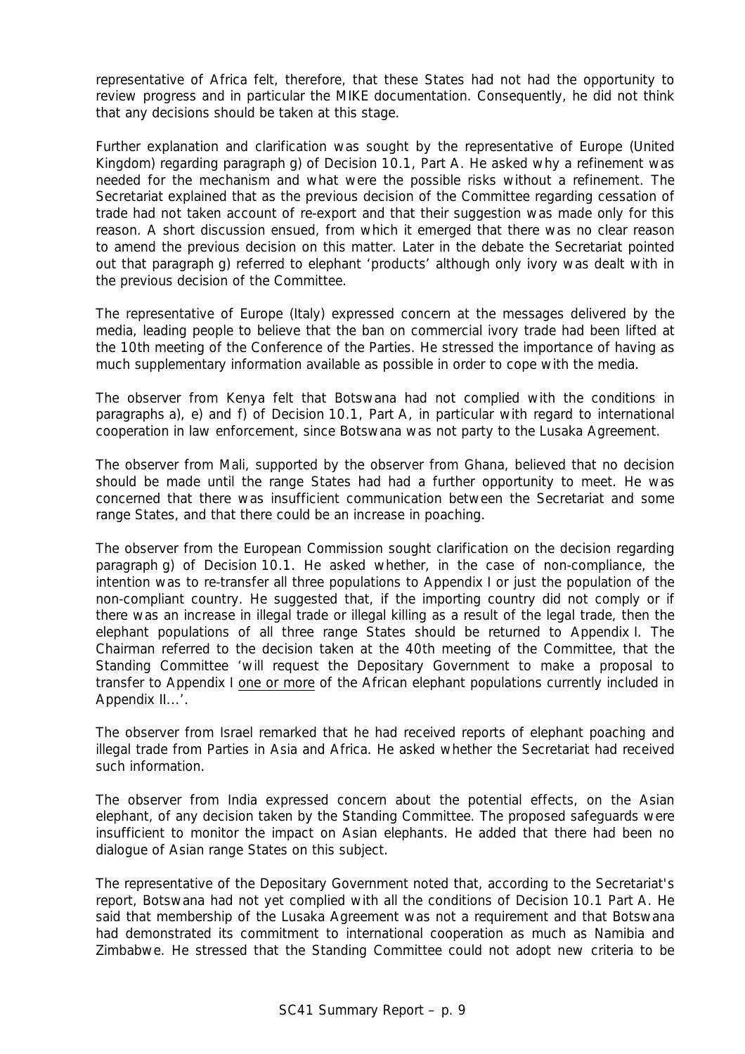representative of Africa felt, therefore, that these States had not had the opportunity to review progress and in particular the MIKE documentation. Consequently, he did not think that any decisions should be taken at this stage.

Further explanation and clarification was sought by the representative of Europe (United Kingdom) regarding paragraph g) of Decision 10.1, Part A. He asked why a refinement was needed for the mechanism and what were the possible risks without a refinement. The Secretariat explained that as the previous decision of the Committee regarding cessation of trade had not taken account of re-export and that their suggestion was made only for this reason. A short discussion ensued, from which it emerged that there was no clear reason to amend the previous decision on this matter. Later in the debate the Secretariat pointed out that paragraph g) referred to elephant 'products' although only ivory was dealt with in the previous decision of the Committee.

The representative of Europe (Italy) expressed concern at the messages delivered by the media, leading people to believe that the ban on commercial ivory trade had been lifted at the 10th meeting of the Conference of the Parties. He stressed the importance of having as much supplementary information available as possible in order to cope with the media.

The observer from Kenya felt that Botswana had not complied with the conditions in paragraphs a), e) and f) of Decision 10.1, Part A, in particular with regard to international cooperation in law enforcement, since Botswana was not party to the Lusaka Agreement.

The observer from Mali, supported by the observer from Ghana, believed that no decision should be made until the range States had had a further opportunity to meet. He was concerned that there was insufficient communication between the Secretariat and some range States, and that there could be an increase in poaching.

The observer from the European Commission sought clarification on the decision regarding paragraph g) of Decision 10.1. He asked whether, in the case of non-compliance, the intention was to re-transfer all three populations to Appendix I or just the population of the non-compliant country. He suggested that, if the importing country did not comply or if there was an increase in illegal trade or illegal killing as a result of the legal trade, then the elephant populations of all three range States should be returned to Appendix I. The Chairman referred to the decision taken at the 40th meeting of the Committee, that the Standing Committee 'will request the Depositary Government to make a proposal to transfer to Appendix I one or more of the African elephant populations currently included in Appendix II...'.

The observer from Israel remarked that he had received reports of elephant poaching and illegal trade from Parties in Asia and Africa. He asked whether the Secretariat had received such information.

The observer from India expressed concern about the potential effects, on the Asian elephant, of any decision taken by the Standing Committee. The proposed safeguards were insufficient to monitor the impact on Asian elephants. He added that there had been no dialogue of Asian range States on this subject.

The representative of the Depositary Government noted that, according to the Secretariat's report, Botswana had not yet complied with all the conditions of Decision 10.1 Part A. He said that membership of the Lusaka Agreement was not a requirement and that Botswana had demonstrated its commitment to international cooperation as much as Namibia and Zimbabwe. He stressed that the Standing Committee could not adopt new criteria to be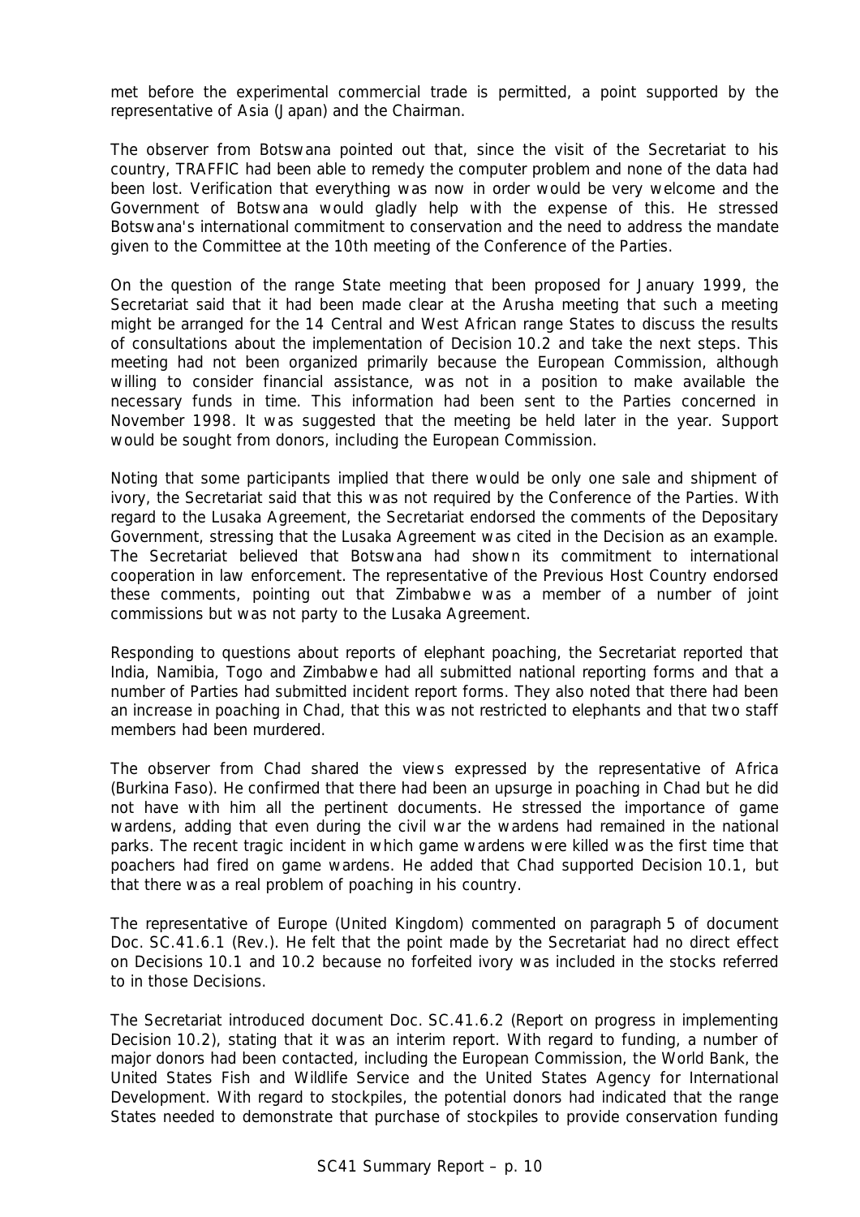met before the experimental commercial trade is permitted, a point supported by the representative of Asia (Japan) and the Chairman.

The observer from Botswana pointed out that, since the visit of the Secretariat to his country, TRAFFIC had been able to remedy the computer problem and none of the data had been lost. Verification that everything was now in order would be very welcome and the Government of Botswana would gladly help with the expense of this. He stressed Botswana's international commitment to conservation and the need to address the mandate given to the Committee at the 10th meeting of the Conference of the Parties.

On the question of the range State meeting that been proposed for January 1999, the Secretariat said that it had been made clear at the Arusha meeting that such a meeting might be arranged for the 14 Central and West African range States to discuss the results of consultations about the implementation of Decision 10.2 and take the next steps. This meeting had not been organized primarily because the European Commission, although willing to consider financial assistance, was not in a position to make available the necessary funds in time. This information had been sent to the Parties concerned in November 1998. It was suggested that the meeting be held later in the year. Support would be sought from donors, including the European Commission.

Noting that some participants implied that there would be only one sale and shipment of ivory, the Secretariat said that this was not required by the Conference of the Parties. With regard to the Lusaka Agreement, the Secretariat endorsed the comments of the Depositary Government, stressing that the Lusaka Agreement was cited in the Decision as an example. The Secretariat believed that Botswana had shown its commitment to international cooperation in law enforcement. The representative of the Previous Host Country endorsed these comments, pointing out that Zimbabwe was a member of a number of joint commissions but was not party to the Lusaka Agreement.

Responding to questions about reports of elephant poaching, the Secretariat reported that India, Namibia, Togo and Zimbabwe had all submitted national reporting forms and that a number of Parties had submitted incident report forms. They also noted that there had been an increase in poaching in Chad, that this was not restricted to elephants and that two staff members had been murdered.

The observer from Chad shared the views expressed by the representative of Africa (Burkina Faso). He confirmed that there had been an upsurge in poaching in Chad but he did not have with him all the pertinent documents. He stressed the importance of game wardens, adding that even during the civil war the wardens had remained in the national parks. The recent tragic incident in which game wardens were killed was the first time that poachers had fired on game wardens. He added that Chad supported Decision 10.1, but that there was a real problem of poaching in his country.

The representative of Europe (United Kingdom) commented on paragraph 5 of document Doc. SC.41.6.1 (Rev.). He felt that the point made by the Secretariat had no direct effect on Decisions 10.1 and 10.2 because no forfeited ivory was included in the stocks referred to in those Decisions.

The Secretariat introduced document Doc. SC.41.6.2 (Report on progress in implementing Decision 10.2), stating that it was an interim report. With regard to funding, a number of major donors had been contacted, including the European Commission, the World Bank, the United States Fish and Wildlife Service and the United States Agency for International Development. With regard to stockpiles, the potential donors had indicated that the range States needed to demonstrate that purchase of stockpiles to provide conservation funding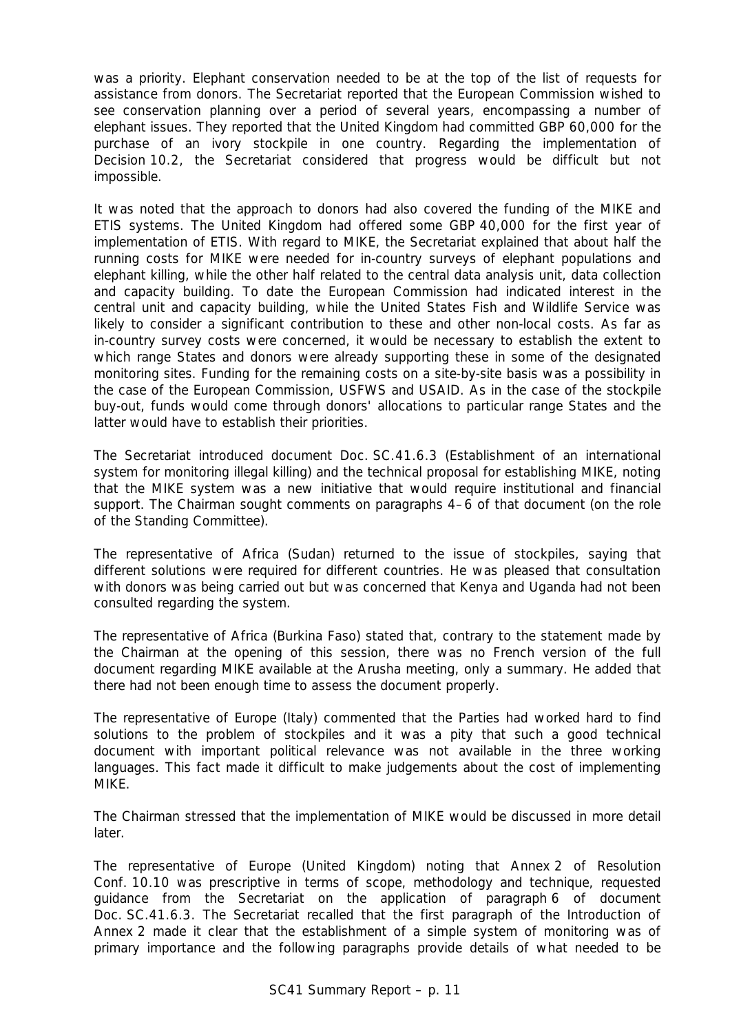was a priority. Elephant conservation needed to be at the top of the list of requests for assistance from donors. The Secretariat reported that the European Commission wished to see conservation planning over a period of several years, encompassing a number of elephant issues. They reported that the United Kingdom had committed GBP 60,000 for the purchase of an ivory stockpile in one country. Regarding the implementation of Decision 10.2, the Secretariat considered that progress would be difficult but not impossible.

It was noted that the approach to donors had also covered the funding of the MIKE and ETIS systems. The United Kingdom had offered some GBP 40,000 for the first year of implementation of ETIS. With regard to MIKE, the Secretariat explained that about half the running costs for MIKE were needed for in-country surveys of elephant populations and elephant killing, while the other half related to the central data analysis unit, data collection and capacity building. To date the European Commission had indicated interest in the central unit and capacity building, while the United States Fish and Wildlife Service was likely to consider a significant contribution to these and other non-local costs. As far as in-country survey costs were concerned, it would be necessary to establish the extent to which range States and donors were already supporting these in some of the designated monitoring sites. Funding for the remaining costs on a site-by-site basis was a possibility in the case of the European Commission, USFWS and USAID. As in the case of the stockpile buy-out, funds would come through donors' allocations to particular range States and the latter would have to establish their priorities.

The Secretariat introduced document Doc. SC.41.6.3 (Establishment of an international system for monitoring illegal killing) and the technical proposal for establishing MIKE, noting that the MIKE system was a new initiative that would require institutional and financial support. The Chairman sought comments on paragraphs 4–6 of that document (on the role of the Standing Committee).

The representative of Africa (Sudan) returned to the issue of stockpiles, saying that different solutions were required for different countries. He was pleased that consultation with donors was being carried out but was concerned that Kenya and Uganda had not been consulted regarding the system.

The representative of Africa (Burkina Faso) stated that, contrary to the statement made by the Chairman at the opening of this session, there was no French version of the full document regarding MIKE available at the Arusha meeting, only a summary. He added that there had not been enough time to assess the document properly.

The representative of Europe (Italy) commented that the Parties had worked hard to find solutions to the problem of stockpiles and it was a pity that such a good technical document with important political relevance was not available in the three working languages. This fact made it difficult to make judgements about the cost of implementing MIKE.

The Chairman stressed that the implementation of MIKE would be discussed in more detail later.

The representative of Europe (United Kingdom) noting that Annex 2 of Resolution Conf. 10.10 was prescriptive in terms of scope, methodology and technique, requested guidance from the Secretariat on the application of paragraph 6 of document Doc. SC.41.6.3. The Secretariat recalled that the first paragraph of the Introduction of Annex 2 made it clear that the establishment of a simple system of monitoring was of primary importance and the following paragraphs provide details of what needed to be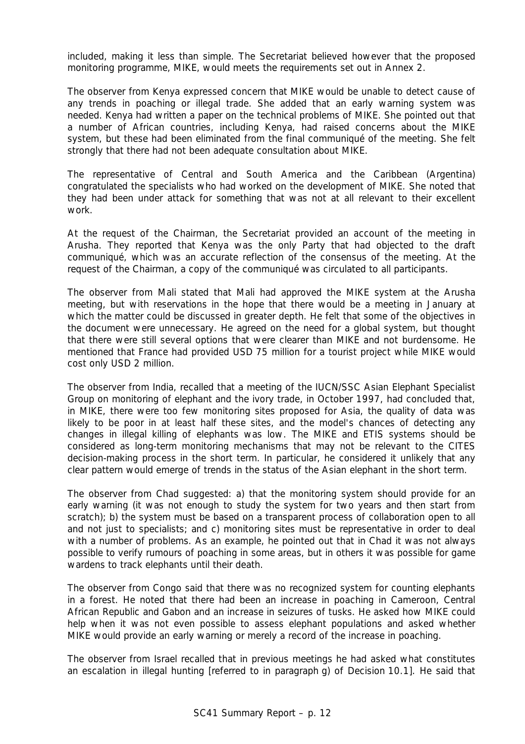included, making it less than simple. The Secretariat believed however that the proposed monitoring programme, MIKE, would meets the requirements set out in Annex 2.

The observer from Kenya expressed concern that MIKE would be unable to detect cause of any trends in poaching or illegal trade. She added that an early warning system was needed. Kenya had written a paper on the technical problems of MIKE. She pointed out that a number of African countries, including Kenya, had raised concerns about the MIKE system, but these had been eliminated from the final communiqué of the meeting. She felt strongly that there had not been adequate consultation about MIKE.

The representative of Central and South America and the Caribbean (Argentina) congratulated the specialists who had worked on the development of MIKE. She noted that they had been under attack for something that was not at all relevant to their excellent work.

At the request of the Chairman, the Secretariat provided an account of the meeting in Arusha. They reported that Kenya was the only Party that had objected to the draft communiqué, which was an accurate reflection of the consensus of the meeting. At the request of the Chairman, a copy of the communiqué was circulated to all participants.

The observer from Mali stated that Mali had approved the MIKE system at the Arusha meeting, but with reservations in the hope that there would be a meeting in January at which the matter could be discussed in greater depth. He felt that some of the objectives in the document were unnecessary. He agreed on the need for a global system, but thought that there were still several options that were clearer than MIKE and not burdensome. He mentioned that France had provided USD 75 million for a tourist project while MIKE would cost only USD 2 million.

The observer from India, recalled that a meeting of the IUCN/SSC Asian Elephant Specialist Group on monitoring of elephant and the ivory trade, in October 1997, had concluded that, in MIKE, there were too few monitoring sites proposed for Asia, the quality of data was likely to be poor in at least half these sites, and the model's chances of detecting any changes in illegal killing of elephants was low. The MIKE and ETIS systems should be considered as long-term monitoring mechanisms that may not be relevant to the CITES decision-making process in the short term. In particular, he considered it unlikely that any clear pattern would emerge of trends in the status of the Asian elephant in the short term.

The observer from Chad suggested: a) that the monitoring system should provide for an early warning (it was not enough to study the system for two years and then start from scratch); b) the system must be based on a transparent process of collaboration open to all and not just to specialists; and c) monitoring sites must be representative in order to deal with a number of problems. As an example, he pointed out that in Chad it was not always possible to verify rumours of poaching in some areas, but in others it was possible for game wardens to track elephants until their death.

The observer from Congo said that there was no recognized system for counting elephants in a forest. He noted that there had been an increase in poaching in Cameroon, Central African Republic and Gabon and an increase in seizures of tusks. He asked how MIKE could help when it was not even possible to assess elephant populations and asked whether MIKE would provide an early warning or merely a record of the increase in poaching.

The observer from Israel recalled that in previous meetings he had asked what constitutes an escalation in illegal hunting [referred to in paragraph g) of Decision 10.1]. He said that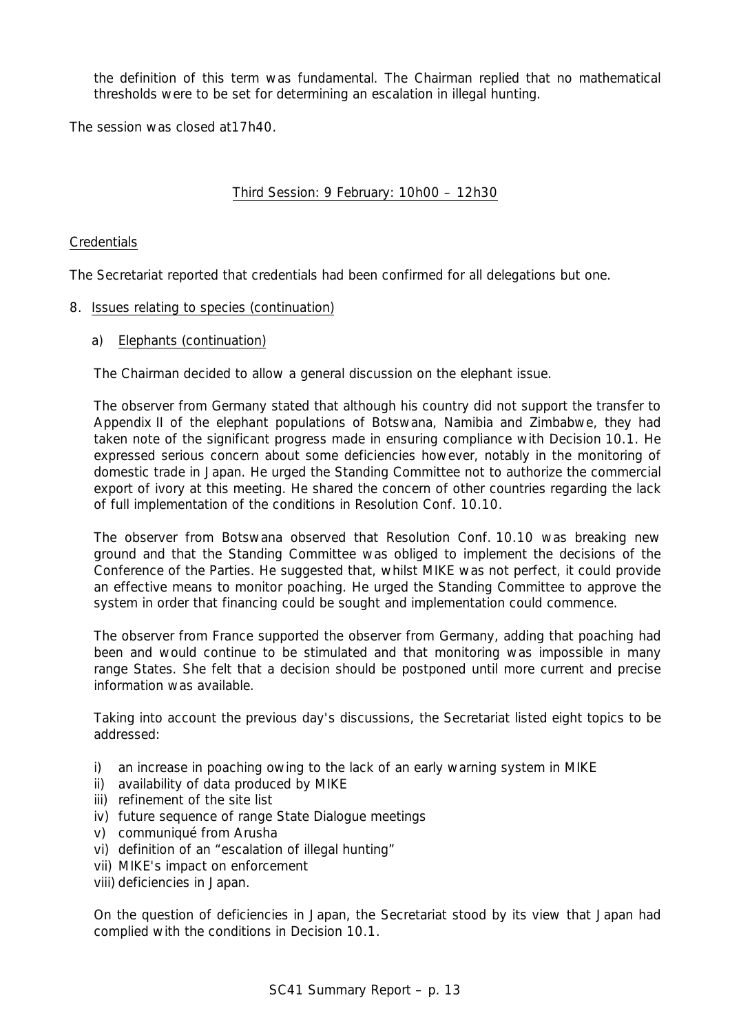the definition of this term was fundamental. The Chairman replied that no mathematical thresholds were to be set for determining an escalation in illegal hunting.

The session was closed at17h40.

## Third Session: 9 February: 10h00 – 12h30

### Credentials

The Secretariat reported that credentials had been confirmed for all delegations but one.

### 8. Issues relating to species (continuation)

#### a) Elephants (continuation)

The Chairman decided to allow a general discussion on the elephant issue.

The observer from Germany stated that although his country did not support the transfer to Appendix II of the elephant populations of Botswana, Namibia and Zimbabwe, they had taken note of the significant progress made in ensuring compliance with Decision 10.1. He expressed serious concern about some deficiencies however, notably in the monitoring of domestic trade in Japan. He urged the Standing Committee not to authorize the commercial export of ivory at this meeting. He shared the concern of other countries regarding the lack of full implementation of the conditions in Resolution Conf. 10.10.

The observer from Botswana observed that Resolution Conf. 10.10 was breaking new ground and that the Standing Committee was obliged to implement the decisions of the Conference of the Parties. He suggested that, whilst MIKE was not perfect, it could provide an effective means to monitor poaching. He urged the Standing Committee to approve the system in order that financing could be sought and implementation could commence.

The observer from France supported the observer from Germany, adding that poaching had been and would continue to be stimulated and that monitoring was impossible in many range States. She felt that a decision should be postponed until more current and precise information was available.

Taking into account the previous day's discussions, the Secretariat listed eight topics to be addressed:

- i) an increase in poaching owing to the lack of an early warning system in MIKE
- ii) availability of data produced by MIKE
- iii) refinement of the site list
- iv) future sequence of range State Dialogue meetings
- v) communiqué from Arusha
- vi) definition of an "escalation of illegal hunting"
- vii) MIKE's impact on enforcement
- viii) deficiencies in Japan.

On the question of deficiencies in Japan, the Secretariat stood by its view that Japan had complied with the conditions in Decision 10.1.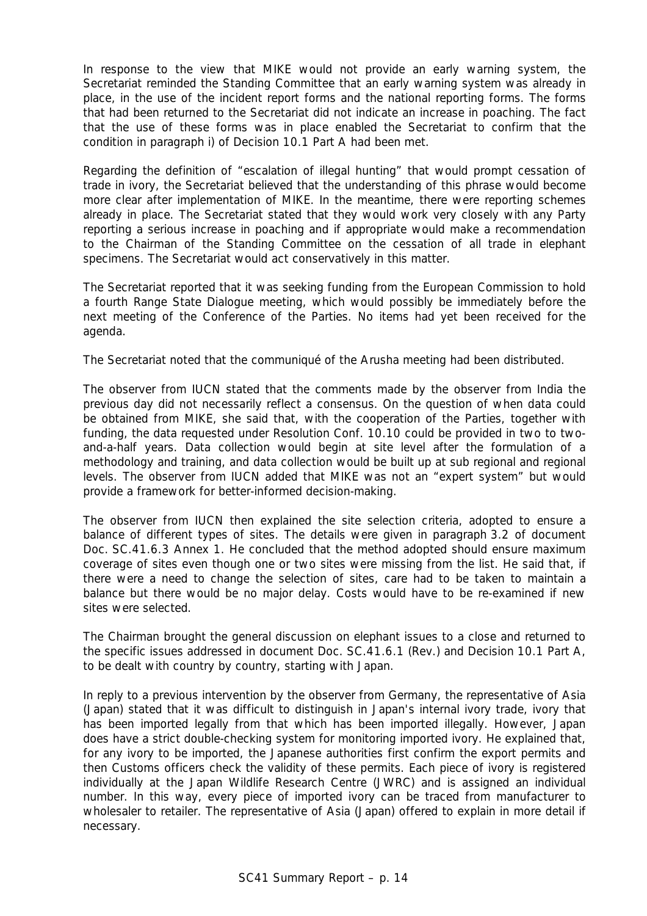In response to the view that MIKE would not provide an early warning system, the Secretariat reminded the Standing Committee that an early warning system was already in place, in the use of the incident report forms and the national reporting forms. The forms that had been returned to the Secretariat did not indicate an increase in poaching. The fact that the use of these forms was in place enabled the Secretariat to confirm that the condition in paragraph i) of Decision 10.1 Part A had been met.

Regarding the definition of "escalation of illegal hunting" that would prompt cessation of trade in ivory, the Secretariat believed that the understanding of this phrase would become more clear after implementation of MIKE. In the meantime, there were reporting schemes already in place. The Secretariat stated that they would work very closely with any Party reporting a serious increase in poaching and if appropriate would make a recommendation to the Chairman of the Standing Committee on the cessation of all trade in elephant specimens. The Secretariat would act conservatively in this matter.

The Secretariat reported that it was seeking funding from the European Commission to hold a fourth Range State Dialogue meeting, which would possibly be immediately before the next meeting of the Conference of the Parties. No items had yet been received for the agenda.

The Secretariat noted that the communiqué of the Arusha meeting had been distributed.

The observer from IUCN stated that the comments made by the observer from India the previous day did not necessarily reflect a consensus. On the question of when data could be obtained from MIKE, she said that, with the cooperation of the Parties, together with funding, the data requested under Resolution Conf. 10.10 could be provided in two to two-and-a-half years. Data collection would begin at site level after the formulation of a methodology and training, and data collection would be built up at sub regional and regional levels. The observer from IUCN added that MIKE was not an "expert system" but would provide a framework for better-informed decision-making.

The observer from IUCN then explained the site selection criteria, adopted to ensure a balance of different types of sites. The details were given in paragraph 3.2 of document Doc. SC.41.6.3 Annex 1. He concluded that the method adopted should ensure maximum coverage of sites even though one or two sites were missing from the list. He said that, if there were a need to change the selection of sites, care had to be taken to maintain a balance but there would be no major delay. Costs would have to be re-examined if new sites were selected.

The Chairman brought the general discussion on elephant issues to a close and returned to the specific issues addressed in document Doc. SC.41.6.1 (Rev.) and Decision 10.1 Part A, to be dealt with country by country, starting with Japan.

In reply to a previous intervention by the observer from Germany, the representative of Asia (Japan) stated that it was difficult to distinguish in Japan's internal ivory trade, ivory that has been imported legally from that which has been imported illegally. However, Japan does have a strict double-checking system for monitoring imported ivory. He explained that, for any ivory to be imported, the Japanese authorities first confirm the export permits and then Customs officers check the validity of these permits. Each piece of ivory is registered individually at the Japan Wildlife Research Centre (JWRC) and is assigned an individual number. In this way, every piece of imported ivory can be traced from manufacturer to wholesaler to retailer. The representative of Asia (Japan) offered to explain in more detail if necessary.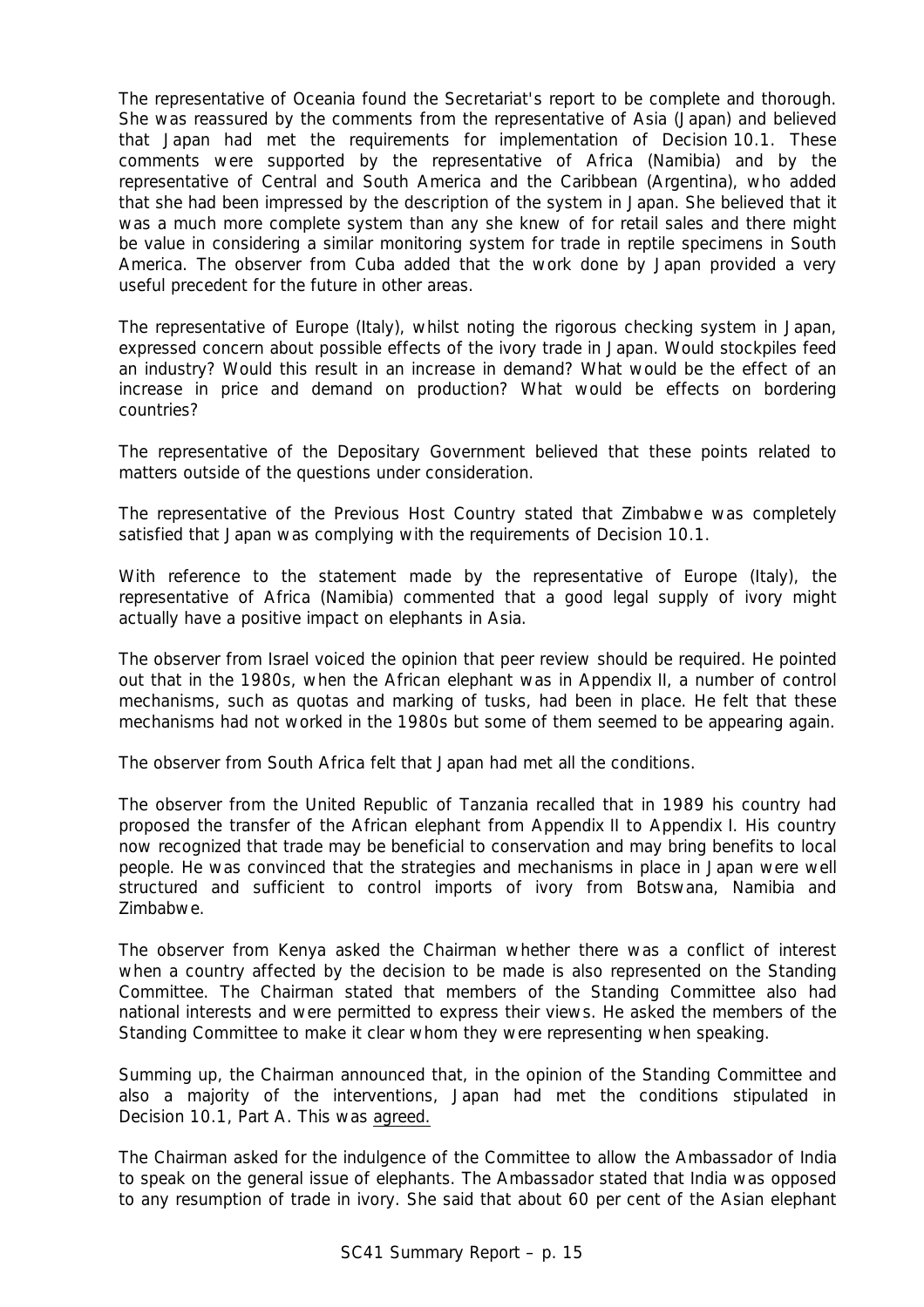The representative of Oceania found the Secretariat's report to be complete and thorough. She was reassured by the comments from the representative of Asia (Japan) and believed that Japan had met the requirements for implementation of Decision 10.1. These comments were supported by the representative of Africa (Namibia) and by the representative of Central and South America and the Caribbean (Argentina), who added that she had been impressed by the description of the system in Japan. She believed that it was a much more complete system than any she knew of for retail sales and there might be value in considering a similar monitoring system for trade in reptile specimens in South America. The observer from Cuba added that the work done by Japan provided a very useful precedent for the future in other areas.

The representative of Europe (Italy), whilst noting the rigorous checking system in Japan, expressed concern about possible effects of the ivory trade in Japan. Would stockpiles feed an industry? Would this result in an increase in demand? What would be the effect of an increase in price and demand on production? What would be effects on bordering countries?

The representative of the Depositary Government believed that these points related to matters outside of the questions under consideration.

The representative of the Previous Host Country stated that Zimbabwe was completely satisfied that Japan was complying with the requirements of Decision 10.1.

With reference to the statement made by the representative of Europe (Italy), the representative of Africa (Namibia) commented that a good legal supply of ivory might actually have a positive impact on elephants in Asia.

The observer from Israel voiced the opinion that peer review should be required. He pointed out that in the 1980s, when the African elephant was in Appendix II, a number of control mechanisms, such as quotas and marking of tusks, had been in place. He felt that these mechanisms had not worked in the 1980s but some of them seemed to be appearing again.

The observer from South Africa felt that Japan had met all the conditions.

The observer from the United Republic of Tanzania recalled that in 1989 his country had proposed the transfer of the African elephant from Appendix II to Appendix I. His country now recognized that trade may be beneficial to conservation and may bring benefits to local people. He was convinced that the strategies and mechanisms in place in Japan were well structured and sufficient to control imports of ivory from Botswana, Namibia and Zimbabwe.

The observer from Kenya asked the Chairman whether there was a conflict of interest when a country affected by the decision to be made is also represented on the Standing Committee. The Chairman stated that members of the Standing Committee also had national interests and were permitted to express their views. He asked the members of the Standing Committee to make it clear whom they were representing when speaking.

Summing up, the Chairman announced that, in the opinion of the Standing Committee and also a majority of the interventions, Japan had met the conditions stipulated in Decision 10.1, Part A. This was agreed.

The Chairman asked for the indulgence of the Committee to allow the Ambassador of India to speak on the general issue of elephants. The Ambassador stated that India was opposed to any resumption of trade in ivory. She said that about 60 per cent of the Asian elephant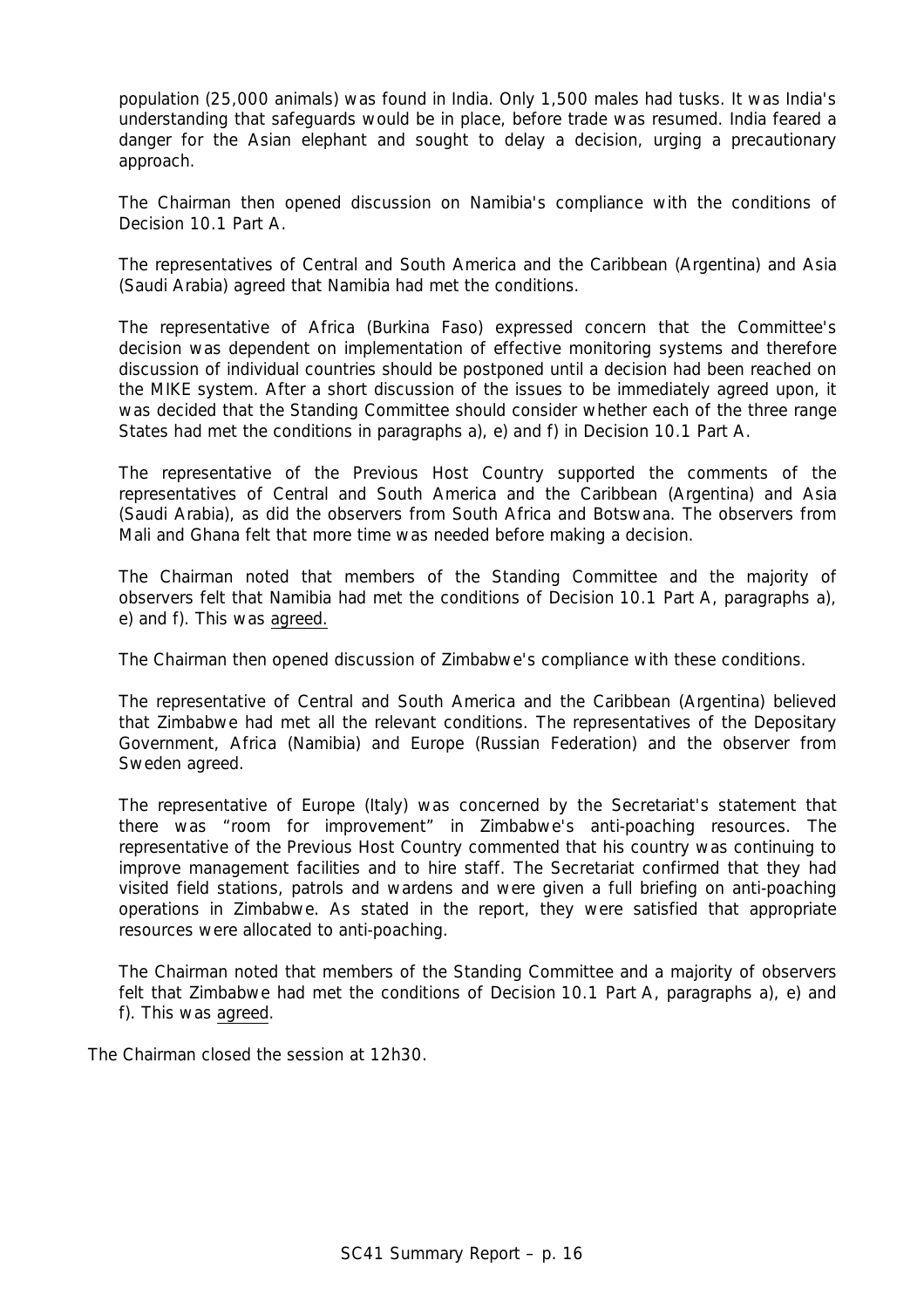population (25,000 animals) was found in India. Only 1,500 males had tusks. It was India's understanding that safeguards would be in place, before trade was resumed. India feared a danger for the Asian elephant and sought to delay a decision, urging a precautionary approach.

The Chairman then opened discussion on Namibia's compliance with the conditions of Decision 10.1 Part A.

The representatives of Central and South America and the Caribbean (Argentina) and Asia (Saudi Arabia) agreed that Namibia had met the conditions.

The representative of Africa (Burkina Faso) expressed concern that the Committee's decision was dependent on implementation of effective monitoring systems and therefore discussion of individual countries should be postponed until a decision had been reached on the MIKE system. After a short discussion of the issues to be immediately agreed upon, it was decided that the Standing Committee should consider whether each of the three range States had met the conditions in paragraphs a), e) and f) in Decision 10.1 Part A.

The representative of the Previous Host Country supported the comments of the representatives of Central and South America and the Caribbean (Argentina) and Asia (Saudi Arabia), as did the observers from South Africa and Botswana. The observers from Mali and Ghana felt that more time was needed before making a decision.

The Chairman noted that members of the Standing Committee and the majority of observers felt that Namibia had met the conditions of Decision 10.1 Part A, paragraphs a), e) and f). This was agreed.

The Chairman then opened discussion of Zimbabwe's compliance with these conditions.

The representative of Central and South America and the Caribbean (Argentina) believed that Zimbabwe had met all the relevant conditions. The representatives of the Depositary Government, Africa (Namibia) and Europe (Russian Federation) and the observer from Sweden agreed.

The representative of Europe (Italy) was concerned by the Secretariat's statement that there was "room for improvement" in Zimbabwe's anti-poaching resources. The representative of the Previous Host Country commented that his country was continuing to improve management facilities and to hire staff. The Secretariat confirmed that they had visited field stations, patrols and wardens and were given a full briefing on anti-poaching operations in Zimbabwe. As stated in the report, they were satisfied that appropriate resources were allocated to anti-poaching.

The Chairman noted that members of the Standing Committee and a majority of observers felt that Zimbabwe had met the conditions of Decision 10.1 Part A, paragraphs a), e) and f). This was agreed.

The Chairman closed the session at 12h30.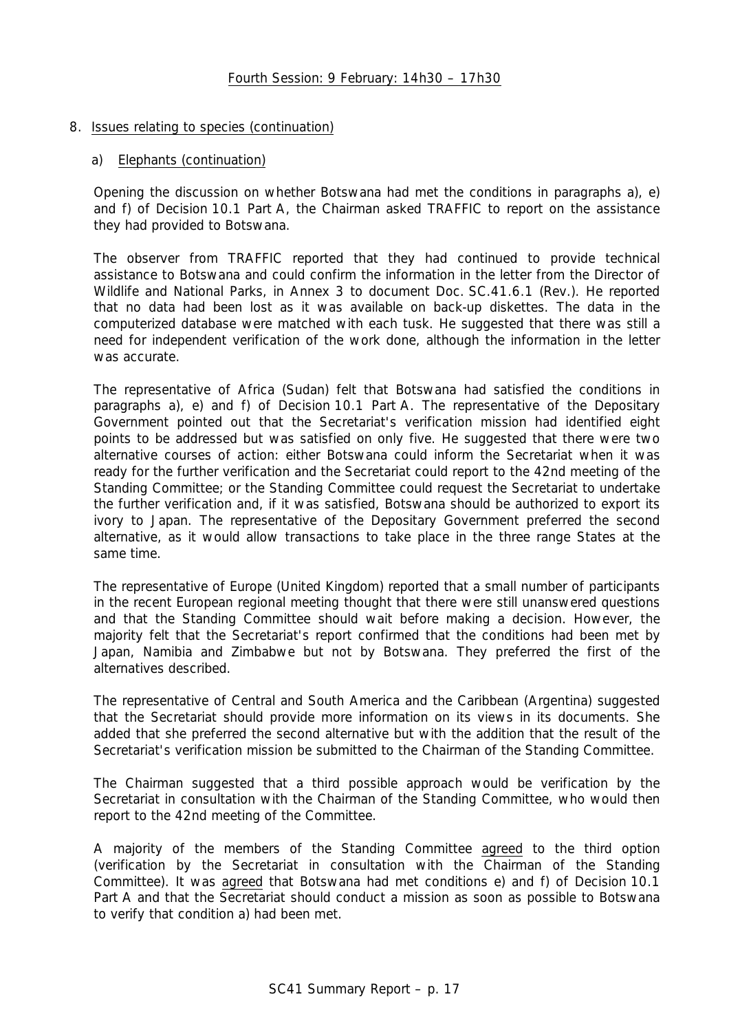## Fourth Session: 9 February: 14h30 – 17h30

### 8. Issues relating to species (continuation)

#### a) Elephants (continuation)

Opening the discussion on whether Botswana had met the conditions in paragraphs a), e) and f) of Decision 10.1 Part A, the Chairman asked TRAFFIC to report on the assistance they had provided to Botswana.

The observer from TRAFFIC reported that they had continued to provide technical assistance to Botswana and could confirm the information in the letter from the Director of Wildlife and National Parks, in Annex 3 to document Doc. SC.41.6.1 (Rev.). He reported that no data had been lost as it was available on back-up diskettes. The data in the computerized database were matched with each tusk. He suggested that there was still a need for independent verification of the work done, although the information in the letter was accurate.

The representative of Africa (Sudan) felt that Botswana had satisfied the conditions in paragraphs a), e) and f) of Decision 10.1 Part A. The representative of the Depositary Government pointed out that the Secretariat's verification mission had identified eight points to be addressed but was satisfied on only five. He suggested that there were two alternative courses of action: either Botswana could inform the Secretariat when it was ready for the further verification and the Secretariat could report to the 42nd meeting of the Standing Committee; or the Standing Committee could request the Secretariat to undertake the further verification and, if it was satisfied, Botswana should be authorized to export its ivory to Japan. The representative of the Depositary Government preferred the second alternative, as it would allow transactions to take place in the three range States at the same time.

The representative of Europe (United Kingdom) reported that a small number of participants in the recent European regional meeting thought that there were still unanswered questions and that the Standing Committee should wait before making a decision. However, the majority felt that the Secretariat's report confirmed that the conditions had been met by Japan, Namibia and Zimbabwe but not by Botswana. They preferred the first of the alternatives described.

The representative of Central and South America and the Caribbean (Argentina) suggested that the Secretariat should provide more information on its views in its documents. She added that she preferred the second alternative but with the addition that the result of the Secretariat's verification mission be submitted to the Chairman of the Standing Committee.

The Chairman suggested that a third possible approach would be verification by the Secretariat in consultation with the Chairman of the Standing Committee, who would then report to the 42nd meeting of the Committee.

A majority of the members of the Standing Committee agreed to the third option (verification by the Secretariat in consultation with the Chairman of the Standing Committee). It was agreed that Botswana had met conditions e) and f) of Decision 10.1 Part A and that the Secretariat should conduct a mission as soon as possible to Botswana to verify that condition a) had been met.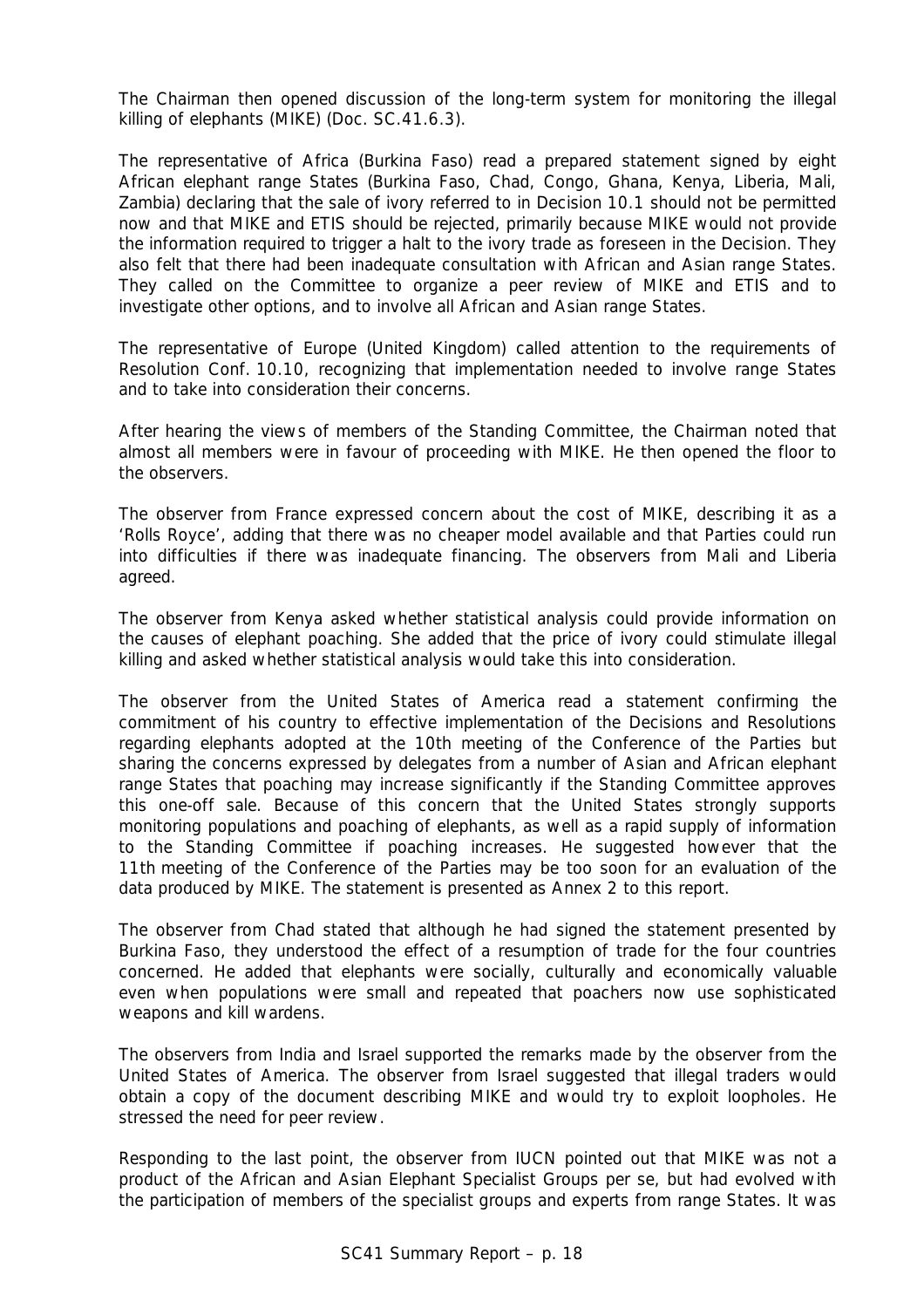The Chairman then opened discussion of the long-term system for monitoring the illegal killing of elephants (MIKE) (Doc. SC.41.6.3).

The representative of Africa (Burkina Faso) read a prepared statement signed by eight African elephant range States (Burkina Faso, Chad, Congo, Ghana, Kenya, Liberia, Mali, Zambia) declaring that the sale of ivory referred to in Decision 10.1 should not be permitted now and that MIKE and ETIS should be rejected, primarily because MIKE would not provide the information required to trigger a halt to the ivory trade as foreseen in the Decision. They also felt that there had been inadequate consultation with African and Asian range States. They called on the Committee to organize a peer review of MIKE and ETIS and to investigate other options, and to involve all African and Asian range States.

The representative of Europe (United Kingdom) called attention to the requirements of Resolution Conf. 10.10, recognizing that implementation needed to involve range States and to take into consideration their concerns.

After hearing the views of members of the Standing Committee, the Chairman noted that almost all members were in favour of proceeding with MIKE. He then opened the floor to the observers.

The observer from France expressed concern about the cost of MIKE, describing it as a 'Rolls Royce', adding that there was no cheaper model available and that Parties could run into difficulties if there was inadequate financing. The observers from Mali and Liberia agreed.

The observer from Kenya asked whether statistical analysis could provide information on the causes of elephant poaching. She added that the price of ivory could stimulate illegal killing and asked whether statistical analysis would take this into consideration.

The observer from the United States of America read a statement confirming the commitment of his country to effective implementation of the Decisions and Resolutions regarding elephants adopted at the 10th meeting of the Conference of the Parties but sharing the concerns expressed by delegates from a number of Asian and African elephant range States that poaching may increase significantly if the Standing Committee approves this one-off sale. Because of this concern that the United States strongly supports monitoring populations and poaching of elephants, as well as a rapid supply of information to the Standing Committee if poaching increases. He suggested however that the 11th meeting of the Conference of the Parties may be too soon for an evaluation of the data produced by MIKE. The statement is presented as Annex 2 to this report.

The observer from Chad stated that although he had signed the statement presented by Burkina Faso, they understood the effect of a resumption of trade for the four countries concerned. He added that elephants were socially, culturally and economically valuable even when populations were small and repeated that poachers now use sophisticated weapons and kill wardens.

The observers from India and Israel supported the remarks made by the observer from the United States of America. The observer from Israel suggested that illegal traders would obtain a copy of the document describing MIKE and would try to exploit loopholes. He stressed the need for peer review.

Responding to the last point, the observer from IUCN pointed out that MIKE was not a product of the African and Asian Elephant Specialist Groups per se, but had evolved with the participation of members of the specialist groups and experts from range States. It was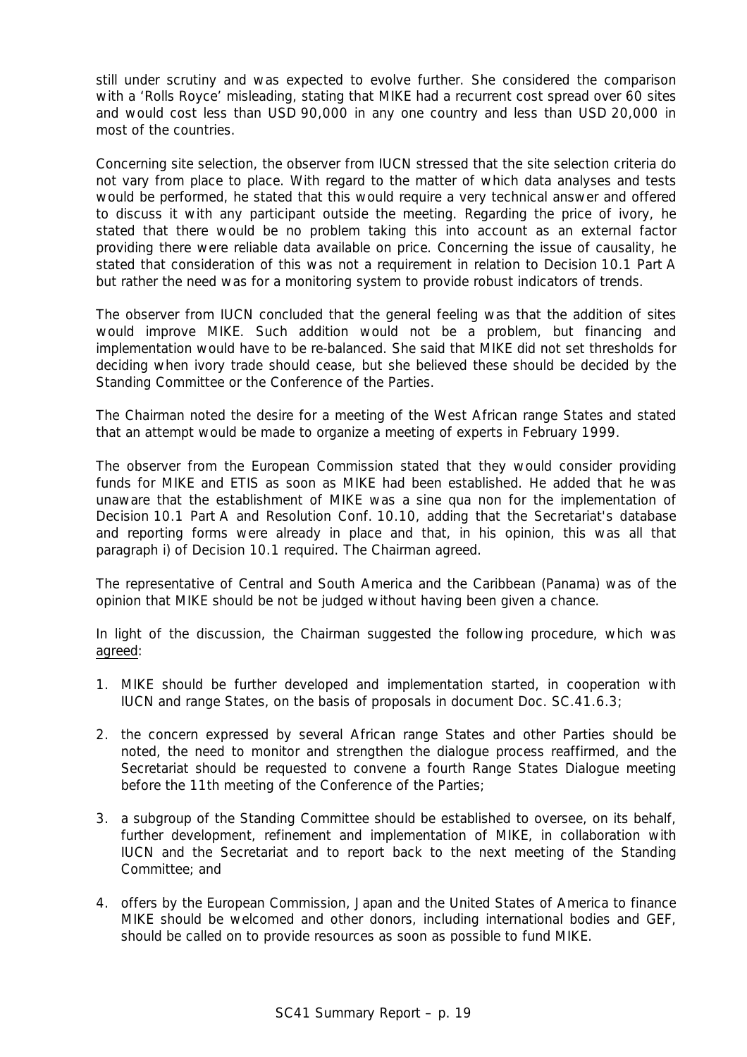still under scrutiny and was expected to evolve further. She considered the comparison with a 'Rolls Royce' misleading, stating that MIKE had a recurrent cost spread over 60 sites and would cost less than USD 90,000 in any one country and less than USD 20,000 in most of the countries.

Concerning site selection, the observer from IUCN stressed that the site selection criteria do not vary from place to place. With regard to the matter of which data analyses and tests would be performed, he stated that this would require a very technical answer and offered to discuss it with any participant outside the meeting. Regarding the price of ivory, he stated that there would be no problem taking this into account as an external factor providing there were reliable data available on price. Concerning the issue of causality, he stated that consideration of this was not a requirement in relation to Decision 10.1 Part A but rather the need was for a monitoring system to provide robust indicators of trends.

The observer from IUCN concluded that the general feeling was that the addition of sites would improve MIKE. Such addition would not be a problem, but financing and implementation would have to be re-balanced. She said that MIKE did not set thresholds for deciding when ivory trade should cease, but she believed these should be decided by the Standing Committee or the Conference of the Parties.

The Chairman noted the desire for a meeting of the West African range States and stated that an attempt would be made to organize a meeting of experts in February 1999.

The observer from the European Commission stated that they would consider providing funds for MIKE and ETIS as soon as MIKE had been established. He added that he was unaware that the establishment of MIKE was a sine qua non for the implementation of Decision 10.1 Part A and Resolution Conf. 10.10, adding that the Secretariat's database and reporting forms were already in place and that, in his opinion, this was all that paragraph i) of Decision 10.1 required. The Chairman agreed.

The representative of Central and South America and the Caribbean (Panama) was of the opinion that MIKE should be not be judged without having been given a chance.

In light of the discussion, the Chairman suggested the following procedure, which was agreed:

1. MIKE should be further developed and implementation started, in cooperation with IUCN and range States, on the basis of proposals in document Doc. SC.41.6.3;

2. the concern expressed by several African range States and other Parties should be noted, the need to monitor and strengthen the dialogue process reaffirmed, and the Secretariat should be requested to convene a fourth Range States Dialogue meeting before the 11th meeting of the Conference of the Parties;

3. a subgroup of the Standing Committee should be established to oversee, on its behalf, further development, refinement and implementation of MIKE, in collaboration with IUCN and the Secretariat and to report back to the next meeting of the Standing Committee; and

4. offers by the European Commission, Japan and the United States of America to finance MIKE should be welcomed and other donors, including international bodies and GEF, should be called on to provide resources as soon as possible to fund MIKE.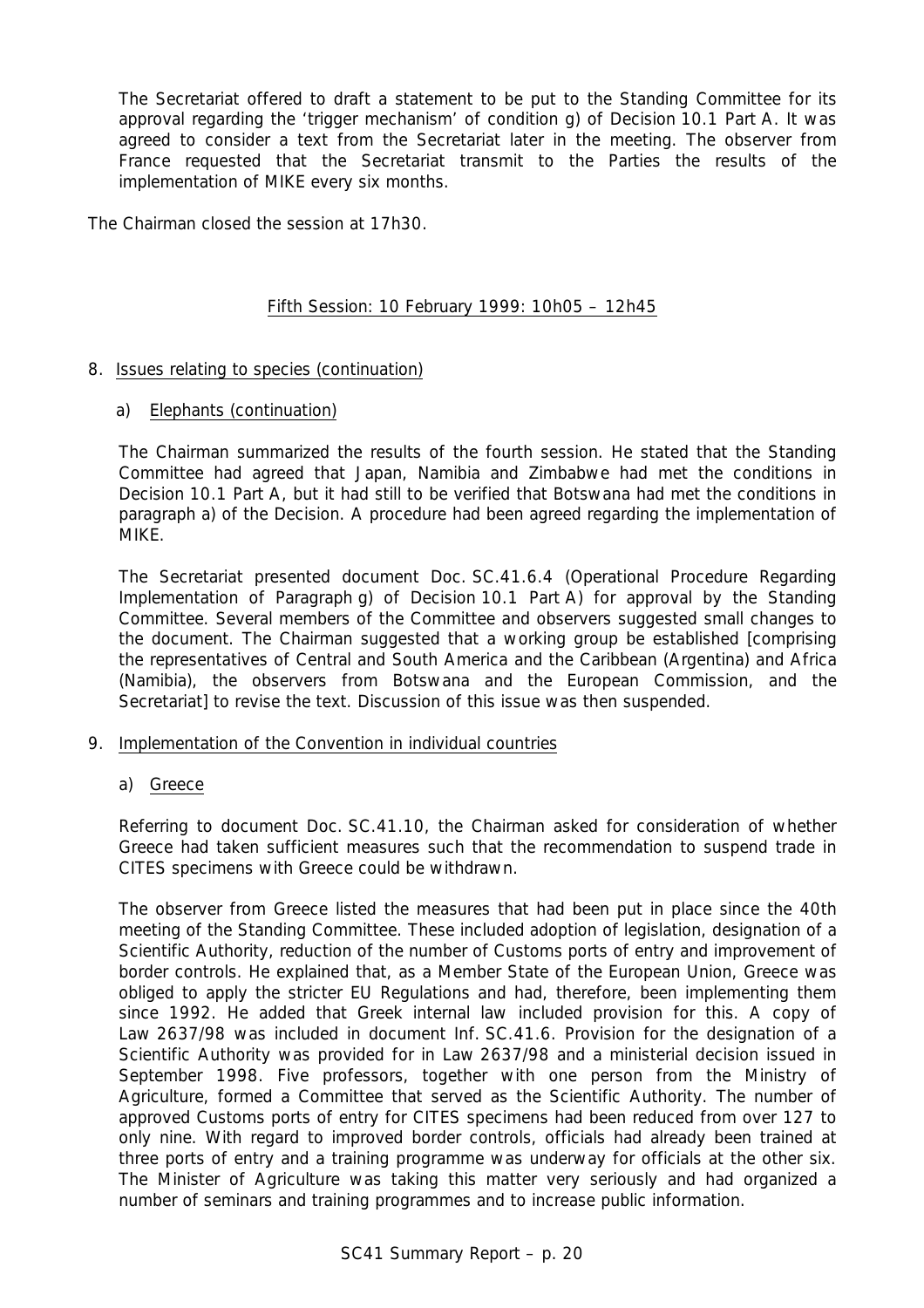The Secretariat offered to draft a statement to be put to the Standing Committee for its approval regarding the 'trigger mechanism' of condition g) of Decision 10.1 Part A. It was agreed to consider a text from the Secretariat later in the meeting. The observer from France requested that the Secretariat transmit to the Parties the results of the implementation of MIKE every six months.

The Chairman closed the session at 17h30.

## Fifth Session: 10 February 1999: 10h05 – 12h45

8. Issues relating to species (continuation)

   a) Elephants (continuation)

   The Chairman summarized the results of the fourth session. He stated that the Standing Committee had agreed that Japan, Namibia and Zimbabwe had met the conditions in Decision 10.1 Part A, but it had still to be verified that Botswana had met the conditions in paragraph a) of the Decision. A procedure had been agreed regarding the implementation of MIKE.

   The Secretariat presented document Doc. SC.41.6.4 (Operational Procedure Regarding Implementation of Paragraph g) of Decision 10.1 Part A) for approval by the Standing Committee. Several members of the Committee and observers suggested small changes to the document. The Chairman suggested that a working group be established [comprising the representatives of Central and South America and the Caribbean (Argentina) and Africa (Namibia), the observers from Botswana and the European Commission, and the Secretariat] to revise the text. Discussion of this issue was then suspended.

9. Implementation of the Convention in individual countries

   a) Greece

   Referring to document Doc. SC.41.10, the Chairman asked for consideration of whether Greece had taken sufficient measures such that the recommendation to suspend trade in CITES specimens with Greece could be withdrawn.

   The observer from Greece listed the measures that had been put in place since the 40th meeting of the Standing Committee. These included adoption of legislation, designation of a Scientific Authority, reduction of the number of Customs ports of entry and improvement of border controls. He explained that, as a Member State of the European Union, Greece was obliged to apply the stricter EU Regulations and had, therefore, been implementing them since 1992. He added that Greek internal law included provision for this. A copy of Law 2637/98 was included in document Inf. SC.41.6. Provision for the designation of a Scientific Authority was provided for in Law 2637/98 and a ministerial decision issued in September 1998. Five professors, together with one person from the Ministry of Agriculture, formed a Committee that served as the Scientific Authority. The number of approved Customs ports of entry for CITES specimens had been reduced from over 127 to only nine. With regard to improved border controls, officials had already been trained at three ports of entry and a training programme was underway for officials at the other six. The Minister of Agriculture was taking this matter very seriously and had organized a number of seminars and training programmes and to increase public information.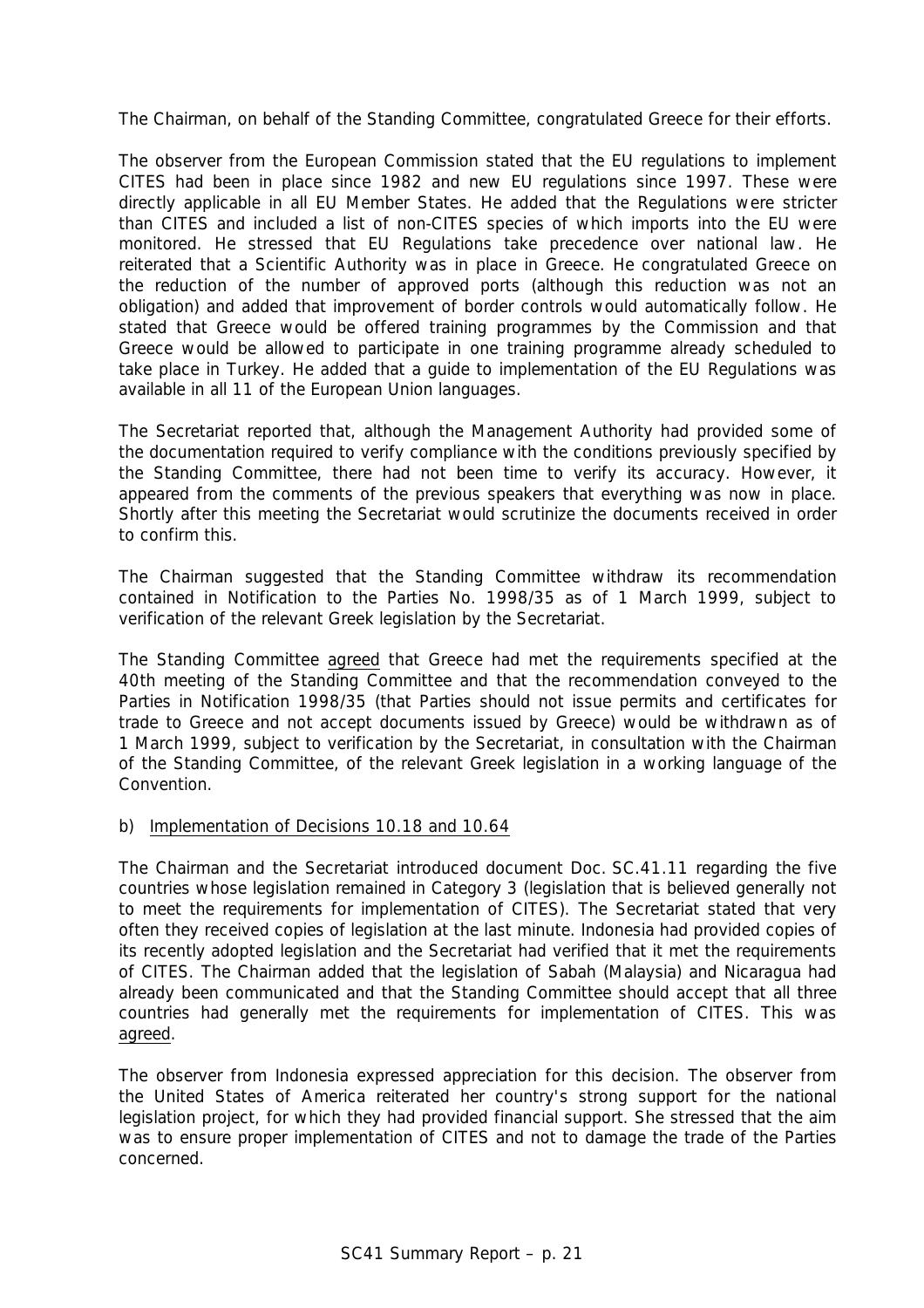The Chairman, on behalf of the Standing Committee, congratulated Greece for their efforts.

The observer from the European Commission stated that the EU regulations to implement CITES had been in place since 1982 and new EU regulations since 1997. These were directly applicable in all EU Member States. He added that the Regulations were stricter than CITES and included a list of non-CITES species of which imports into the EU were monitored. He stressed that EU Regulations take precedence over national law. He reiterated that a Scientific Authority was in place in Greece. He congratulated Greece on the reduction of the number of approved ports (although this reduction was not an obligation) and added that improvement of border controls would automatically follow. He stated that Greece would be offered training programmes by the Commission and that Greece would be allowed to participate in one training programme already scheduled to take place in Turkey. He added that a guide to implementation of the EU Regulations was available in all 11 of the European Union languages.

The Secretariat reported that, although the Management Authority had provided some of the documentation required to verify compliance with the conditions previously specified by the Standing Committee, there had not been time to verify its accuracy. However, it appeared from the comments of the previous speakers that everything was now in place. Shortly after this meeting the Secretariat would scrutinize the documents received in order to confirm this.

The Chairman suggested that the Standing Committee withdraw its recommendation contained in Notification to the Parties No. 1998/35 as of 1 March 1999, subject to verification of the relevant Greek legislation by the Secretariat.

The Standing Committee agreed that Greece had met the requirements specified at the 40th meeting of the Standing Committee and that the recommendation conveyed to the Parties in Notification 1998/35 (that Parties should not issue permits and certificates for trade to Greece and not accept documents issued by Greece) would be withdrawn as of 1 March 1999, subject to verification by the Secretariat, in consultation with the Chairman of the Standing Committee, of the relevant Greek legislation in a working language of the Convention.

b) Implementation of Decisions 10.18 and 10.64

The Chairman and the Secretariat introduced document Doc. SC.41.11 regarding the five countries whose legislation remained in Category 3 (legislation that is believed generally not to meet the requirements for implementation of CITES). The Secretariat stated that very often they received copies of legislation at the last minute. Indonesia had provided copies of its recently adopted legislation and the Secretariat had verified that it met the requirements of CITES. The Chairman added that the legislation of Sabah (Malaysia) and Nicaragua had already been communicated and that the Standing Committee should accept that all three countries had generally met the requirements for implementation of CITES. This was agreed.

The observer from Indonesia expressed appreciation for this decision. The observer from the United States of America reiterated her country's strong support for the national legislation project, for which they had provided financial support. She stressed that the aim was to ensure proper implementation of CITES and not to damage the trade of the Parties concerned.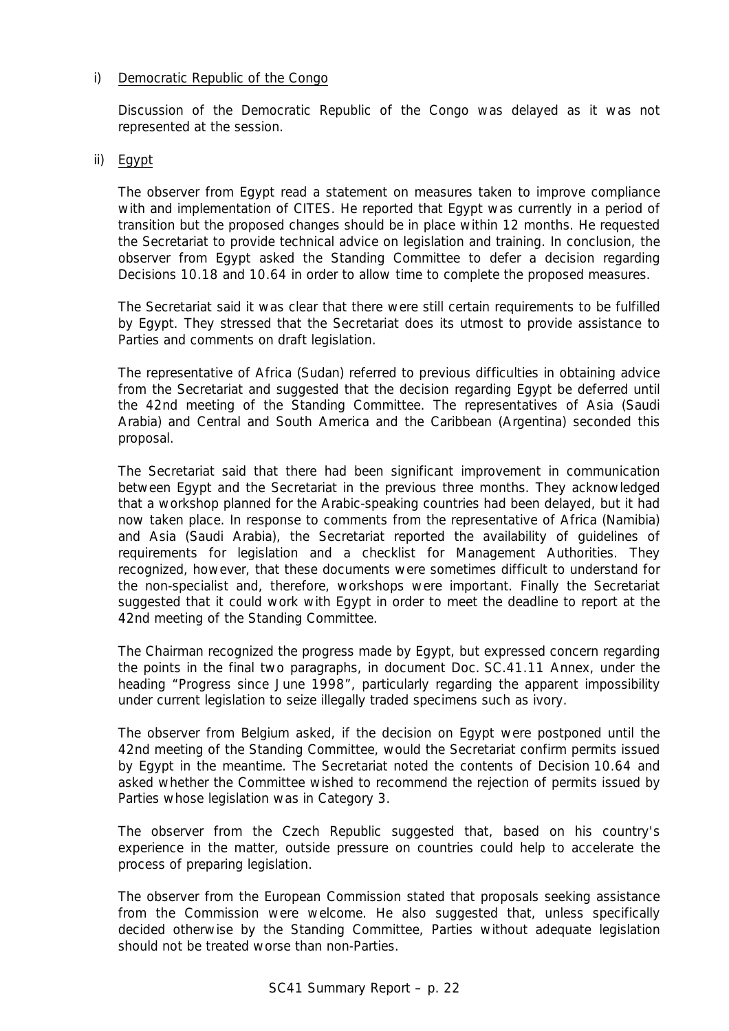i) Democratic Republic of the Congo

Discussion of the Democratic Republic of the Congo was delayed as it was not represented at the session.

ii) Egypt

The observer from Egypt read a statement on measures taken to improve compliance with and implementation of CITES. He reported that Egypt was currently in a period of transition but the proposed changes should be in place within 12 months. He requested the Secretariat to provide technical advice on legislation and training. In conclusion, the observer from Egypt asked the Standing Committee to defer a decision regarding Decisions 10.18 and 10.64 in order to allow time to complete the proposed measures.

The Secretariat said it was clear that there were still certain requirements to be fulfilled by Egypt. They stressed that the Secretariat does its utmost to provide assistance to Parties and comments on draft legislation.

The representative of Africa (Sudan) referred to previous difficulties in obtaining advice from the Secretariat and suggested that the decision regarding Egypt be deferred until the 42nd meeting of the Standing Committee. The representatives of Asia (Saudi Arabia) and Central and South America and the Caribbean (Argentina) seconded this proposal.

The Secretariat said that there had been significant improvement in communication between Egypt and the Secretariat in the previous three months. They acknowledged that a workshop planned for the Arabic-speaking countries had been delayed, but it had now taken place. In response to comments from the representative of Africa (Namibia) and Asia (Saudi Arabia), the Secretariat reported the availability of guidelines of requirements for legislation and a checklist for Management Authorities. They recognized, however, that these documents were sometimes difficult to understand for the non-specialist and, therefore, workshops were important. Finally the Secretariat suggested that it could work with Egypt in order to meet the deadline to report at the 42nd meeting of the Standing Committee.

The Chairman recognized the progress made by Egypt, but expressed concern regarding the points in the final two paragraphs, in document Doc. SC.41.11 Annex, under the heading "Progress since June 1998", particularly regarding the apparent impossibility under current legislation to seize illegally traded specimens such as ivory.

The observer from Belgium asked, if the decision on Egypt were postponed until the 42nd meeting of the Standing Committee, would the Secretariat confirm permits issued by Egypt in the meantime. The Secretariat noted the contents of Decision 10.64 and asked whether the Committee wished to recommend the rejection of permits issued by Parties whose legislation was in Category 3.

The observer from the Czech Republic suggested that, based on his country's experience in the matter, outside pressure on countries could help to accelerate the process of preparing legislation.

The observer from the European Commission stated that proposals seeking assistance from the Commission were welcome. He also suggested that, unless specifically decided otherwise by the Standing Committee, Parties without adequate legislation should not be treated worse than non-Parties.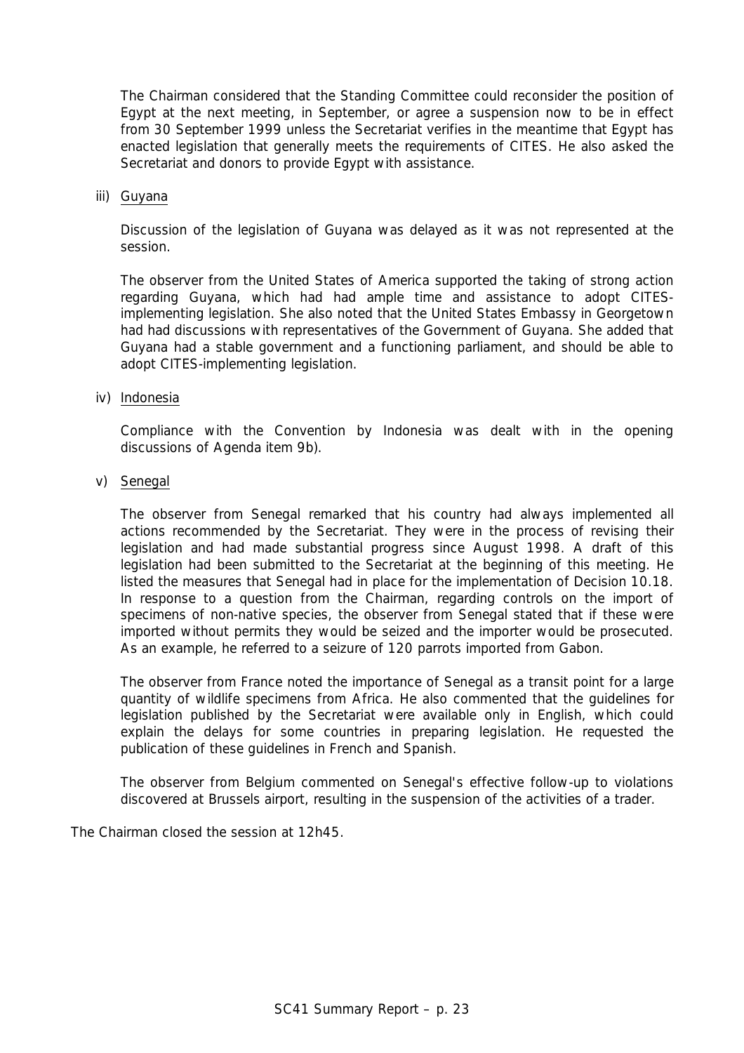The Chairman considered that the Standing Committee could reconsider the position of Egypt at the next meeting, in September, or agree a suspension now to be in effect from 30 September 1999 unless the Secretariat verifies in the meantime that Egypt has enacted legislation that generally meets the requirements of CITES. He also asked the Secretariat and donors to provide Egypt with assistance.

iii) Guyana

Discussion of the legislation of Guyana was delayed as it was not represented at the session.

The observer from the United States of America supported the taking of strong action regarding Guyana, which had had ample time and assistance to adopt CITES-implementing legislation. She also noted that the United States Embassy in Georgetown had had discussions with representatives of the Government of Guyana. She added that Guyana had a stable government and a functioning parliament, and should be able to adopt CITES-implementing legislation.

iv) Indonesia

Compliance with the Convention by Indonesia was dealt with in the opening discussions of Agenda item 9b).

v) Senegal

The observer from Senegal remarked that his country had always implemented all actions recommended by the Secretariat. They were in the process of revising their legislation and had made substantial progress since August 1998. A draft of this legislation had been submitted to the Secretariat at the beginning of this meeting. He listed the measures that Senegal had in place for the implementation of Decision 10.18. In response to a question from the Chairman, regarding controls on the import of specimens of non-native species, the observer from Senegal stated that if these were imported without permits they would be seized and the importer would be prosecuted. As an example, he referred to a seizure of 120 parrots imported from Gabon.

The observer from France noted the importance of Senegal as a transit point for a large quantity of wildlife specimens from Africa. He also commented that the guidelines for legislation published by the Secretariat were available only in English, which could explain the delays for some countries in preparing legislation. He requested the publication of these guidelines in French and Spanish.

The observer from Belgium commented on Senegal's effective follow-up to violations discovered at Brussels airport, resulting in the suspension of the activities of a trader.

The Chairman closed the session at 12h45.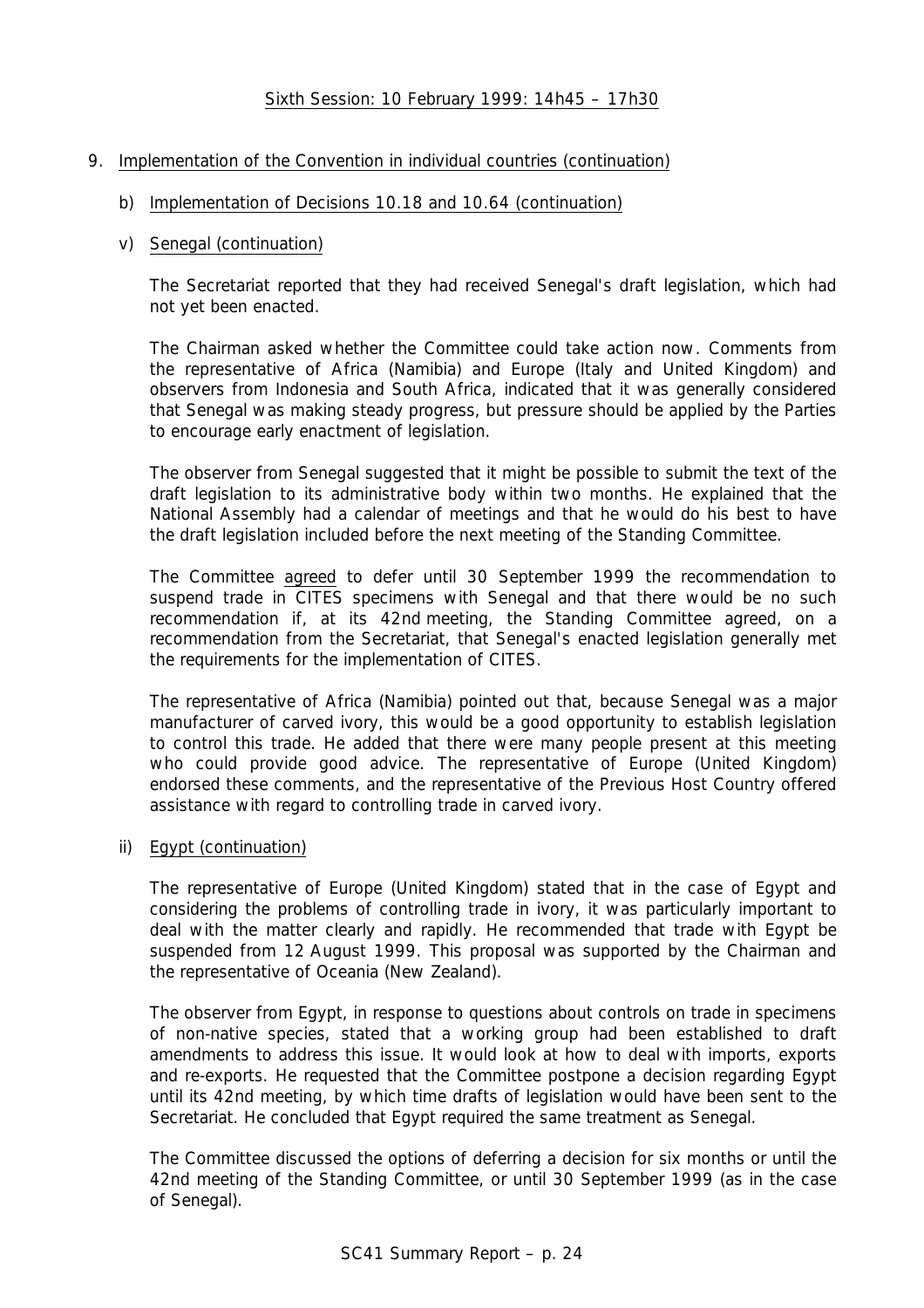Sixth Session: 10 February 1999: 14h45 – 17h30

9. Implementation of the Convention in individual countries (continuation)

   b) Implementation of Decisions 10.18 and 10.64 (continuation)

   v) Senegal (continuation)

   The Secretariat reported that they had received Senegal's draft legislation, which had not yet been enacted.

   The Chairman asked whether the Committee could take action now. Comments from the representative of Africa (Namibia) and Europe (Italy and United Kingdom) and observers from Indonesia and South Africa, indicated that it was generally considered that Senegal was making steady progress, but pressure should be applied by the Parties to encourage early enactment of legislation.

   The observer from Senegal suggested that it might be possible to submit the text of the draft legislation to its administrative body within two months. He explained that the National Assembly had a calendar of meetings and that he would do his best to have the draft legislation included before the next meeting of the Standing Committee.

   The Committee agreed to defer until 30 September 1999 the recommendation to suspend trade in CITES specimens with Senegal and that there would be no such recommendation if, at its 42nd meeting, the Standing Committee agreed, on a recommendation from the Secretariat, that Senegal's enacted legislation generally met the requirements for the implementation of CITES.

   The representative of Africa (Namibia) pointed out that, because Senegal was a major manufacturer of carved ivory, this would be a good opportunity to establish legislation to control this trade. He added that there were many people present at this meeting who could provide good advice. The representative of Europe (United Kingdom) endorsed these comments, and the representative of the Previous Host Country offered assistance with regard to controlling trade in carved ivory.

   ii) Egypt (continuation)

   The representative of Europe (United Kingdom) stated that in the case of Egypt and considering the problems of controlling trade in ivory, it was particularly important to deal with the matter clearly and rapidly. He recommended that trade with Egypt be suspended from 12 August 1999. This proposal was supported by the Chairman and the representative of Oceania (New Zealand).

   The observer from Egypt, in response to questions about controls on trade in specimens of non-native species, stated that a working group had been established to draft amendments to address this issue. It would look at how to deal with imports, exports and re-exports. He requested that the Committee postpone a decision regarding Egypt until its 42nd meeting, by which time drafts of legislation would have been sent to the Secretariat. He concluded that Egypt required the same treatment as Senegal.

   The Committee discussed the options of deferring a decision for six months or until the 42nd meeting of the Standing Committee, or until 30 September 1999 (as in the case of Senegal).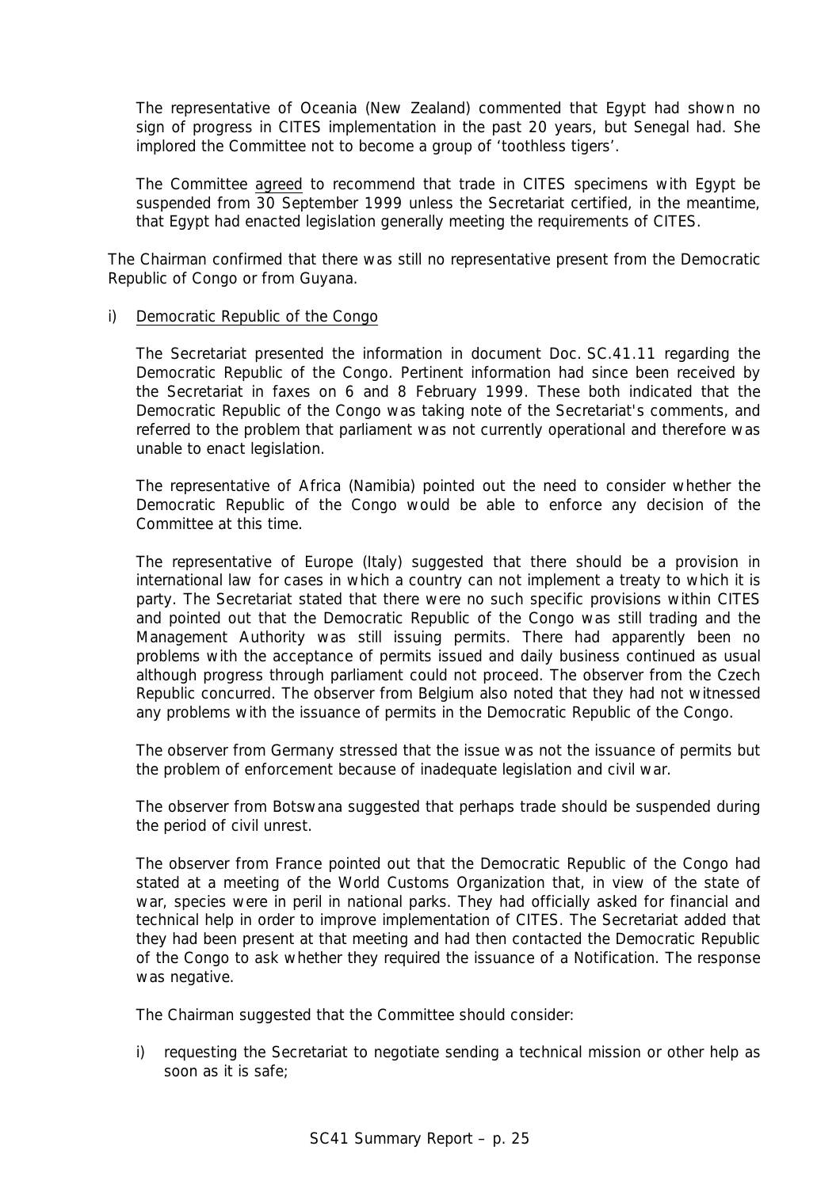The representative of Oceania (New Zealand) commented that Egypt had shown no sign of progress in CITES implementation in the past 20 years, but Senegal had. She implored the Committee not to become a group of 'toothless tigers'.

The Committee agreed to recommend that trade in CITES specimens with Egypt be suspended from 30 September 1999 unless the Secretariat certified, in the meantime, that Egypt had enacted legislation generally meeting the requirements of CITES.

The Chairman confirmed that there was still no representative present from the Democratic Republic of Congo or from Guyana.

i) Democratic Republic of the Congo

The Secretariat presented the information in document Doc. SC.41.11 regarding the Democratic Republic of the Congo. Pertinent information had since been received by the Secretariat in faxes on 6 and 8 February 1999. These both indicated that the Democratic Republic of the Congo was taking note of the Secretariat's comments, and referred to the problem that parliament was not currently operational and therefore was unable to enact legislation.

The representative of Africa (Namibia) pointed out the need to consider whether the Democratic Republic of the Congo would be able to enforce any decision of the Committee at this time.

The representative of Europe (Italy) suggested that there should be a provision in international law for cases in which a country can not implement a treaty to which it is party. The Secretariat stated that there were no such specific provisions within CITES and pointed out that the Democratic Republic of the Congo was still trading and the Management Authority was still issuing permits. There had apparently been no problems with the acceptance of permits issued and daily business continued as usual although progress through parliament could not proceed. The observer from the Czech Republic concurred. The observer from Belgium also noted that they had not witnessed any problems with the issuance of permits in the Democratic Republic of the Congo.

The observer from Germany stressed that the issue was not the issuance of permits but the problem of enforcement because of inadequate legislation and civil war.

The observer from Botswana suggested that perhaps trade should be suspended during the period of civil unrest.

The observer from France pointed out that the Democratic Republic of the Congo had stated at a meeting of the World Customs Organization that, in view of the state of war, species were in peril in national parks. They had officially asked for financial and technical help in order to improve implementation of CITES. The Secretariat added that they had been present at that meeting and had then contacted the Democratic Republic of the Congo to ask whether they required the issuance of a Notification. The response was negative.

The Chairman suggested that the Committee should consider:

i) requesting the Secretariat to negotiate sending a technical mission or other help as soon as it is safe;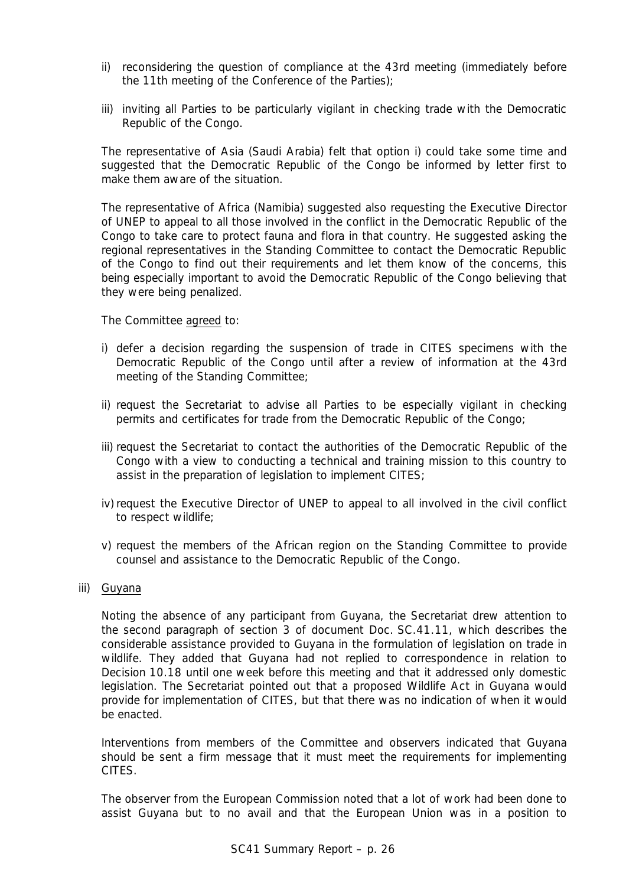ii) reconsidering the question of compliance at the 43rd meeting (immediately before the 11th meeting of the Conference of the Parties);

iii) inviting all Parties to be particularly vigilant in checking trade with the Democratic Republic of the Congo.

The representative of Asia (Saudi Arabia) felt that option i) could take some time and suggested that the Democratic Republic of the Congo be informed by letter first to make them aware of the situation.

The representative of Africa (Namibia) suggested also requesting the Executive Director of UNEP to appeal to all those involved in the conflict in the Democratic Republic of the Congo to take care to protect fauna and flora in that country. He suggested asking the regional representatives in the Standing Committee to contact the Democratic Republic of the Congo to find out their requirements and let them know of the concerns, this being especially important to avoid the Democratic Republic of the Congo believing that they were being penalized.

The Committee agreed to:

i) defer a decision regarding the suspension of trade in CITES specimens with the Democratic Republic of the Congo until after a review of information at the 43rd meeting of the Standing Committee;

ii) request the Secretariat to advise all Parties to be especially vigilant in checking permits and certificates for trade from the Democratic Republic of the Congo;

iii) request the Secretariat to contact the authorities of the Democratic Republic of the Congo with a view to conducting a technical and training mission to this country to assist in the preparation of legislation to implement CITES;

iv) request the Executive Director of UNEP to appeal to all involved in the civil conflict to respect wildlife;

v) request the members of the African region on the Standing Committee to provide counsel and assistance to the Democratic Republic of the Congo.

iii) Guyana

Noting the absence of any participant from Guyana, the Secretariat drew attention to the second paragraph of section 3 of document Doc. SC.41.11, which describes the considerable assistance provided to Guyana in the formulation of legislation on trade in wildlife. They added that Guyana had not replied to correspondence in relation to Decision 10.18 until one week before this meeting and that it addressed only domestic legislation. The Secretariat pointed out that a proposed Wildlife Act in Guyana would provide for implementation of CITES, but that there was no indication of when it would be enacted.

Interventions from members of the Committee and observers indicated that Guyana should be sent a firm message that it must meet the requirements for implementing CITES.

The observer from the European Commission noted that a lot of work had been done to assist Guyana but to no avail and that the European Union was in a position to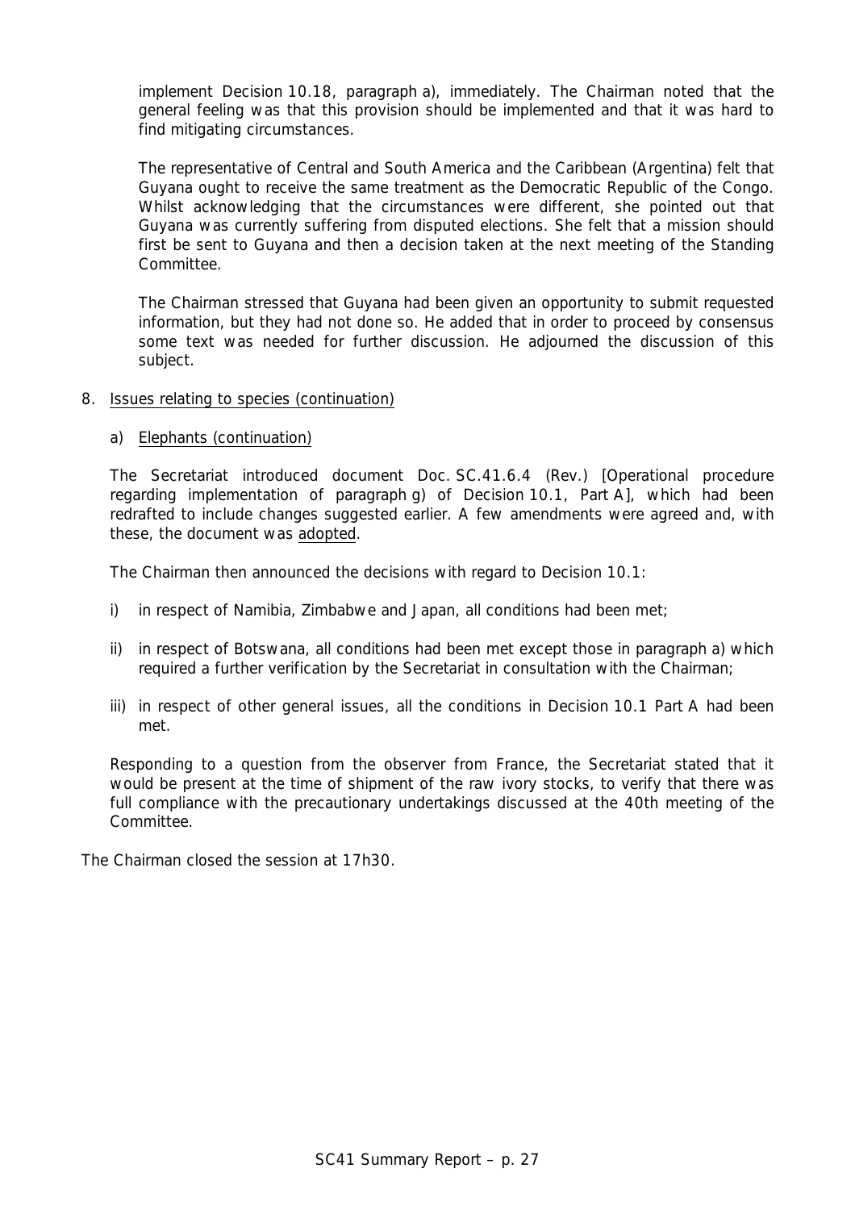implement Decision 10.18, paragraph a), immediately. The Chairman noted that the general feeling was that this provision should be implemented and that it was hard to find mitigating circumstances.

The representative of Central and South America and the Caribbean (Argentina) felt that Guyana ought to receive the same treatment as the Democratic Republic of the Congo. Whilst acknowledging that the circumstances were different, she pointed out that Guyana was currently suffering from disputed elections. She felt that a mission should first be sent to Guyana and then a decision taken at the next meeting of the Standing Committee.

The Chairman stressed that Guyana had been given an opportunity to submit requested information, but they had not done so. He added that in order to proceed by consensus some text was needed for further discussion. He adjourned the discussion of this subject.

8. Issues relating to species (continuation)

   a) Elephants (continuation)

   The Secretariat introduced document Doc. SC.41.6.4 (Rev.) [Operational procedure regarding implementation of paragraph g) of Decision 10.1, Part A], which had been redrafted to include changes suggested earlier. A few amendments were agreed and, with these, the document was adopted.

   The Chairman then announced the decisions with regard to Decision 10.1:

   i) in respect of Namibia, Zimbabwe and Japan, all conditions had been met;

   ii) in respect of Botswana, all conditions had been met except those in paragraph a) which required a further verification by the Secretariat in consultation with the Chairman;

   iii) in respect of other general issues, all the conditions in Decision 10.1 Part A had been met.

   Responding to a question from the observer from France, the Secretariat stated that it would be present at the time of shipment of the raw ivory stocks, to verify that there was full compliance with the precautionary undertakings discussed at the 40th meeting of the Committee.

The Chairman closed the session at 17h30.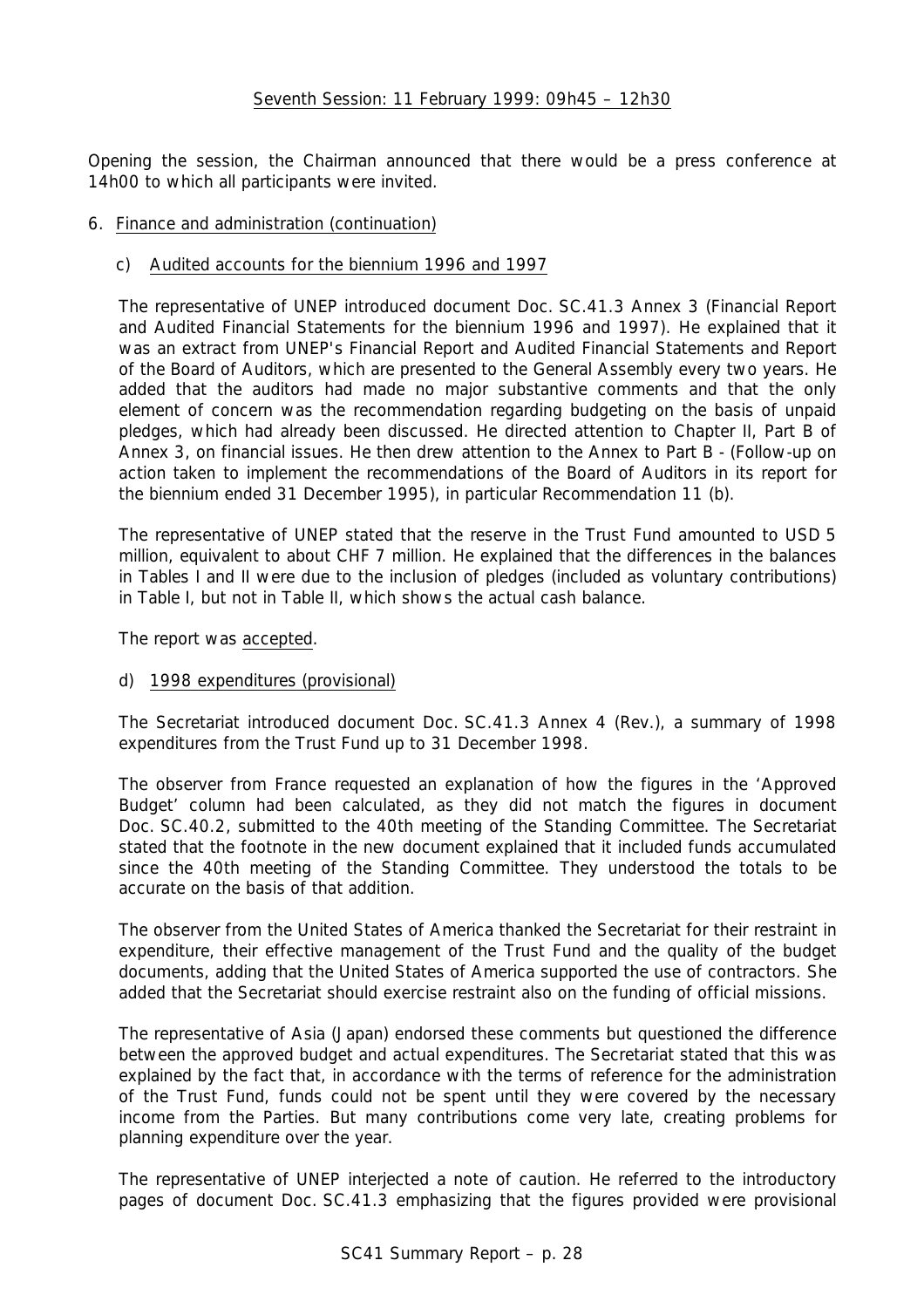Seventh Session: 11 February 1999: 09h45 – 12h30

Opening the session, the Chairman announced that there would be a press conference at 14h00 to which all participants were invited.

6. Finance and administration (continuation)

   c) Audited accounts for the biennium 1996 and 1997

   The representative of UNEP introduced document Doc. SC.41.3 Annex 3 (Financial Report and Audited Financial Statements for the biennium 1996 and 1997). He explained that it was an extract from UNEP's Financial Report and Audited Financial Statements and Report of the Board of Auditors, which are presented to the General Assembly every two years. He added that the auditors had made no major substantive comments and that the only element of concern was the recommendation regarding budgeting on the basis of unpaid pledges, which had already been discussed. He directed attention to Chapter II, Part B of Annex 3, on financial issues. He then drew attention to the Annex to Part B - (Follow-up on action taken to implement the recommendations of the Board of Auditors in its report for the biennium ended 31 December 1995), in particular Recommendation 11 (b).

   The representative of UNEP stated that the reserve in the Trust Fund amounted to USD 5 million, equivalent to about CHF 7 million. He explained that the differences in the balances in Tables I and II were due to the inclusion of pledges (included as voluntary contributions) in Table I, but not in Table II, which shows the actual cash balance.

   The report was accepted.

   d) 1998 expenditures (provisional)

   The Secretariat introduced document Doc. SC.41.3 Annex 4 (Rev.), a summary of 1998 expenditures from the Trust Fund up to 31 December 1998.

   The observer from France requested an explanation of how the figures in the 'Approved Budget' column had been calculated, as they did not match the figures in document Doc. SC.40.2, submitted to the 40th meeting of the Standing Committee. The Secretariat stated that the footnote in the new document explained that it included funds accumulated since the 40th meeting of the Standing Committee. They understood the totals to be accurate on the basis of that addition.

   The observer from the United States of America thanked the Secretariat for their restraint in expenditure, their effective management of the Trust Fund and the quality of the budget documents, adding that the United States of America supported the use of contractors. She added that the Secretariat should exercise restraint also on the funding of official missions.

   The representative of Asia (Japan) endorsed these comments but questioned the difference between the approved budget and actual expenditures. The Secretariat stated that this was explained by the fact that, in accordance with the terms of reference for the administration of the Trust Fund, funds could not be spent until they were covered by the necessary income from the Parties. But many contributions come very late, creating problems for planning expenditure over the year.

   The representative of UNEP interjected a note of caution. He referred to the introductory pages of document Doc. SC.41.3 emphasizing that the figures provided were provisional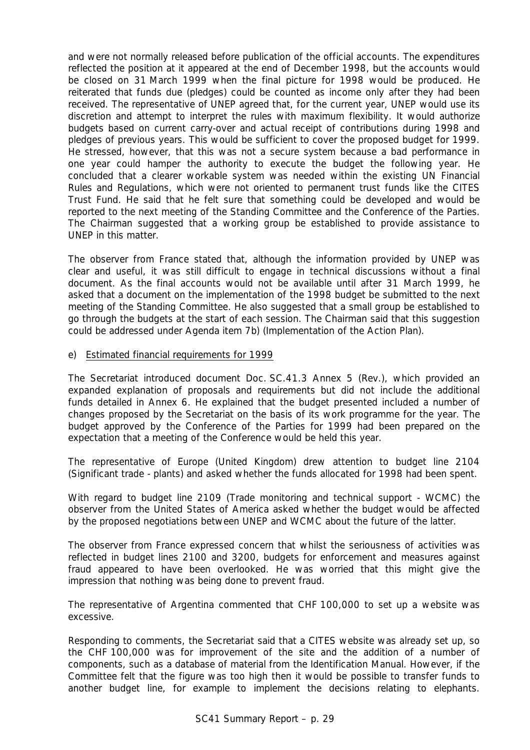and were not normally released before publication of the official accounts. The expenditures reflected the position at it appeared at the end of December 1998, but the accounts would be closed on 31 March 1999 when the final picture for 1998 would be produced. He reiterated that funds due (pledges) could be counted as income only after they had been received. The representative of UNEP agreed that, for the current year, UNEP would use its discretion and attempt to interpret the rules with maximum flexibility. It would authorize budgets based on current carry-over and actual receipt of contributions during 1998 and pledges of previous years. This would be sufficient to cover the proposed budget for 1999. He stressed, however, that this was not a secure system because a bad performance in one year could hamper the authority to execute the budget the following year. He concluded that a clearer workable system was needed within the existing UN Financial Rules and Regulations, which were not oriented to permanent trust funds like the CITES Trust Fund. He said that he felt sure that something could be developed and would be reported to the next meeting of the Standing Committee and the Conference of the Parties. The Chairman suggested that a working group be established to provide assistance to UNEP in this matter.

The observer from France stated that, although the information provided by UNEP was clear and useful, it was still difficult to engage in technical discussions without a final document. As the final accounts would not be available until after 31 March 1999, he asked that a document on the implementation of the 1998 budget be submitted to the next meeting of the Standing Committee. He also suggested that a small group be established to go through the budgets at the start of each session. The Chairman said that this suggestion could be addressed under Agenda item 7b) (Implementation of the Action Plan).

e) Estimated financial requirements for 1999

The Secretariat introduced document Doc. SC.41.3 Annex 5 (Rev.), which provided an expanded explanation of proposals and requirements but did not include the additional funds detailed in Annex 6. He explained that the budget presented included a number of changes proposed by the Secretariat on the basis of its work programme for the year. The budget approved by the Conference of the Parties for 1999 had been prepared on the expectation that a meeting of the Conference would be held this year.

The representative of Europe (United Kingdom) drew attention to budget line 2104 (Significant trade - plants) and asked whether the funds allocated for 1998 had been spent.

With regard to budget line 2109 (Trade monitoring and technical support - WCMC) the observer from the United States of America asked whether the budget would be affected by the proposed negotiations between UNEP and WCMC about the future of the latter.

The observer from France expressed concern that whilst the seriousness of activities was reflected in budget lines 2100 and 3200, budgets for enforcement and measures against fraud appeared to have been overlooked. He was worried that this might give the impression that nothing was being done to prevent fraud.

The representative of Argentina commented that CHF 100,000 to set up a website was excessive.

Responding to comments, the Secretariat said that a CITES website was already set up, so the CHF 100,000 was for improvement of the site and the addition of a number of components, such as a database of material from the Identification Manual. However, if the Committee felt that the figure was too high then it would be possible to transfer funds to another budget line, for example to implement the decisions relating to elephants.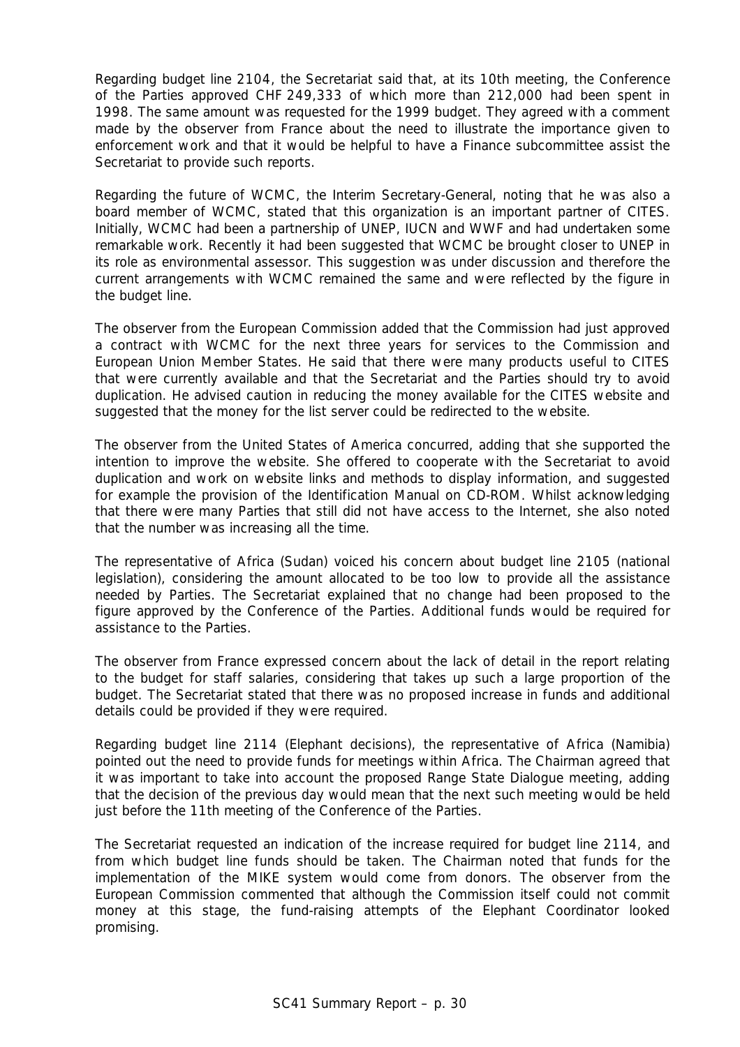Regarding budget line 2104, the Secretariat said that, at its 10th meeting, the Conference of the Parties approved CHF 249,333 of which more than 212,000 had been spent in 1998. The same amount was requested for the 1999 budget. They agreed with a comment made by the observer from France about the need to illustrate the importance given to enforcement work and that it would be helpful to have a Finance subcommittee assist the Secretariat to provide such reports.

Regarding the future of WCMC, the Interim Secretary-General, noting that he was also a board member of WCMC, stated that this organization is an important partner of CITES. Initially, WCMC had been a partnership of UNEP, IUCN and WWF and had undertaken some remarkable work. Recently it had been suggested that WCMC be brought closer to UNEP in its role as environmental assessor. This suggestion was under discussion and therefore the current arrangements with WCMC remained the same and were reflected by the figure in the budget line.

The observer from the European Commission added that the Commission had just approved a contract with WCMC for the next three years for services to the Commission and European Union Member States. He said that there were many products useful to CITES that were currently available and that the Secretariat and the Parties should try to avoid duplication. He advised caution in reducing the money available for the CITES website and suggested that the money for the list server could be redirected to the website.

The observer from the United States of America concurred, adding that she supported the intention to improve the website. She offered to cooperate with the Secretariat to avoid duplication and work on website links and methods to display information, and suggested for example the provision of the Identification Manual on CD-ROM. Whilst acknowledging that there were many Parties that still did not have access to the Internet, she also noted that the number was increasing all the time.

The representative of Africa (Sudan) voiced his concern about budget line 2105 (national legislation), considering the amount allocated to be too low to provide all the assistance needed by Parties. The Secretariat explained that no change had been proposed to the figure approved by the Conference of the Parties. Additional funds would be required for assistance to the Parties.

The observer from France expressed concern about the lack of detail in the report relating to the budget for staff salaries, considering that takes up such a large proportion of the budget. The Secretariat stated that there was no proposed increase in funds and additional details could be provided if they were required.

Regarding budget line 2114 (Elephant decisions), the representative of Africa (Namibia) pointed out the need to provide funds for meetings within Africa. The Chairman agreed that it was important to take into account the proposed Range State Dialogue meeting, adding that the decision of the previous day would mean that the next such meeting would be held just before the 11th meeting of the Conference of the Parties.

The Secretariat requested an indication of the increase required for budget line 2114, and from which budget line funds should be taken. The Chairman noted that funds for the implementation of the MIKE system would come from donors. The observer from the European Commission commented that although the Commission itself could not commit money at this stage, the fund-raising attempts of the Elephant Coordinator looked promising.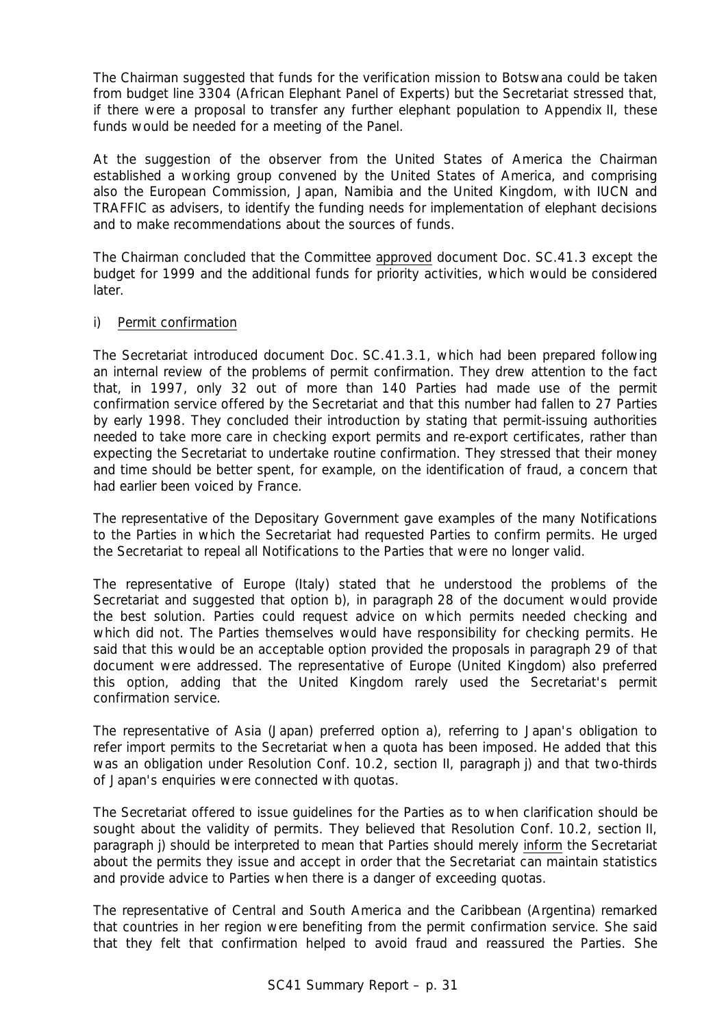The Chairman suggested that funds for the verification mission to Botswana could be taken from budget line 3304 (African Elephant Panel of Experts) but the Secretariat stressed that, if there were a proposal to transfer any further elephant population to Appendix II, these funds would be needed for a meeting of the Panel.

At the suggestion of the observer from the United States of America the Chairman established a working group convened by the United States of America, and comprising also the European Commission, Japan, Namibia and the United Kingdom, with IUCN and TRAFFIC as advisers, to identify the funding needs for implementation of elephant decisions and to make recommendations about the sources of funds.

The Chairman concluded that the Committee approved document Doc. SC.41.3 except the budget for 1999 and the additional funds for priority activities, which would be considered later.

i) Permit confirmation

The Secretariat introduced document Doc. SC.41.3.1, which had been prepared following an internal review of the problems of permit confirmation. They drew attention to the fact that, in 1997, only 32 out of more than 140 Parties had made use of the permit confirmation service offered by the Secretariat and that this number had fallen to 27 Parties by early 1998. They concluded their introduction by stating that permit-issuing authorities needed to take more care in checking export permits and re-export certificates, rather than expecting the Secretariat to undertake routine confirmation. They stressed that their money and time should be better spent, for example, on the identification of fraud, a concern that had earlier been voiced by France.

The representative of the Depositary Government gave examples of the many Notifications to the Parties in which the Secretariat had requested Parties to confirm permits. He urged the Secretariat to repeal all Notifications to the Parties that were no longer valid.

The representative of Europe (Italy) stated that he understood the problems of the Secretariat and suggested that option b), in paragraph 28 of the document would provide the best solution. Parties could request advice on which permits needed checking and which did not. The Parties themselves would have responsibility for checking permits. He said that this would be an acceptable option provided the proposals in paragraph 29 of that document were addressed. The representative of Europe (United Kingdom) also preferred this option, adding that the United Kingdom rarely used the Secretariat's permit confirmation service.

The representative of Asia (Japan) preferred option a), referring to Japan's obligation to refer import permits to the Secretariat when a quota has been imposed. He added that this was an obligation under Resolution Conf. 10.2, section II, paragraph j) and that two-thirds of Japan's enquiries were connected with quotas.

The Secretariat offered to issue guidelines for the Parties as to when clarification should be sought about the validity of permits. They believed that Resolution Conf. 10.2, section II, paragraph j) should be interpreted to mean that Parties should merely inform the Secretariat about the permits they issue and accept in order that the Secretariat can maintain statistics and provide advice to Parties when there is a danger of exceeding quotas.

The representative of Central and South America and the Caribbean (Argentina) remarked that countries in her region were benefiting from the permit confirmation service. She said that they felt that confirmation helped to avoid fraud and reassured the Parties. She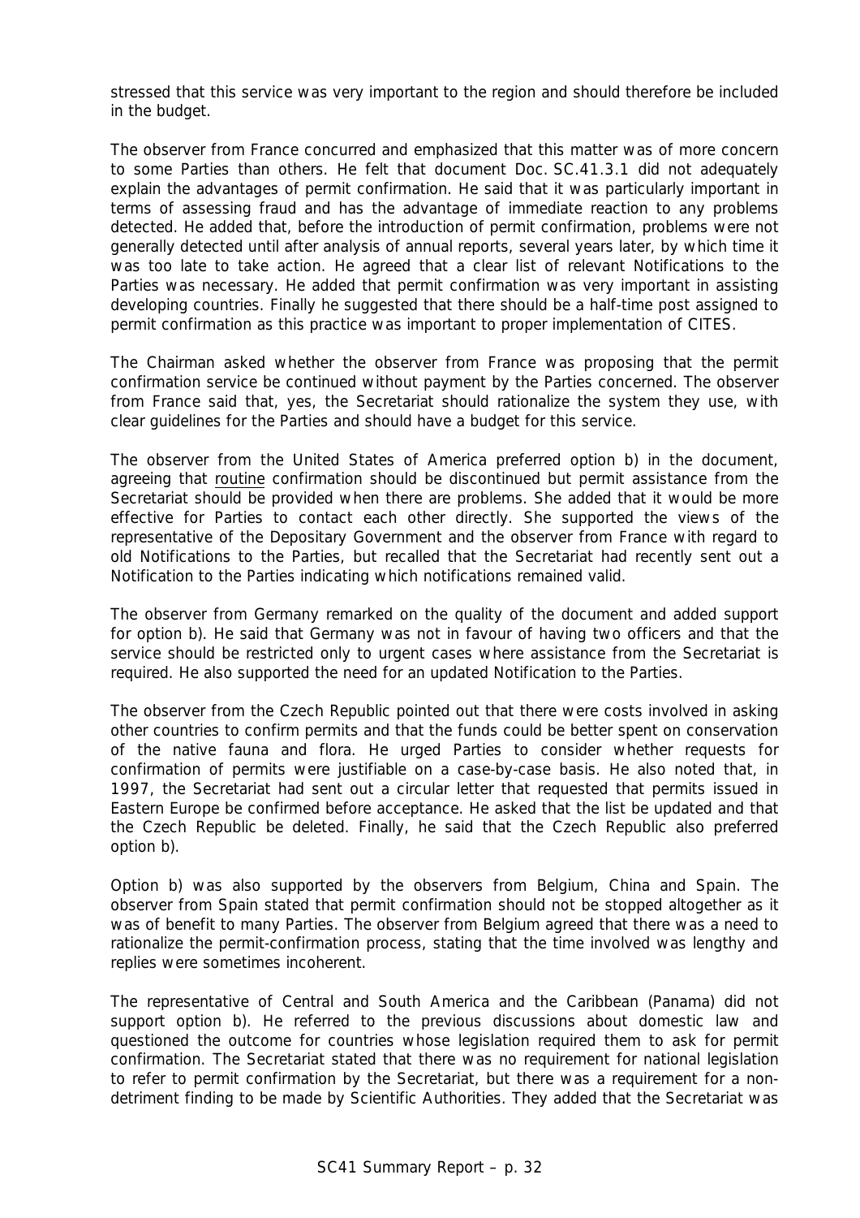stressed that this service was very important to the region and should therefore be included in the budget.

The observer from France concurred and emphasized that this matter was of more concern to some Parties than others. He felt that document Doc. SC.41.3.1 did not adequately explain the advantages of permit confirmation. He said that it was particularly important in terms of assessing fraud and has the advantage of immediate reaction to any problems detected. He added that, before the introduction of permit confirmation, problems were not generally detected until after analysis of annual reports, several years later, by which time it was too late to take action. He agreed that a clear list of relevant Notifications to the Parties was necessary. He added that permit confirmation was very important in assisting developing countries. Finally he suggested that there should be a half-time post assigned to permit confirmation as this practice was important to proper implementation of CITES.

The Chairman asked whether the observer from France was proposing that the permit confirmation service be continued without payment by the Parties concerned. The observer from France said that, yes, the Secretariat should rationalize the system they use, with clear guidelines for the Parties and should have a budget for this service.

The observer from the United States of America preferred option b) in the document, agreeing that routine confirmation should be discontinued but permit assistance from the Secretariat should be provided when there are problems. She added that it would be more effective for Parties to contact each other directly. She supported the views of the representative of the Depositary Government and the observer from France with regard to old Notifications to the Parties, but recalled that the Secretariat had recently sent out a Notification to the Parties indicating which notifications remained valid.

The observer from Germany remarked on the quality of the document and added support for option b). He said that Germany was not in favour of having two officers and that the service should be restricted only to urgent cases where assistance from the Secretariat is required. He also supported the need for an updated Notification to the Parties.

The observer from the Czech Republic pointed out that there were costs involved in asking other countries to confirm permits and that the funds could be better spent on conservation of the native fauna and flora. He urged Parties to consider whether requests for confirmation of permits were justifiable on a case-by-case basis. He also noted that, in 1997, the Secretariat had sent out a circular letter that requested that permits issued in Eastern Europe be confirmed before acceptance. He asked that the list be updated and that the Czech Republic be deleted. Finally, he said that the Czech Republic also preferred option b).

Option b) was also supported by the observers from Belgium, China and Spain. The observer from Spain stated that permit confirmation should not be stopped altogether as it was of benefit to many Parties. The observer from Belgium agreed that there was a need to rationalize the permit-confirmation process, stating that the time involved was lengthy and replies were sometimes incoherent.

The representative of Central and South America and the Caribbean (Panama) did not support option b). He referred to the previous discussions about domestic law and questioned the outcome for countries whose legislation required them to ask for permit confirmation. The Secretariat stated that there was no requirement for national legislation to refer to permit confirmation by the Secretariat, but there was a requirement for a non-detriment finding to be made by Scientific Authorities. They added that the Secretariat was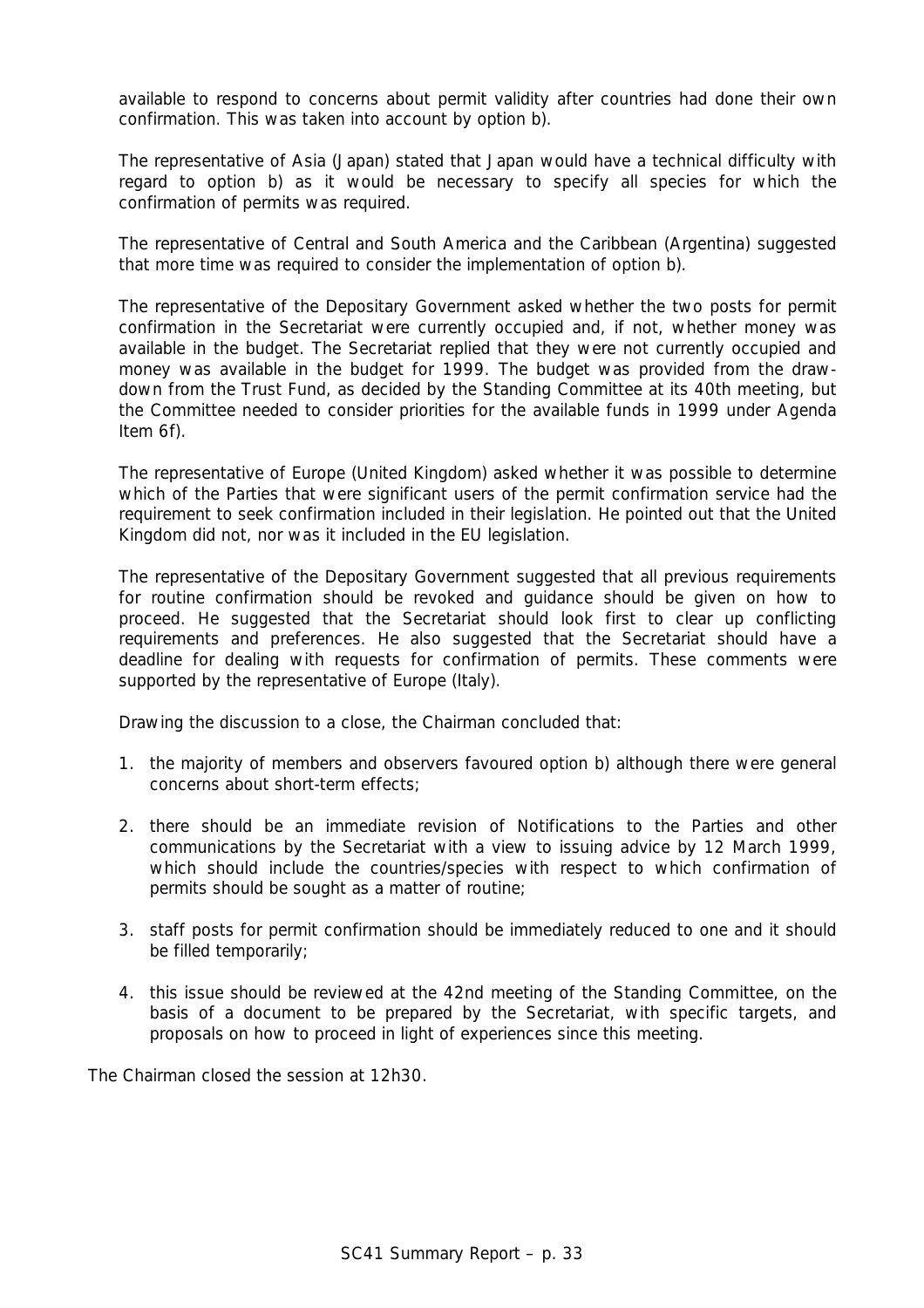available to respond to concerns about permit validity after countries had done their own confirmation. This was taken into account by option b).

The representative of Asia (Japan) stated that Japan would have a technical difficulty with regard to option b) as it would be necessary to specify all species for which the confirmation of permits was required.

The representative of Central and South America and the Caribbean (Argentina) suggested that more time was required to consider the implementation of option b).

The representative of the Depositary Government asked whether the two posts for permit confirmation in the Secretariat were currently occupied and, if not, whether money was available in the budget. The Secretariat replied that they were not currently occupied and money was available in the budget for 1999. The budget was provided from the draw-down from the Trust Fund, as decided by the Standing Committee at its 40th meeting, but the Committee needed to consider priorities for the available funds in 1999 under Agenda Item 6f).

The representative of Europe (United Kingdom) asked whether it was possible to determine which of the Parties that were significant users of the permit confirmation service had the requirement to seek confirmation included in their legislation. He pointed out that the United Kingdom did not, nor was it included in the EU legislation.

The representative of the Depositary Government suggested that all previous requirements for routine confirmation should be revoked and guidance should be given on how to proceed. He suggested that the Secretariat should look first to clear up conflicting requirements and preferences. He also suggested that the Secretariat should have a deadline for dealing with requests for confirmation of permits. These comments were supported by the representative of Europe (Italy).

Drawing the discussion to a close, the Chairman concluded that:

1. the majority of members and observers favoured option b) although there were general concerns about short-term effects;
2. there should be an immediate revision of Notifications to the Parties and other communications by the Secretariat with a view to issuing advice by 12 March 1999, which should include the countries/species with respect to which confirmation of permits should be sought as a matter of routine;
3. staff posts for permit confirmation should be immediately reduced to one and it should be filled temporarily;
4. this issue should be reviewed at the 42nd meeting of the Standing Committee, on the basis of a document to be prepared by the Secretariat, with specific targets, and proposals on how to proceed in light of experiences since this meeting.

The Chairman closed the session at 12h30.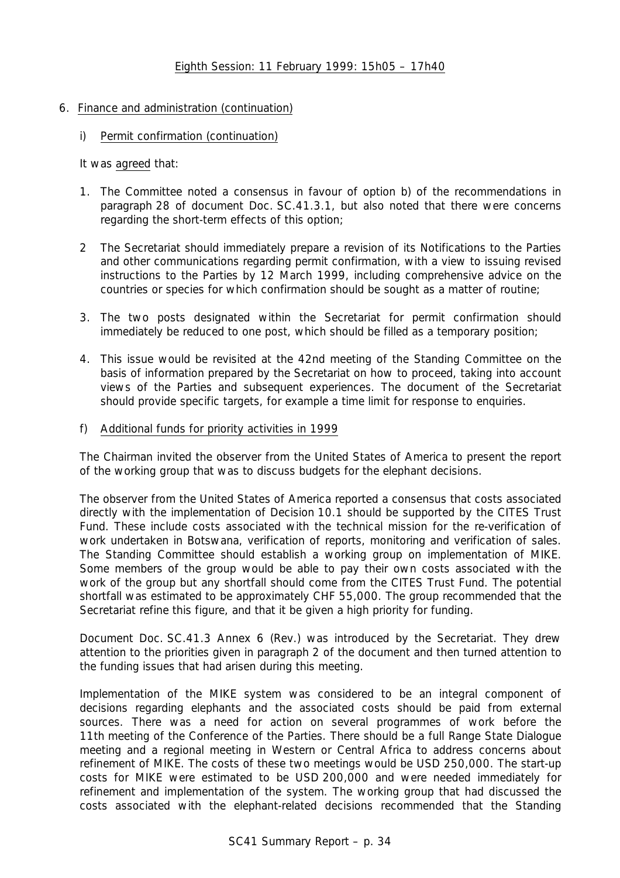Eighth Session: 11 February 1999: 15h05 – 17h40

6. Finance and administration (continuation)

   i) Permit confirmation (continuation)

   It was agreed that:

   1. The Committee noted a consensus in favour of option b) of the recommendations in paragraph 28 of document Doc. SC.41.3.1, but also noted that there were concerns regarding the short-term effects of this option;

   2 The Secretariat should immediately prepare a revision of its Notifications to the Parties and other communications regarding permit confirmation, with a view to issuing revised instructions to the Parties by 12 March 1999, including comprehensive advice on the countries or species for which confirmation should be sought as a matter of routine;

   3. The two posts designated within the Secretariat for permit confirmation should immediately be reduced to one post, which should be filled as a temporary position;

   4. This issue would be revisited at the 42nd meeting of the Standing Committee on the basis of information prepared by the Secretariat on how to proceed, taking into account views of the Parties and subsequent experiences. The document of the Secretariat should provide specific targets, for example a time limit for response to enquiries.

   f) Additional funds for priority activities in 1999

   The Chairman invited the observer from the United States of America to present the report of the working group that was to discuss budgets for the elephant decisions.

   The observer from the United States of America reported a consensus that costs associated directly with the implementation of Decision 10.1 should be supported by the CITES Trust Fund. These include costs associated with the technical mission for the re-verification of work undertaken in Botswana, verification of reports, monitoring and verification of sales. The Standing Committee should establish a working group on implementation of MIKE. Some members of the group would be able to pay their own costs associated with the work of the group but any shortfall should come from the CITES Trust Fund. The potential shortfall was estimated to be approximately CHF 55,000. The group recommended that the Secretariat refine this figure, and that it be given a high priority for funding.

   Document Doc. SC.41.3 Annex 6 (Rev.) was introduced by the Secretariat. They drew attention to the priorities given in paragraph 2 of the document and then turned attention to the funding issues that had arisen during this meeting.

   Implementation of the MIKE system was considered to be an integral component of decisions regarding elephants and the associated costs should be paid from external sources. There was a need for action on several programmes of work before the 11th meeting of the Conference of the Parties. There should be a full Range State Dialogue meeting and a regional meeting in Western or Central Africa to address concerns about refinement of MIKE. The costs of these two meetings would be USD 250,000. The start-up costs for MIKE were estimated to be USD 200,000 and were needed immediately for refinement and implementation of the system. The working group that had discussed the costs associated with the elephant-related decisions recommended that the Standing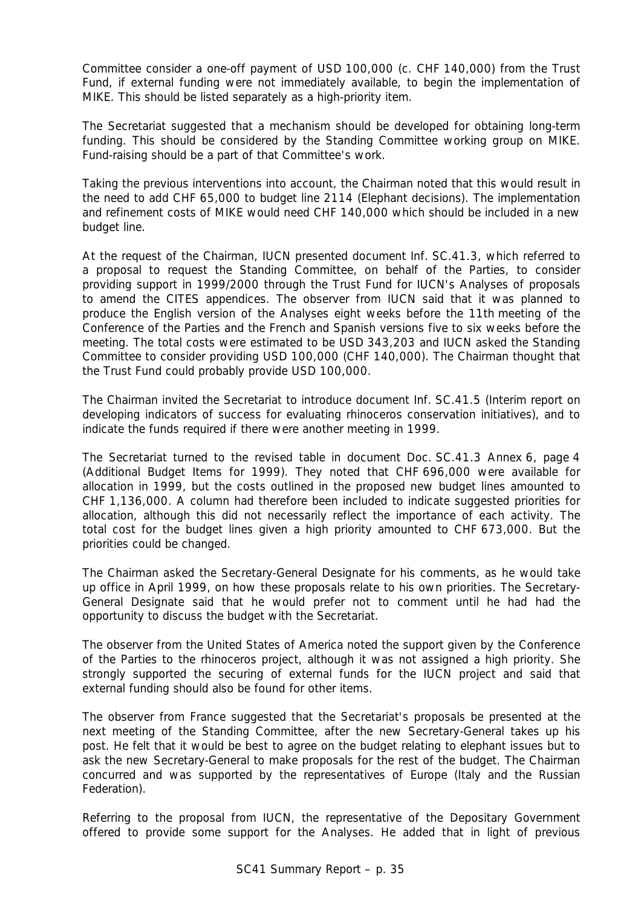Committee consider a one-off payment of USD 100,000 (c. CHF 140,000) from the Trust Fund, if external funding were not immediately available, to begin the implementation of MIKE. This should be listed separately as a high-priority item.

The Secretariat suggested that a mechanism should be developed for obtaining long-term funding. This should be considered by the Standing Committee working group on MIKE. Fund-raising should be a part of that Committee's work.

Taking the previous interventions into account, the Chairman noted that this would result in the need to add CHF 65,000 to budget line 2114 (Elephant decisions). The implementation and refinement costs of MIKE would need CHF 140,000 which should be included in a new budget line.

At the request of the Chairman, IUCN presented document Inf. SC.41.3, which referred to a proposal to request the Standing Committee, on behalf of the Parties, to consider providing support in 1999/2000 through the Trust Fund for IUCN's Analyses of proposals to amend the CITES appendices. The observer from IUCN said that it was planned to produce the English version of the Analyses eight weeks before the 11th meeting of the Conference of the Parties and the French and Spanish versions five to six weeks before the meeting. The total costs were estimated to be USD 343,203 and IUCN asked the Standing Committee to consider providing USD 100,000 (CHF 140,000). The Chairman thought that the Trust Fund could probably provide USD 100,000.

The Chairman invited the Secretariat to introduce document Inf. SC.41.5 (Interim report on developing indicators of success for evaluating rhinoceros conservation initiatives), and to indicate the funds required if there were another meeting in 1999.

The Secretariat turned to the revised table in document Doc. SC.41.3 Annex 6, page 4 (Additional Budget Items for 1999). They noted that CHF 696,000 were available for allocation in 1999, but the costs outlined in the proposed new budget lines amounted to CHF 1,136,000. A column had therefore been included to indicate suggested priorities for allocation, although this did not necessarily reflect the importance of each activity. The total cost for the budget lines given a high priority amounted to CHF 673,000. But the priorities could be changed.

The Chairman asked the Secretary-General Designate for his comments, as he would take up office in April 1999, on how these proposals relate to his own priorities. The Secretary-General Designate said that he would prefer not to comment until he had had the opportunity to discuss the budget with the Secretariat.

The observer from the United States of America noted the support given by the Conference of the Parties to the rhinoceros project, although it was not assigned a high priority. She strongly supported the securing of external funds for the IUCN project and said that external funding should also be found for other items.

The observer from France suggested that the Secretariat's proposals be presented at the next meeting of the Standing Committee, after the new Secretary-General takes up his post. He felt that it would be best to agree on the budget relating to elephant issues but to ask the new Secretary-General to make proposals for the rest of the budget. The Chairman concurred and was supported by the representatives of Europe (Italy and the Russian Federation).

Referring to the proposal from IUCN, the representative of the Depositary Government offered to provide some support for the Analyses. He added that in light of previous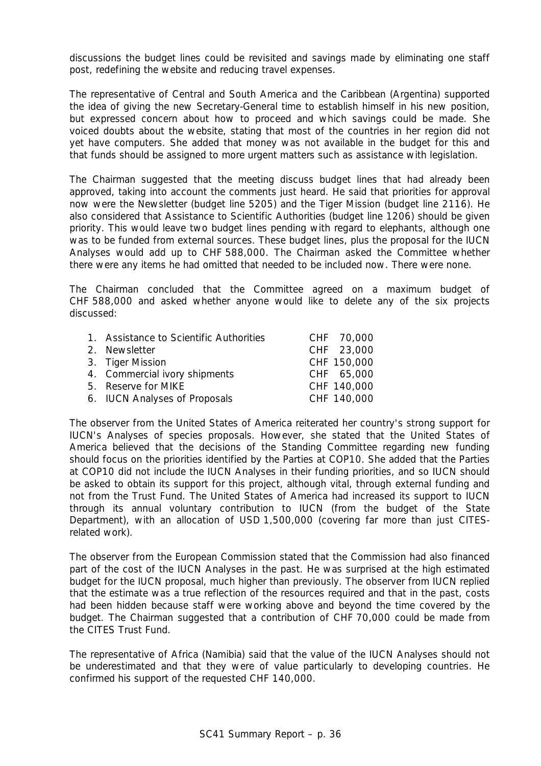discussions the budget lines could be revisited and savings made by eliminating one staff post, redefining the website and reducing travel expenses.

The representative of Central and South America and the Caribbean (Argentina) supported the idea of giving the new Secretary-General time to establish himself in his new position, but expressed concern about how to proceed and which savings could be made. She voiced doubts about the website, stating that most of the countries in her region did not yet have computers. She added that money was not available in the budget for this and that funds should be assigned to more urgent matters such as assistance with legislation.

The Chairman suggested that the meeting discuss budget lines that had already been approved, taking into account the comments just heard. He said that priorities for approval now were the Newsletter (budget line 5205) and the Tiger Mission (budget line 2116). He also considered that Assistance to Scientific Authorities (budget line 1206) should be given priority. This would leave two budget lines pending with regard to elephants, although one was to be funded from external sources. These budget lines, plus the proposal for the IUCN Analyses would add up to CHF 588,000. The Chairman asked the Committee whether there were any items he had omitted that needed to be included now. There were none.

The Chairman concluded that the Committee agreed on a maximum budget of CHF 588,000 and asked whether anyone would like to delete any of the six projects discussed:

| | |
|---|---|
| 1. Assistance to Scientific Authorities | CHF 70,000 |
| 2. Newsletter | CHF 23,000 |
| 3. Tiger Mission | CHF 150,000 |
| 4. Commercial ivory shipments | CHF 65,000 |
| 5. Reserve for MIKE | CHF 140,000 |
| 6. IUCN Analyses of Proposals | CHF 140,000 |

The observer from the United States of America reiterated her country's strong support for IUCN's Analyses of species proposals. However, she stated that the United States of America believed that the decisions of the Standing Committee regarding new funding should focus on the priorities identified by the Parties at COP10. She added that the Parties at COP10 did not include the IUCN Analyses in their funding priorities, and so IUCN should be asked to obtain its support for this project, although vital, through external funding and not from the Trust Fund. The United States of America had increased its support to IUCN through its annual voluntary contribution to IUCN (from the budget of the State Department), with an allocation of USD 1,500,000 (covering far more than just CITES-related work).

The observer from the European Commission stated that the Commission had also financed part of the cost of the IUCN Analyses in the past. He was surprised at the high estimated budget for the IUCN proposal, much higher than previously. The observer from IUCN replied that the estimate was a true reflection of the resources required and that in the past, costs had been hidden because staff were working above and beyond the time covered by the budget. The Chairman suggested that a contribution of CHF 70,000 could be made from the CITES Trust Fund.

The representative of Africa (Namibia) said that the value of the IUCN Analyses should not be underestimated and that they were of value particularly to developing countries. He confirmed his support of the requested CHF 140,000.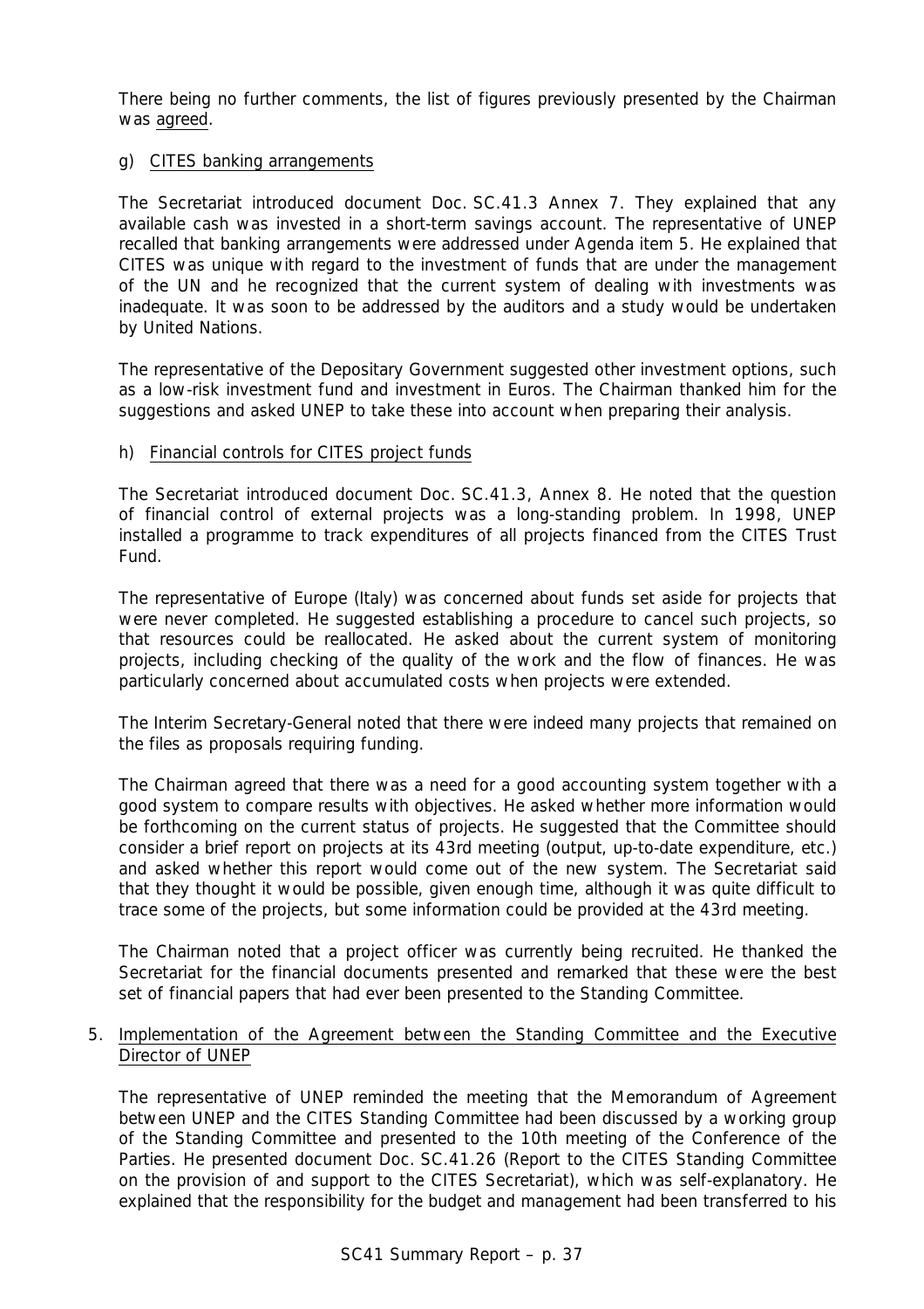There being no further comments, the list of figures previously presented by the Chairman was agreed.

g) CITES banking arrangements

The Secretariat introduced document Doc. SC.41.3 Annex 7. They explained that any available cash was invested in a short-term savings account. The representative of UNEP recalled that banking arrangements were addressed under Agenda item 5. He explained that CITES was unique with regard to the investment of funds that are under the management of the UN and he recognized that the current system of dealing with investments was inadequate. It was soon to be addressed by the auditors and a study would be undertaken by United Nations.

The representative of the Depositary Government suggested other investment options, such as a low-risk investment fund and investment in Euros. The Chairman thanked him for the suggestions and asked UNEP to take these into account when preparing their analysis.

h) Financial controls for CITES project funds

The Secretariat introduced document Doc. SC.41.3, Annex 8. He noted that the question of financial control of external projects was a long-standing problem. In 1998, UNEP installed a programme to track expenditures of all projects financed from the CITES Trust Fund.

The representative of Europe (Italy) was concerned about funds set aside for projects that were never completed. He suggested establishing a procedure to cancel such projects, so that resources could be reallocated. He asked about the current system of monitoring projects, including checking of the quality of the work and the flow of finances. He was particularly concerned about accumulated costs when projects were extended.

The Interim Secretary-General noted that there were indeed many projects that remained on the files as proposals requiring funding.

The Chairman agreed that there was a need for a good accounting system together with a good system to compare results with objectives. He asked whether more information would be forthcoming on the current status of projects. He suggested that the Committee should consider a brief report on projects at its 43rd meeting (output, up-to-date expenditure, etc.) and asked whether this report would come out of the new system. The Secretariat said that they thought it would be possible, given enough time, although it was quite difficult to trace some of the projects, but some information could be provided at the 43rd meeting.

The Chairman noted that a project officer was currently being recruited. He thanked the Secretariat for the financial documents presented and remarked that these were the best set of financial papers that had ever been presented to the Standing Committee.

5. Implementation of the Agreement between the Standing Committee and the Executive Director of UNEP

The representative of UNEP reminded the meeting that the Memorandum of Agreement between UNEP and the CITES Standing Committee had been discussed by a working group of the Standing Committee and presented to the 10th meeting of the Conference of the Parties. He presented document Doc. SC.41.26 (Report to the CITES Standing Committee on the provision of and support to the CITES Secretariat), which was self-explanatory. He explained that the responsibility for the budget and management had been transferred to his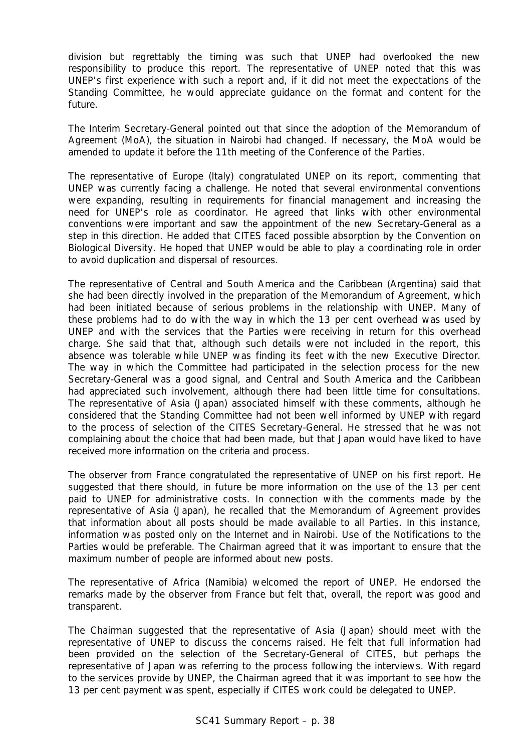division but regrettably the timing was such that UNEP had overlooked the new responsibility to produce this report. The representative of UNEP noted that this was UNEP's first experience with such a report and, if it did not meet the expectations of the Standing Committee, he would appreciate guidance on the format and content for the future.

The Interim Secretary-General pointed out that since the adoption of the Memorandum of Agreement (MoA), the situation in Nairobi had changed. If necessary, the MoA would be amended to update it before the 11th meeting of the Conference of the Parties.

The representative of Europe (Italy) congratulated UNEP on its report, commenting that UNEP was currently facing a challenge. He noted that several environmental conventions were expanding, resulting in requirements for financial management and increasing the need for UNEP's role as coordinator. He agreed that links with other environmental conventions were important and saw the appointment of the new Secretary-General as a step in this direction. He added that CITES faced possible absorption by the Convention on Biological Diversity. He hoped that UNEP would be able to play a coordinating role in order to avoid duplication and dispersal of resources.

The representative of Central and South America and the Caribbean (Argentina) said that she had been directly involved in the preparation of the Memorandum of Agreement, which had been initiated because of serious problems in the relationship with UNEP. Many of these problems had to do with the way in which the 13 per cent overhead was used by UNEP and with the services that the Parties were receiving in return for this overhead charge. She said that that, although such details were not included in the report, this absence was tolerable while UNEP was finding its feet with the new Executive Director. The way in which the Committee had participated in the selection process for the new Secretary-General was a good signal, and Central and South America and the Caribbean had appreciated such involvement, although there had been little time for consultations. The representative of Asia (Japan) associated himself with these comments, although he considered that the Standing Committee had not been well informed by UNEP with regard to the process of selection of the CITES Secretary-General. He stressed that he was not complaining about the choice that had been made, but that Japan would have liked to have received more information on the criteria and process.

The observer from France congratulated the representative of UNEP on his first report. He suggested that there should, in future be more information on the use of the 13 per cent paid to UNEP for administrative costs. In connection with the comments made by the representative of Asia (Japan), he recalled that the Memorandum of Agreement provides that information about all posts should be made available to all Parties. In this instance, information was posted only on the Internet and in Nairobi. Use of the Notifications to the Parties would be preferable. The Chairman agreed that it was important to ensure that the maximum number of people are informed about new posts.

The representative of Africa (Namibia) welcomed the report of UNEP. He endorsed the remarks made by the observer from France but felt that, overall, the report was good and transparent.

The Chairman suggested that the representative of Asia (Japan) should meet with the representative of UNEP to discuss the concerns raised. He felt that full information had been provided on the selection of the Secretary-General of CITES, but perhaps the representative of Japan was referring to the process following the interviews. With regard to the services provide by UNEP, the Chairman agreed that it was important to see how the 13 per cent payment was spent, especially if CITES work could be delegated to UNEP.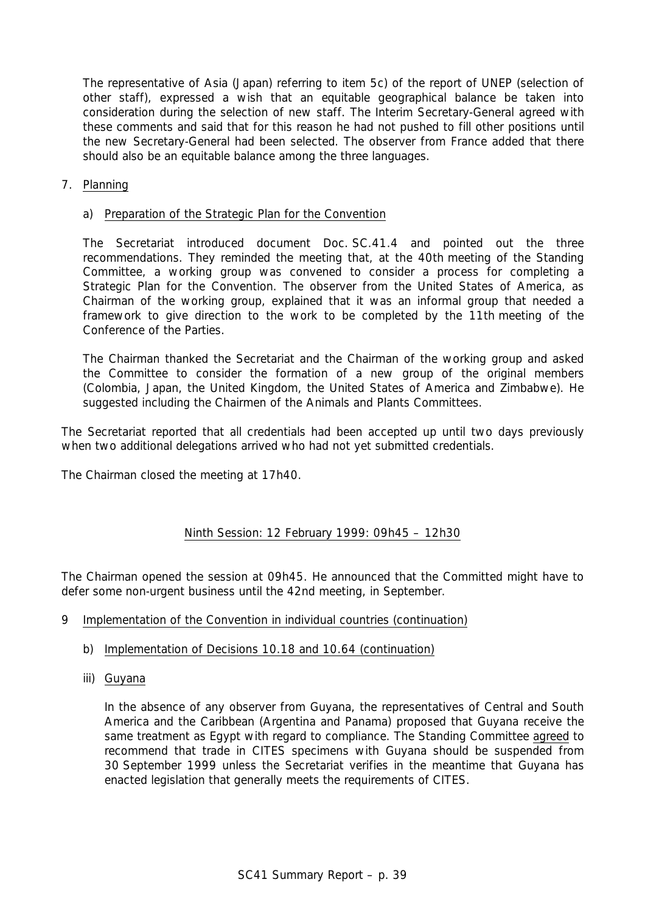The representative of Asia (Japan) referring to item 5c) of the report of UNEP (selection of other staff), expressed a wish that an equitable geographical balance be taken into consideration during the selection of new staff. The Interim Secretary-General agreed with these comments and said that for this reason he had not pushed to fill other positions until the new Secretary-General had been selected. The observer from France added that there should also be an equitable balance among the three languages.

7. Planning

   a) Preparation of the Strategic Plan for the Convention

   The Secretariat introduced document Doc. SC.41.4 and pointed out the three recommendations. They reminded the meeting that, at the 40th meeting of the Standing Committee, a working group was convened to consider a process for completing a Strategic Plan for the Convention. The observer from the United States of America, as Chairman of the working group, explained that it was an informal group that needed a framework to give direction to the work to be completed by the 11th meeting of the Conference of the Parties.

   The Chairman thanked the Secretariat and the Chairman of the working group and asked the Committee to consider the formation of a new group of the original members (Colombia, Japan, the United Kingdom, the United States of America and Zimbabwe). He suggested including the Chairmen of the Animals and Plants Committees.

The Secretariat reported that all credentials had been accepted up until two days previously when two additional delegations arrived who had not yet submitted credentials.

The Chairman closed the meeting at 17h40.

## Ninth Session: 12 February 1999: 09h45 – 12h30

The Chairman opened the session at 09h45. He announced that the Committed might have to defer some non-urgent business until the 42nd meeting, in September.

9 Implementation of the Convention in individual countries (continuation)

   b) Implementation of Decisions 10.18 and 10.64 (continuation)

   iii) Guyana

   In the absence of any observer from Guyana, the representatives of Central and South America and the Caribbean (Argentina and Panama) proposed that Guyana receive the same treatment as Egypt with regard to compliance. The Standing Committee agreed to recommend that trade in CITES specimens with Guyana should be suspended from 30 September 1999 unless the Secretariat verifies in the meantime that Guyana has enacted legislation that generally meets the requirements of CITES.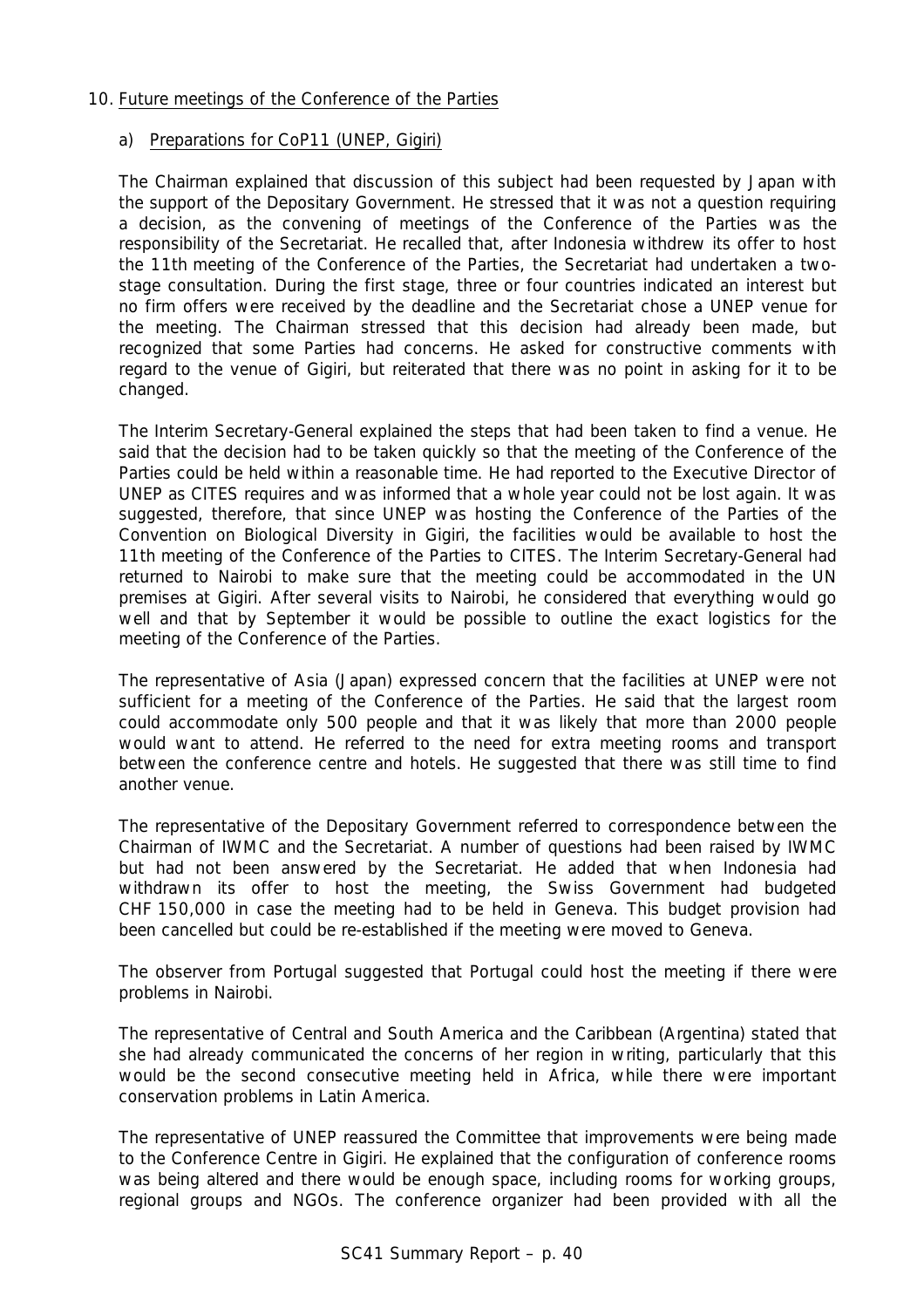10. Future meetings of the Conference of the Parties

a) Preparations for CoP11 (UNEP, Gigiri)

The Chairman explained that discussion of this subject had been requested by Japan with the support of the Depositary Government. He stressed that it was not a question requiring a decision, as the convening of meetings of the Conference of the Parties was the responsibility of the Secretariat. He recalled that, after Indonesia withdrew its offer to host the 11th meeting of the Conference of the Parties, the Secretariat had undertaken a two-stage consultation. During the first stage, three or four countries indicated an interest but no firm offers were received by the deadline and the Secretariat chose a UNEP venue for the meeting. The Chairman stressed that this decision had already been made, but recognized that some Parties had concerns. He asked for constructive comments with regard to the venue of Gigiri, but reiterated that there was no point in asking for it to be changed.

The Interim Secretary-General explained the steps that had been taken to find a venue. He said that the decision had to be taken quickly so that the meeting of the Conference of the Parties could be held within a reasonable time. He had reported to the Executive Director of UNEP as CITES requires and was informed that a whole year could not be lost again. It was suggested, therefore, that since UNEP was hosting the Conference of the Parties of the Convention on Biological Diversity in Gigiri, the facilities would be available to host the 11th meeting of the Conference of the Parties to CITES. The Interim Secretary-General had returned to Nairobi to make sure that the meeting could be accommodated in the UN premises at Gigiri. After several visits to Nairobi, he considered that everything would go well and that by September it would be possible to outline the exact logistics for the meeting of the Conference of the Parties.

The representative of Asia (Japan) expressed concern that the facilities at UNEP were not sufficient for a meeting of the Conference of the Parties. He said that the largest room could accommodate only 500 people and that it was likely that more than 2000 people would want to attend. He referred to the need for extra meeting rooms and transport between the conference centre and hotels. He suggested that there was still time to find another venue.

The representative of the Depositary Government referred to correspondence between the Chairman of IWMC and the Secretariat. A number of questions had been raised by IWMC but had not been answered by the Secretariat. He added that when Indonesia had withdrawn its offer to host the meeting, the Swiss Government had budgeted CHF 150,000 in case the meeting had to be held in Geneva. This budget provision had been cancelled but could be re-established if the meeting were moved to Geneva.

The observer from Portugal suggested that Portugal could host the meeting if there were problems in Nairobi.

The representative of Central and South America and the Caribbean (Argentina) stated that she had already communicated the concerns of her region in writing, particularly that this would be the second consecutive meeting held in Africa, while there were important conservation problems in Latin America.

The representative of UNEP reassured the Committee that improvements were being made to the Conference Centre in Gigiri. He explained that the configuration of conference rooms was being altered and there would be enough space, including rooms for working groups, regional groups and NGOs. The conference organizer had been provided with all the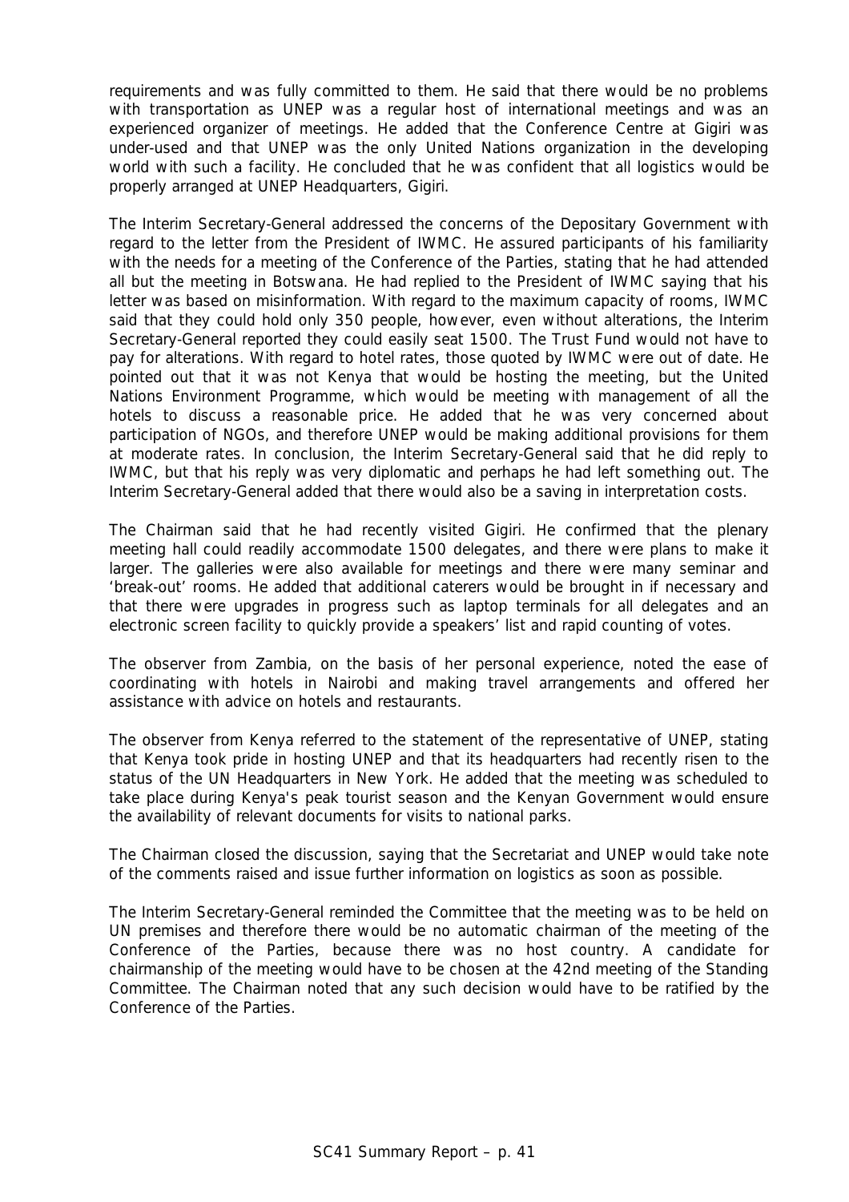requirements and was fully committed to them. He said that there would be no problems with transportation as UNEP was a regular host of international meetings and was an experienced organizer of meetings. He added that the Conference Centre at Gigiri was under-used and that UNEP was the only United Nations organization in the developing world with such a facility. He concluded that he was confident that all logistics would be properly arranged at UNEP Headquarters, Gigiri.

The Interim Secretary-General addressed the concerns of the Depositary Government with regard to the letter from the President of IWMC. He assured participants of his familiarity with the needs for a meeting of the Conference of the Parties, stating that he had attended all but the meeting in Botswana. He had replied to the President of IWMC saying that his letter was based on misinformation. With regard to the maximum capacity of rooms, IWMC said that they could hold only 350 people, however, even without alterations, the Interim Secretary-General reported they could easily seat 1500. The Trust Fund would not have to pay for alterations. With regard to hotel rates, those quoted by IWMC were out of date. He pointed out that it was not Kenya that would be hosting the meeting, but the United Nations Environment Programme, which would be meeting with management of all the hotels to discuss a reasonable price. He added that he was very concerned about participation of NGOs, and therefore UNEP would be making additional provisions for them at moderate rates. In conclusion, the Interim Secretary-General said that he did reply to IWMC, but that his reply was very diplomatic and perhaps he had left something out. The Interim Secretary-General added that there would also be a saving in interpretation costs.

The Chairman said that he had recently visited Gigiri. He confirmed that the plenary meeting hall could readily accommodate 1500 delegates, and there were plans to make it larger. The galleries were also available for meetings and there were many seminar and 'break-out' rooms. He added that additional caterers would be brought in if necessary and that there were upgrades in progress such as laptop terminals for all delegates and an electronic screen facility to quickly provide a speakers' list and rapid counting of votes.

The observer from Zambia, on the basis of her personal experience, noted the ease of coordinating with hotels in Nairobi and making travel arrangements and offered her assistance with advice on hotels and restaurants.

The observer from Kenya referred to the statement of the representative of UNEP, stating that Kenya took pride in hosting UNEP and that its headquarters had recently risen to the status of the UN Headquarters in New York. He added that the meeting was scheduled to take place during Kenya's peak tourist season and the Kenyan Government would ensure the availability of relevant documents for visits to national parks.

The Chairman closed the discussion, saying that the Secretariat and UNEP would take note of the comments raised and issue further information on logistics as soon as possible.

The Interim Secretary-General reminded the Committee that the meeting was to be held on UN premises and therefore there would be no automatic chairman of the meeting of the Conference of the Parties, because there was no host country. A candidate for chairmanship of the meeting would have to be chosen at the 42nd meeting of the Standing Committee. The Chairman noted that any such decision would have to be ratified by the Conference of the Parties.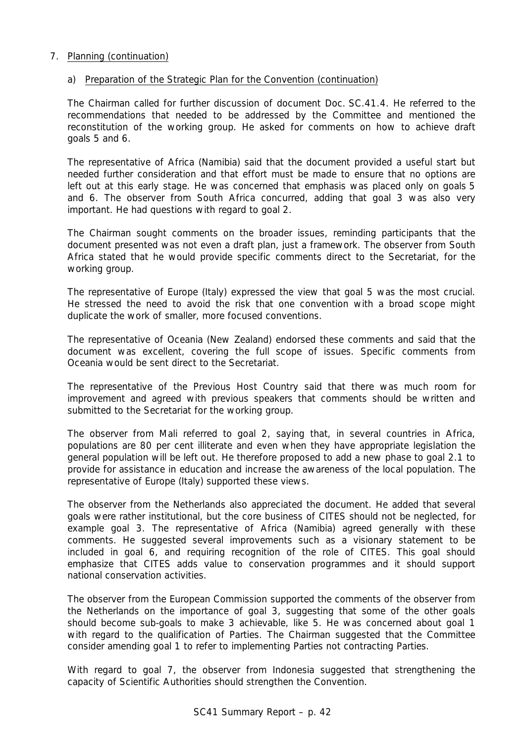7. Planning (continuation)

   a) Preparation of the Strategic Plan for the Convention (continuation)

   The Chairman called for further discussion of document Doc. SC.41.4. He referred to the recommendations that needed to be addressed by the Committee and mentioned the reconstitution of the working group. He asked for comments on how to achieve draft goals 5 and 6.

   The representative of Africa (Namibia) said that the document provided a useful start but needed further consideration and that effort must be made to ensure that no options are left out at this early stage. He was concerned that emphasis was placed only on goals 5 and 6. The observer from South Africa concurred, adding that goal 3 was also very important. He had questions with regard to goal 2.

   The Chairman sought comments on the broader issues, reminding participants that the document presented was not even a draft plan, just a framework. The observer from South Africa stated that he would provide specific comments direct to the Secretariat, for the working group.

   The representative of Europe (Italy) expressed the view that goal 5 was the most crucial. He stressed the need to avoid the risk that one convention with a broad scope might duplicate the work of smaller, more focused conventions.

   The representative of Oceania (New Zealand) endorsed these comments and said that the document was excellent, covering the full scope of issues. Specific comments from Oceania would be sent direct to the Secretariat.

   The representative of the Previous Host Country said that there was much room for improvement and agreed with previous speakers that comments should be written and submitted to the Secretariat for the working group.

   The observer from Mali referred to goal 2, saying that, in several countries in Africa, populations are 80 per cent illiterate and even when they have appropriate legislation the general population will be left out. He therefore proposed to add a new phase to goal 2.1 to provide for assistance in education and increase the awareness of the local population. The representative of Europe (Italy) supported these views.

   The observer from the Netherlands also appreciated the document. He added that several goals were rather institutional, but the core business of CITES should not be neglected, for example goal 3. The representative of Africa (Namibia) agreed generally with these comments. He suggested several improvements such as a visionary statement to be included in goal 6, and requiring recognition of the role of CITES. This goal should emphasize that CITES adds value to conservation programmes and it should support national conservation activities.

   The observer from the European Commission supported the comments of the observer from the Netherlands on the importance of goal 3, suggesting that some of the other goals should become sub-goals to make 3 achievable, like 5. He was concerned about goal 1 with regard to the qualification of Parties. The Chairman suggested that the Committee consider amending goal 1 to refer to implementing Parties not contracting Parties.

   With regard to goal 7, the observer from Indonesia suggested that strengthening the capacity of Scientific Authorities should strengthen the Convention.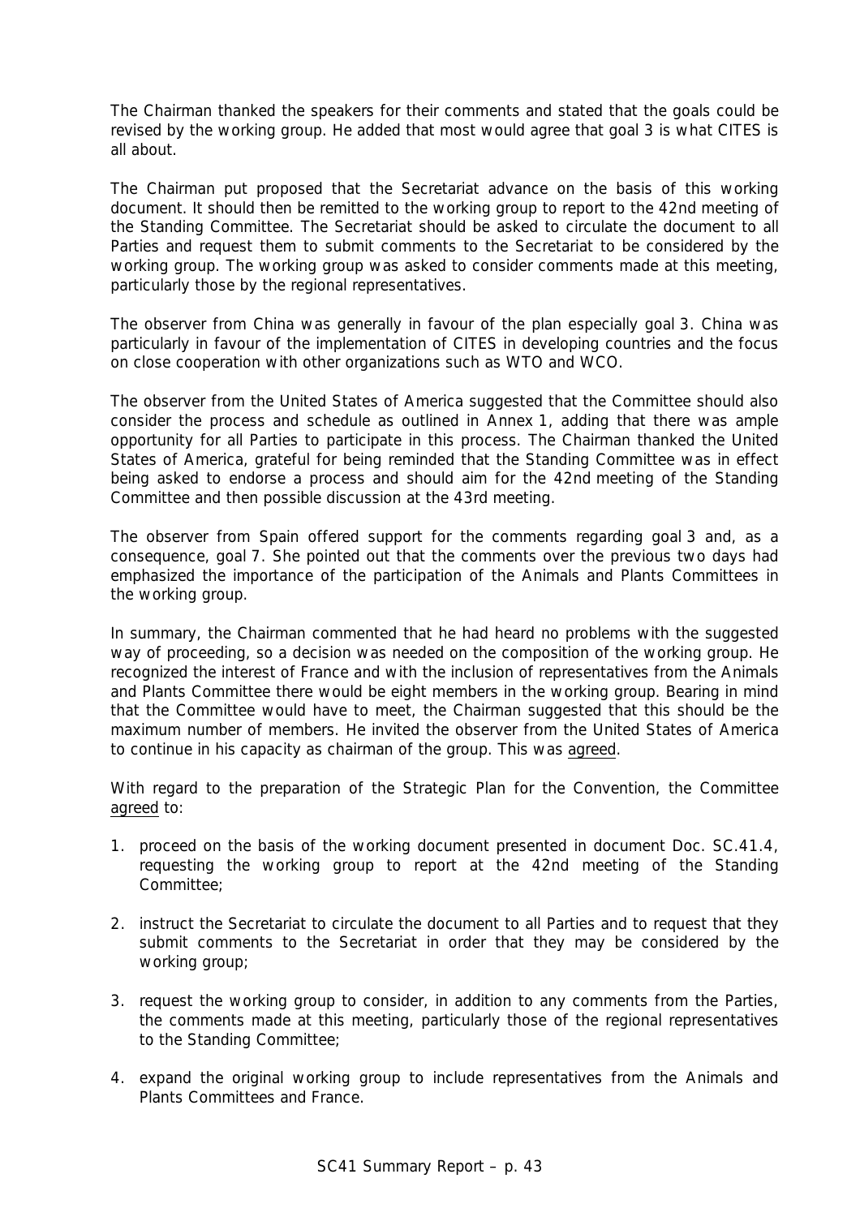The Chairman thanked the speakers for their comments and stated that the goals could be revised by the working group. He added that most would agree that goal 3 is what CITES is all about.

The Chairman put proposed that the Secretariat advance on the basis of this working document. It should then be remitted to the working group to report to the 42nd meeting of the Standing Committee. The Secretariat should be asked to circulate the document to all Parties and request them to submit comments to the Secretariat to be considered by the working group. The working group was asked to consider comments made at this meeting, particularly those by the regional representatives.

The observer from China was generally in favour of the plan especially goal 3. China was particularly in favour of the implementation of CITES in developing countries and the focus on close cooperation with other organizations such as WTO and WCO.

The observer from the United States of America suggested that the Committee should also consider the process and schedule as outlined in Annex 1, adding that there was ample opportunity for all Parties to participate in this process. The Chairman thanked the United States of America, grateful for being reminded that the Standing Committee was in effect being asked to endorse a process and should aim for the 42nd meeting of the Standing Committee and then possible discussion at the 43rd meeting.

The observer from Spain offered support for the comments regarding goal 3 and, as a consequence, goal 7. She pointed out that the comments over the previous two days had emphasized the importance of the participation of the Animals and Plants Committees in the working group.

In summary, the Chairman commented that he had heard no problems with the suggested way of proceeding, so a decision was needed on the composition of the working group. He recognized the interest of France and with the inclusion of representatives from the Animals and Plants Committee there would be eight members in the working group. Bearing in mind that the Committee would have to meet, the Chairman suggested that this should be the maximum number of members. He invited the observer from the United States of America to continue in his capacity as chairman of the group. This was agreed.

With regard to the preparation of the Strategic Plan for the Convention, the Committee agreed to:

1. proceed on the basis of the working document presented in document Doc. SC.41.4, requesting the working group to report at the 42nd meeting of the Standing Committee;

2. instruct the Secretariat to circulate the document to all Parties and to request that they submit comments to the Secretariat in order that they may be considered by the working group;

3. request the working group to consider, in addition to any comments from the Parties, the comments made at this meeting, particularly those of the regional representatives to the Standing Committee;

4. expand the original working group to include representatives from the Animals and Plants Committees and France.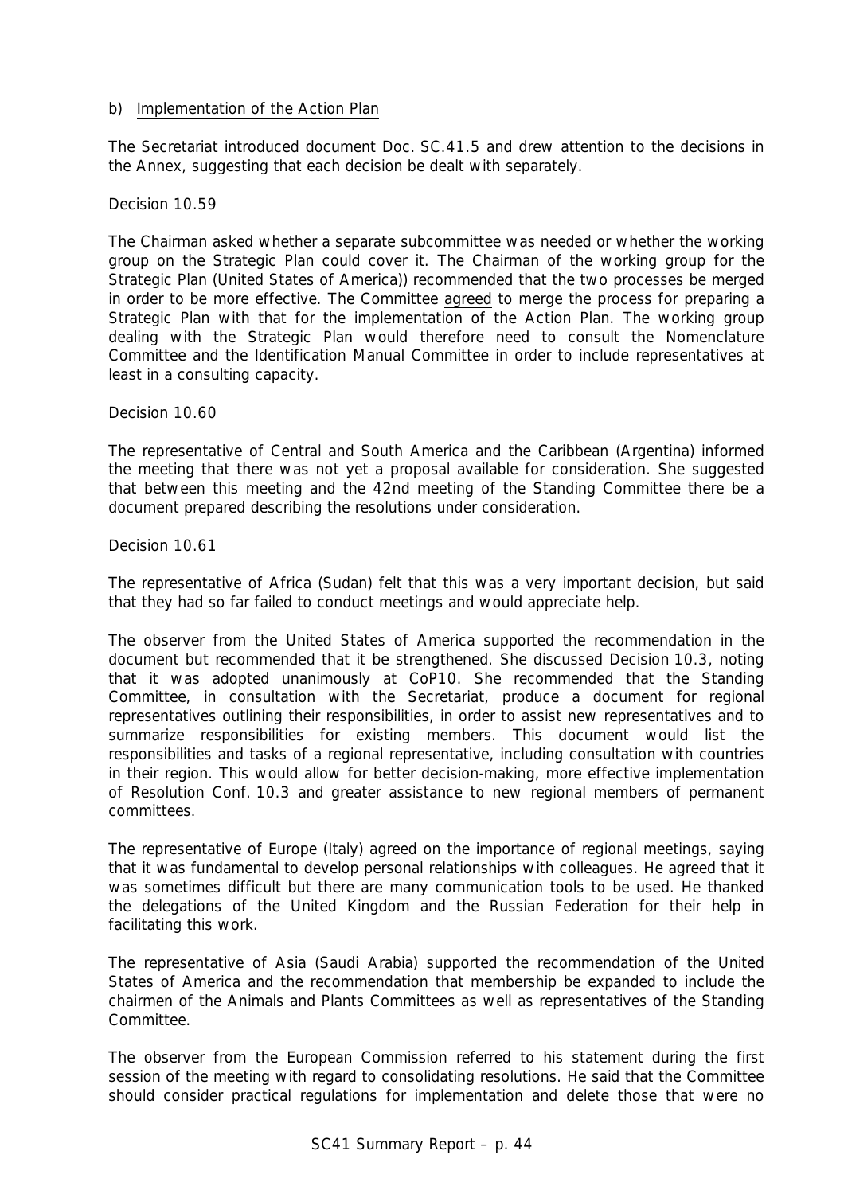b) Implementation of the Action Plan

The Secretariat introduced document Doc. SC.41.5 and drew attention to the decisions in the Annex, suggesting that each decision be dealt with separately.

Decision 10.59

The Chairman asked whether a separate subcommittee was needed or whether the working group on the Strategic Plan could cover it. The Chairman of the working group for the Strategic Plan (United States of America)) recommended that the two processes be merged in order to be more effective. The Committee agreed to merge the process for preparing a Strategic Plan with that for the implementation of the Action Plan. The working group dealing with the Strategic Plan would therefore need to consult the Nomenclature Committee and the Identification Manual Committee in order to include representatives at least in a consulting capacity.

Decision 10.60

The representative of Central and South America and the Caribbean (Argentina) informed the meeting that there was not yet a proposal available for consideration. She suggested that between this meeting and the 42nd meeting of the Standing Committee there be a document prepared describing the resolutions under consideration.

Decision 10.61

The representative of Africa (Sudan) felt that this was a very important decision, but said that they had so far failed to conduct meetings and would appreciate help.

The observer from the United States of America supported the recommendation in the document but recommended that it be strengthened. She discussed Decision 10.3, noting that it was adopted unanimously at CoP10. She recommended that the Standing Committee, in consultation with the Secretariat, produce a document for regional representatives outlining their responsibilities, in order to assist new representatives and to summarize responsibilities for existing members. This document would list the responsibilities and tasks of a regional representative, including consultation with countries in their region. This would allow for better decision-making, more effective implementation of Resolution Conf. 10.3 and greater assistance to new regional members of permanent committees.

The representative of Europe (Italy) agreed on the importance of regional meetings, saying that it was fundamental to develop personal relationships with colleagues. He agreed that it was sometimes difficult but there are many communication tools to be used. He thanked the delegations of the United Kingdom and the Russian Federation for their help in facilitating this work.

The representative of Asia (Saudi Arabia) supported the recommendation of the United States of America and the recommendation that membership be expanded to include the chairmen of the Animals and Plants Committees as well as representatives of the Standing Committee.

The observer from the European Commission referred to his statement during the first session of the meeting with regard to consolidating resolutions. He said that the Committee should consider practical regulations for implementation and delete those that were no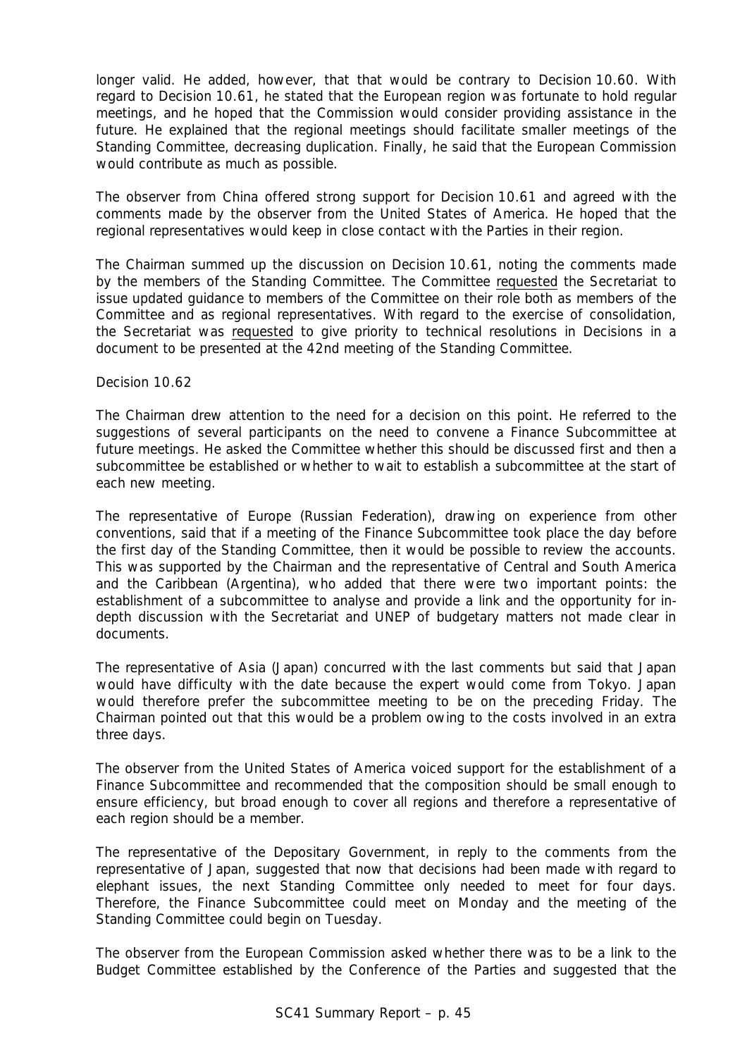longer valid. He added, however, that that would be contrary to Decision 10.60. With regard to Decision 10.61, he stated that the European region was fortunate to hold regular meetings, and he hoped that the Commission would consider providing assistance in the future. He explained that the regional meetings should facilitate smaller meetings of the Standing Committee, decreasing duplication. Finally, he said that the European Commission would contribute as much as possible.

The observer from China offered strong support for Decision 10.61 and agreed with the comments made by the observer from the United States of America. He hoped that the regional representatives would keep in close contact with the Parties in their region.

The Chairman summed up the discussion on Decision 10.61, noting the comments made by the members of the Standing Committee. The Committee requested the Secretariat to issue updated guidance to members of the Committee on their role both as members of the Committee and as regional representatives. With regard to the exercise of consolidation, the Secretariat was requested to give priority to technical resolutions in Decisions in a document to be presented at the 42nd meeting of the Standing Committee.

Decision 10.62

The Chairman drew attention to the need for a decision on this point. He referred to the suggestions of several participants on the need to convene a Finance Subcommittee at future meetings. He asked the Committee whether this should be discussed first and then a subcommittee be established or whether to wait to establish a subcommittee at the start of each new meeting.

The representative of Europe (Russian Federation), drawing on experience from other conventions, said that if a meeting of the Finance Subcommittee took place the day before the first day of the Standing Committee, then it would be possible to review the accounts. This was supported by the Chairman and the representative of Central and South America and the Caribbean (Argentina), who added that there were two important points: the establishment of a subcommittee to analyse and provide a link and the opportunity for in-depth discussion with the Secretariat and UNEP of budgetary matters not made clear in documents.

The representative of Asia (Japan) concurred with the last comments but said that Japan would have difficulty with the date because the expert would come from Tokyo. Japan would therefore prefer the subcommittee meeting to be on the preceding Friday. The Chairman pointed out that this would be a problem owing to the costs involved in an extra three days.

The observer from the United States of America voiced support for the establishment of a Finance Subcommittee and recommended that the composition should be small enough to ensure efficiency, but broad enough to cover all regions and therefore a representative of each region should be a member.

The representative of the Depositary Government, in reply to the comments from the representative of Japan, suggested that now that decisions had been made with regard to elephant issues, the next Standing Committee only needed to meet for four days. Therefore, the Finance Subcommittee could meet on Monday and the meeting of the Standing Committee could begin on Tuesday.

The observer from the European Commission asked whether there was to be a link to the Budget Committee established by the Conference of the Parties and suggested that the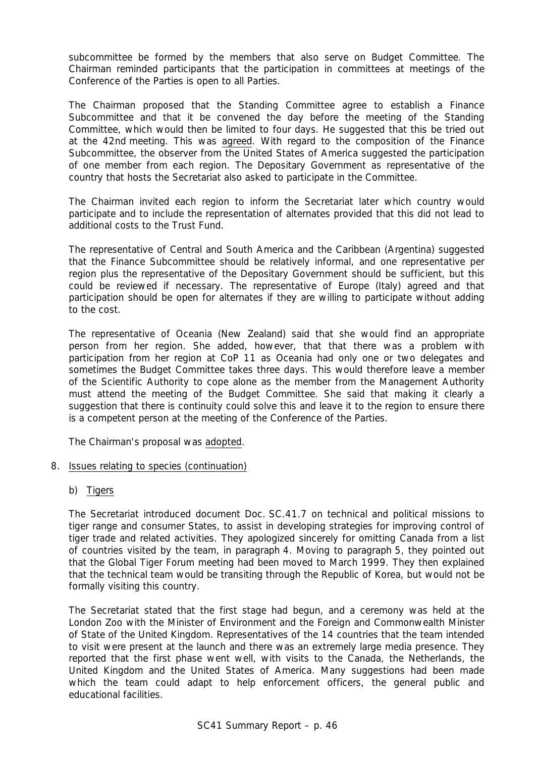subcommittee be formed by the members that also serve on Budget Committee. The Chairman reminded participants that the participation in committees at meetings of the Conference of the Parties is open to all Parties.

The Chairman proposed that the Standing Committee agree to establish a Finance Subcommittee and that it be convened the day before the meeting of the Standing Committee, which would then be limited to four days. He suggested that this be tried out at the 42nd meeting. This was agreed. With regard to the composition of the Finance Subcommittee, the observer from the United States of America suggested the participation of one member from each region. The Depositary Government as representative of the country that hosts the Secretariat also asked to participate in the Committee.

The Chairman invited each region to inform the Secretariat later which country would participate and to include the representation of alternates provided that this did not lead to additional costs to the Trust Fund.

The representative of Central and South America and the Caribbean (Argentina) suggested that the Finance Subcommittee should be relatively informal, and one representative per region plus the representative of the Depositary Government should be sufficient, but this could be reviewed if necessary. The representative of Europe (Italy) agreed and that participation should be open for alternates if they are willing to participate without adding to the cost.

The representative of Oceania (New Zealand) said that she would find an appropriate person from her region. She added, however, that that there was a problem with participation from her region at CoP 11 as Oceania had only one or two delegates and sometimes the Budget Committee takes three days. This would therefore leave a member of the Scientific Authority to cope alone as the member from the Management Authority must attend the meeting of the Budget Committee. She said that making it clearly a suggestion that there is continuity could solve this and leave it to the region to ensure there is a competent person at the meeting of the Conference of the Parties.

The Chairman's proposal was adopted.

8. Issues relating to species (continuation)

   b) Tigers

The Secretariat introduced document Doc. SC.41.7 on technical and political missions to tiger range and consumer States, to assist in developing strategies for improving control of tiger trade and related activities. They apologized sincerely for omitting Canada from a list of countries visited by the team, in paragraph 4. Moving to paragraph 5, they pointed out that the Global Tiger Forum meeting had been moved to March 1999. They then explained that the technical team would be transiting through the Republic of Korea, but would not be formally visiting this country.

The Secretariat stated that the first stage had begun, and a ceremony was held at the London Zoo with the Minister of Environment and the Foreign and Commonwealth Minister of State of the United Kingdom. Representatives of the 14 countries that the team intended to visit were present at the launch and there was an extremely large media presence. They reported that the first phase went well, with visits to the Canada, the Netherlands, the United Kingdom and the United States of America. Many suggestions had been made which the team could adapt to help enforcement officers, the general public and educational facilities.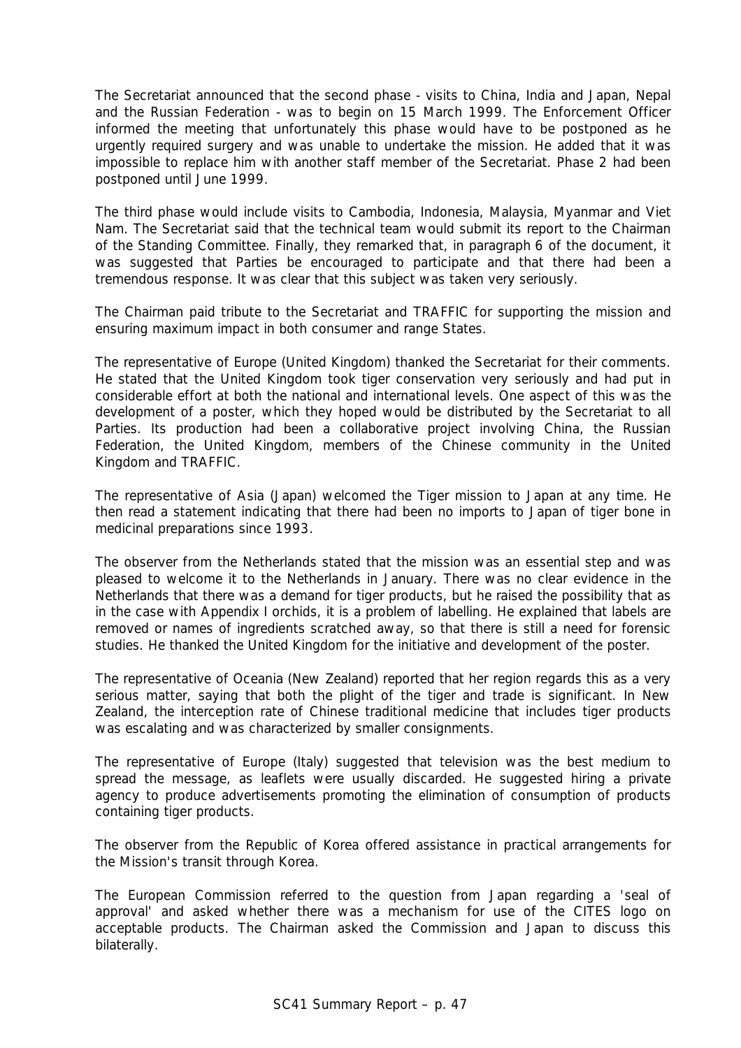The Secretariat announced that the second phase - visits to China, India and Japan, Nepal and the Russian Federation - was to begin on 15 March 1999. The Enforcement Officer informed the meeting that unfortunately this phase would have to be postponed as he urgently required surgery and was unable to undertake the mission. He added that it was impossible to replace him with another staff member of the Secretariat. Phase 2 had been postponed until June 1999.

The third phase would include visits to Cambodia, Indonesia, Malaysia, Myanmar and Viet Nam. The Secretariat said that the technical team would submit its report to the Chairman of the Standing Committee. Finally, they remarked that, in paragraph 6 of the document, it was suggested that Parties be encouraged to participate and that there had been a tremendous response. It was clear that this subject was taken very seriously.

The Chairman paid tribute to the Secretariat and TRAFFIC for supporting the mission and ensuring maximum impact in both consumer and range States.

The representative of Europe (United Kingdom) thanked the Secretariat for their comments. He stated that the United Kingdom took tiger conservation very seriously and had put in considerable effort at both the national and international levels. One aspect of this was the development of a poster, which they hoped would be distributed by the Secretariat to all Parties. Its production had been a collaborative project involving China, the Russian Federation, the United Kingdom, members of the Chinese community in the United Kingdom and TRAFFIC.

The representative of Asia (Japan) welcomed the Tiger mission to Japan at any time. He then read a statement indicating that there had been no imports to Japan of tiger bone in medicinal preparations since 1993.

The observer from the Netherlands stated that the mission was an essential step and was pleased to welcome it to the Netherlands in January. There was no clear evidence in the Netherlands that there was a demand for tiger products, but he raised the possibility that as in the case with Appendix I orchids, it is a problem of labelling. He explained that labels are removed or names of ingredients scratched away, so that there is still a need for forensic studies. He thanked the United Kingdom for the initiative and development of the poster.

The representative of Oceania (New Zealand) reported that her region regards this as a very serious matter, saying that both the plight of the tiger and trade is significant. In New Zealand, the interception rate of Chinese traditional medicine that includes tiger products was escalating and was characterized by smaller consignments.

The representative of Europe (Italy) suggested that television was the best medium to spread the message, as leaflets were usually discarded. He suggested hiring a private agency to produce advertisements promoting the elimination of consumption of products containing tiger products.

The observer from the Republic of Korea offered assistance in practical arrangements for the Mission's transit through Korea.

The European Commission referred to the question from Japan regarding a 'seal of approval' and asked whether there was a mechanism for use of the CITES logo on acceptable products. The Chairman asked the Commission and Japan to discuss this bilaterally.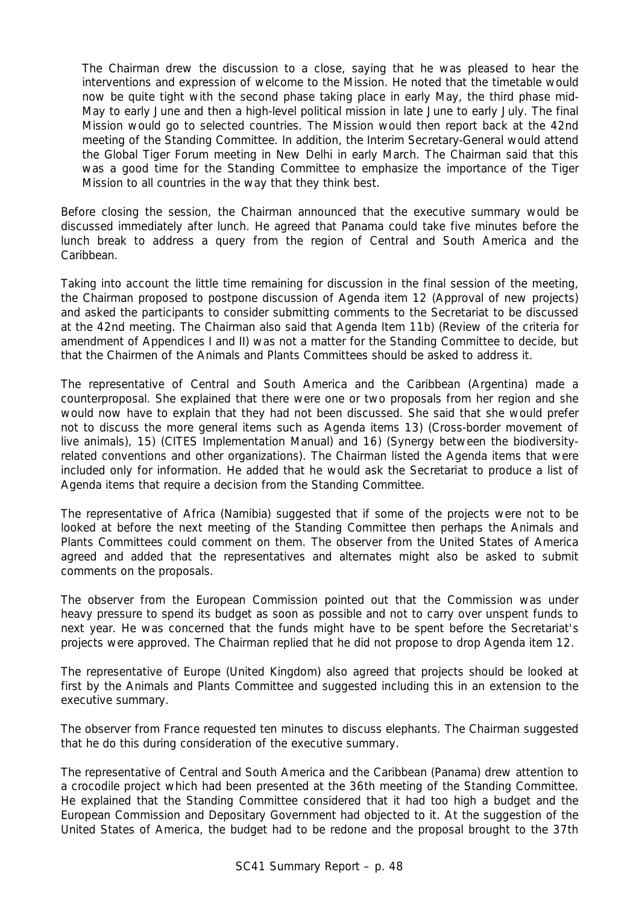The Chairman drew the discussion to a close, saying that he was pleased to hear the interventions and expression of welcome to the Mission. He noted that the timetable would now be quite tight with the second phase taking place in early May, the third phase mid-May to early June and then a high-level political mission in late June to early July. The final Mission would go to selected countries. The Mission would then report back at the 42nd meeting of the Standing Committee. In addition, the Interim Secretary-General would attend the Global Tiger Forum meeting in New Delhi in early March. The Chairman said that this was a good time for the Standing Committee to emphasize the importance of the Tiger Mission to all countries in the way that they think best.

Before closing the session, the Chairman announced that the executive summary would be discussed immediately after lunch. He agreed that Panama could take five minutes before the lunch break to address a query from the region of Central and South America and the Caribbean.

Taking into account the little time remaining for discussion in the final session of the meeting, the Chairman proposed to postpone discussion of Agenda item 12 (Approval of new projects) and asked the participants to consider submitting comments to the Secretariat to be discussed at the 42nd meeting. The Chairman also said that Agenda Item 11b) (Review of the criteria for amendment of Appendices I and II) was not a matter for the Standing Committee to decide, but that the Chairmen of the Animals and Plants Committees should be asked to address it.

The representative of Central and South America and the Caribbean (Argentina) made a counterproposal. She explained that there were one or two proposals from her region and she would now have to explain that they had not been discussed. She said that she would prefer not to discuss the more general items such as Agenda items 13) (Cross-border movement of live animals), 15) (CITES Implementation Manual) and 16) (Synergy between the biodiversity-related conventions and other organizations). The Chairman listed the Agenda items that were included only for information. He added that he would ask the Secretariat to produce a list of Agenda items that require a decision from the Standing Committee.

The representative of Africa (Namibia) suggested that if some of the projects were not to be looked at before the next meeting of the Standing Committee then perhaps the Animals and Plants Committees could comment on them. The observer from the United States of America agreed and added that the representatives and alternates might also be asked to submit comments on the proposals.

The observer from the European Commission pointed out that the Commission was under heavy pressure to spend its budget as soon as possible and not to carry over unspent funds to next year. He was concerned that the funds might have to be spent before the Secretariat's projects were approved. The Chairman replied that he did not propose to drop Agenda item 12.

The representative of Europe (United Kingdom) also agreed that projects should be looked at first by the Animals and Plants Committee and suggested including this in an extension to the executive summary.

The observer from France requested ten minutes to discuss elephants. The Chairman suggested that he do this during consideration of the executive summary.

The representative of Central and South America and the Caribbean (Panama) drew attention to a crocodile project which had been presented at the 36th meeting of the Standing Committee. He explained that the Standing Committee considered that it had too high a budget and the European Commission and Depositary Government had objected to it. At the suggestion of the United States of America, the budget had to be redone and the proposal brought to the 37th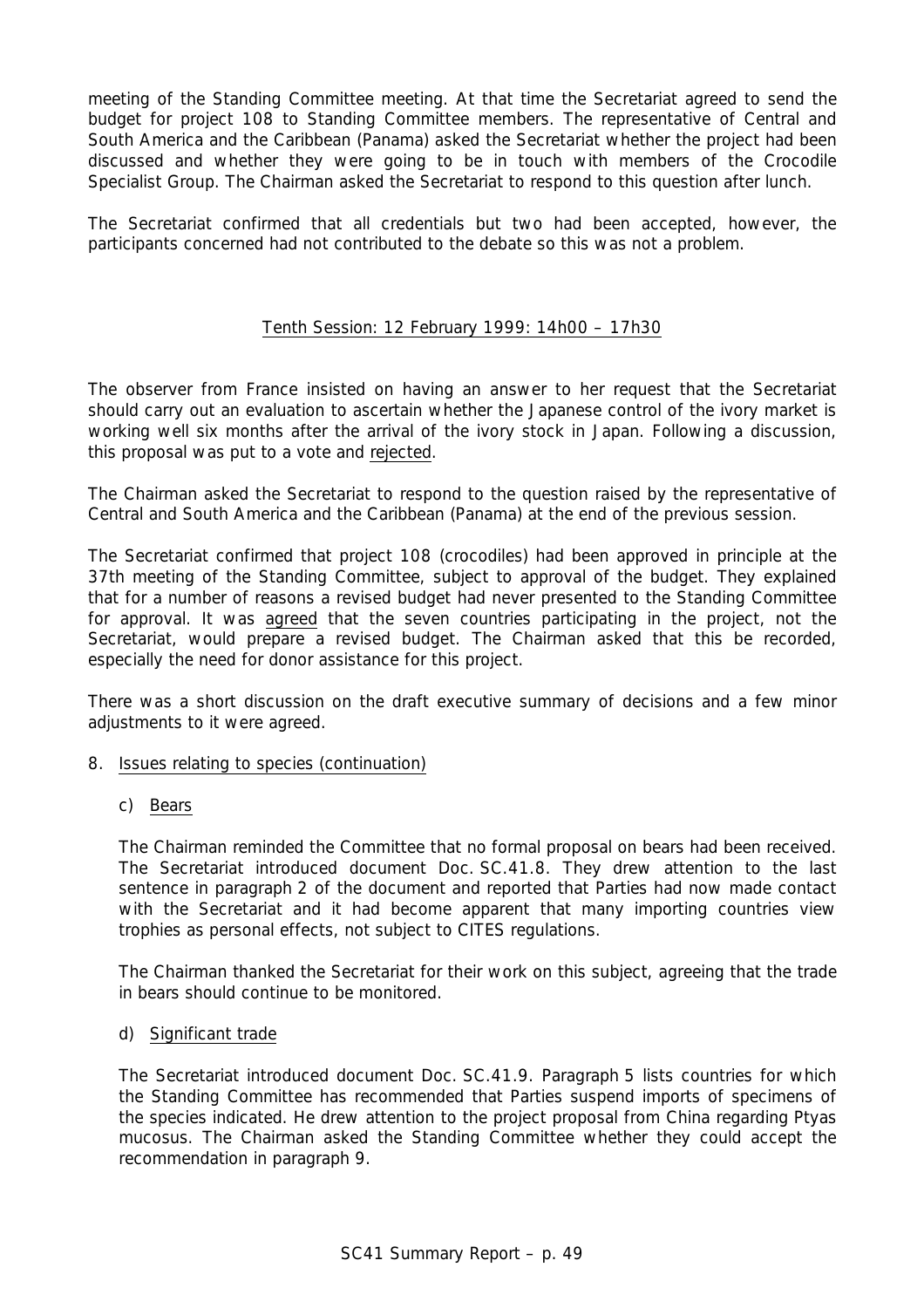meeting of the Standing Committee meeting. At that time the Secretariat agreed to send the budget for project 108 to Standing Committee members. The representative of Central and South America and the Caribbean (Panama) asked the Secretariat whether the project had been discussed and whether they were going to be in touch with members of the Crocodile Specialist Group. The Chairman asked the Secretariat to respond to this question after lunch.

The Secretariat confirmed that all credentials but two had been accepted, however, the participants concerned had not contributed to the debate so this was not a problem.

## Tenth Session: 12 February 1999: 14h00 – 17h30

The observer from France insisted on having an answer to her request that the Secretariat should carry out an evaluation to ascertain whether the Japanese control of the ivory market is working well six months after the arrival of the ivory stock in Japan. Following a discussion, this proposal was put to a vote and rejected.

The Chairman asked the Secretariat to respond to the question raised by the representative of Central and South America and the Caribbean (Panama) at the end of the previous session.

The Secretariat confirmed that project 108 (crocodiles) had been approved in principle at the 37th meeting of the Standing Committee, subject to approval of the budget. They explained that for a number of reasons a revised budget had never presented to the Standing Committee for approval. It was agreed that the seven countries participating in the project, not the Secretariat, would prepare a revised budget. The Chairman asked that this be recorded, especially the need for donor assistance for this project.

There was a short discussion on the draft executive summary of decisions and a few minor adjustments to it were agreed.

8. Issues relating to species (continuation)

   c) Bears

   The Chairman reminded the Committee that no formal proposal on bears had been received. The Secretariat introduced document Doc. SC.41.8. They drew attention to the last sentence in paragraph 2 of the document and reported that Parties had now made contact with the Secretariat and it had become apparent that many importing countries view trophies as personal effects, not subject to CITES regulations.

   The Chairman thanked the Secretariat for their work on this subject, agreeing that the trade in bears should continue to be monitored.

   d) Significant trade

   The Secretariat introduced document Doc. SC.41.9. Paragraph 5 lists countries for which the Standing Committee has recommended that Parties suspend imports of specimens of the species indicated. He drew attention to the project proposal from China regarding *Ptyas mucosus*. The Chairman asked the Standing Committee whether they could accept the recommendation in paragraph 9.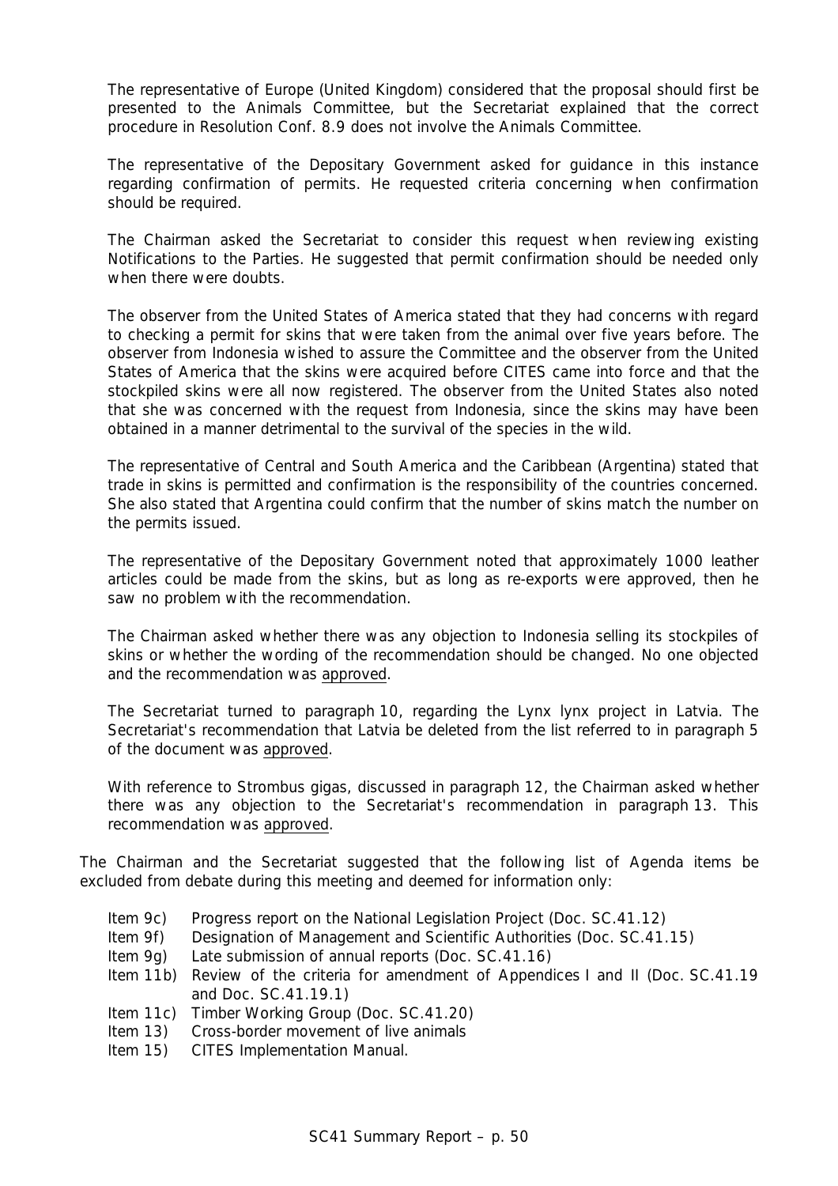The representative of Europe (United Kingdom) considered that the proposal should first be presented to the Animals Committee, but the Secretariat explained that the correct procedure in Resolution Conf. 8.9 does not involve the Animals Committee.

The representative of the Depositary Government asked for guidance in this instance regarding confirmation of permits. He requested criteria concerning when confirmation should be required.

The Chairman asked the Secretariat to consider this request when reviewing existing Notifications to the Parties. He suggested that permit confirmation should be needed only when there were doubts.

The observer from the United States of America stated that they had concerns with regard to checking a permit for skins that were taken from the animal over five years before. The observer from Indonesia wished to assure the Committee and the observer from the United States of America that the skins were acquired before CITES came into force and that the stockpiled skins were all now registered. The observer from the United States also noted that she was concerned with the request from Indonesia, since the skins may have been obtained in a manner detrimental to the survival of the species in the wild.

The representative of Central and South America and the Caribbean (Argentina) stated that trade in skins is permitted and confirmation is the responsibility of the countries concerned. She also stated that Argentina could confirm that the number of skins match the number on the permits issued.

The representative of the Depositary Government noted that approximately 1000 leather articles could be made from the skins, but as long as re-exports were approved, then he saw no problem with the recommendation.

The Chairman asked whether there was any objection to Indonesia selling its stockpiles of skins or whether the wording of the recommendation should be changed. No one objected and the recommendation was approved.

The Secretariat turned to paragraph 10, regarding the *Lynx lynx* project in Latvia. The Secretariat's recommendation that Latvia be deleted from the list referred to in paragraph 5 of the document was approved.

With reference to *Strombus gigas*, discussed in paragraph 12, the Chairman asked whether there was any objection to the Secretariat's recommendation in paragraph 13. This recommendation was approved.

The Chairman and the Secretariat suggested that the following list of Agenda items be excluded from debate during this meeting and deemed for information only:

- Item 9c) Progress report on the National Legislation Project (Doc. SC.41.12)
- Item 9f) Designation of Management and Scientific Authorities (Doc. SC.41.15)
- Item 9g) Late submission of annual reports (Doc. SC.41.16)
- Item 11b) Review of the criteria for amendment of Appendices I and II (Doc. SC.41.19 and Doc. SC.41.19.1)
- Item 11c) Timber Working Group (Doc. SC.41.20)
- Item 13) Cross-border movement of live animals
- Item 15) CITES Implementation Manual.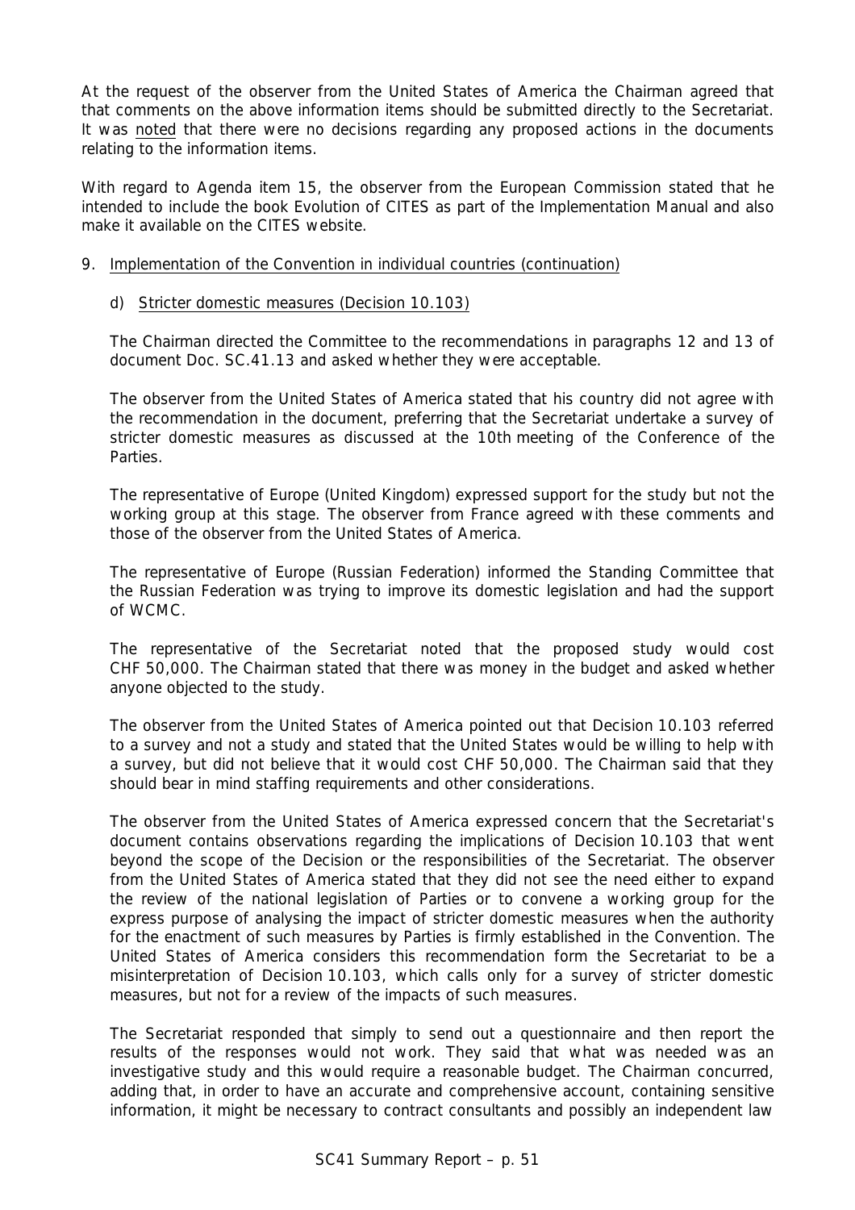At the request of the observer from the United States of America the Chairman agreed that that comments on the above information items should be submitted directly to the Secretariat. It was noted that there were no decisions regarding any proposed actions in the documents relating to the information items.

With regard to Agenda item 15, the observer from the European Commission stated that he intended to include the book Evolution of CITES as part of the Implementation Manual and also make it available on the CITES website.

9. Implementation of the Convention in individual countries (continuation)

   d) Stricter domestic measures (Decision 10.103)

   The Chairman directed the Committee to the recommendations in paragraphs 12 and 13 of document Doc. SC.41.13 and asked whether they were acceptable.

   The observer from the United States of America stated that his country did not agree with the recommendation in the document, preferring that the Secretariat undertake a survey of stricter domestic measures as discussed at the 10th meeting of the Conference of the Parties.

   The representative of Europe (United Kingdom) expressed support for the study but not the working group at this stage. The observer from France agreed with these comments and those of the observer from the United States of America.

   The representative of Europe (Russian Federation) informed the Standing Committee that the Russian Federation was trying to improve its domestic legislation and had the support of WCMC.

   The representative of the Secretariat noted that the proposed study would cost CHF 50,000. The Chairman stated that there was money in the budget and asked whether anyone objected to the study.

   The observer from the United States of America pointed out that Decision 10.103 referred to a survey and not a study and stated that the United States would be willing to help with a survey, but did not believe that it would cost CHF 50,000. The Chairman said that they should bear in mind staffing requirements and other considerations.

   The observer from the United States of America expressed concern that the Secretariat's document contains observations regarding the implications of Decision 10.103 that went beyond the scope of the Decision or the responsibilities of the Secretariat. The observer from the United States of America stated that they did not see the need either to expand the review of the national legislation of Parties or to convene a working group for the express purpose of analysing the impact of stricter domestic measures when the authority for the enactment of such measures by Parties is firmly established in the Convention. The United States of America considers this recommendation form the Secretariat to be a misinterpretation of Decision 10.103, which calls only for a survey of stricter domestic measures, but not for a review of the impacts of such measures.

   The Secretariat responded that simply to send out a questionnaire and then report the results of the responses would not work. They said that what was needed was an investigative study and this would require a reasonable budget. The Chairman concurred, adding that, in order to have an accurate and comprehensive account, containing sensitive information, it might be necessary to contract consultants and possibly an independent law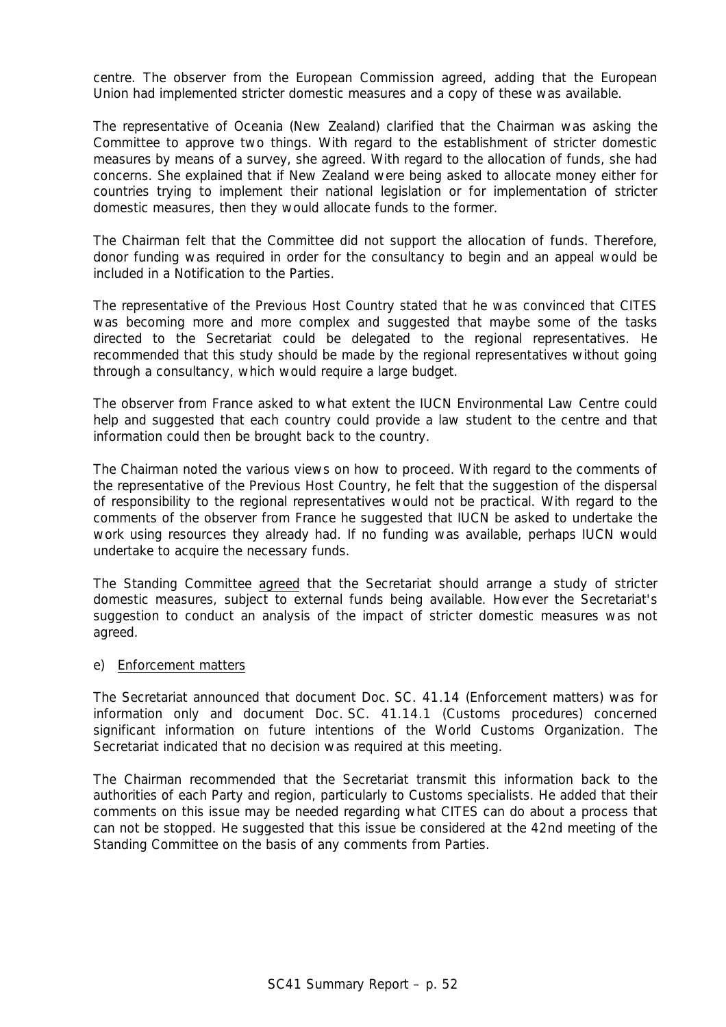centre. The observer from the European Commission agreed, adding that the European Union had implemented stricter domestic measures and a copy of these was available.

The representative of Oceania (New Zealand) clarified that the Chairman was asking the Committee to approve two things. With regard to the establishment of stricter domestic measures by means of a survey, she agreed. With regard to the allocation of funds, she had concerns. She explained that if New Zealand were being asked to allocate money either for countries trying to implement their national legislation or for implementation of stricter domestic measures, then they would allocate funds to the former.

The Chairman felt that the Committee did not support the allocation of funds. Therefore, donor funding was required in order for the consultancy to begin and an appeal would be included in a Notification to the Parties.

The representative of the Previous Host Country stated that he was convinced that CITES was becoming more and more complex and suggested that maybe some of the tasks directed to the Secretariat could be delegated to the regional representatives. He recommended that this study should be made by the regional representatives without going through a consultancy, which would require a large budget.

The observer from France asked to what extent the IUCN Environmental Law Centre could help and suggested that each country could provide a law student to the centre and that information could then be brought back to the country.

The Chairman noted the various views on how to proceed. With regard to the comments of the representative of the Previous Host Country, he felt that the suggestion of the dispersal of responsibility to the regional representatives would not be practical. With regard to the comments of the observer from France he suggested that IUCN be asked to undertake the work using resources they already had. If no funding was available, perhaps IUCN would undertake to acquire the necessary funds.

The Standing Committee agreed that the Secretariat should arrange a study of stricter domestic measures, subject to external funds being available. However the Secretariat's suggestion to conduct an analysis of the impact of stricter domestic measures was not agreed.

e) Enforcement matters

The Secretariat announced that document Doc. SC. 41.14 (Enforcement matters) was for information only and document Doc. SC. 41.14.1 (Customs procedures) concerned significant information on future intentions of the World Customs Organization. The Secretariat indicated that no decision was required at this meeting.

The Chairman recommended that the Secretariat transmit this information back to the authorities of each Party and region, particularly to Customs specialists. He added that their comments on this issue may be needed regarding what CITES can do about a process that can not be stopped. He suggested that this issue be considered at the 42nd meeting of the Standing Committee on the basis of any comments from Parties.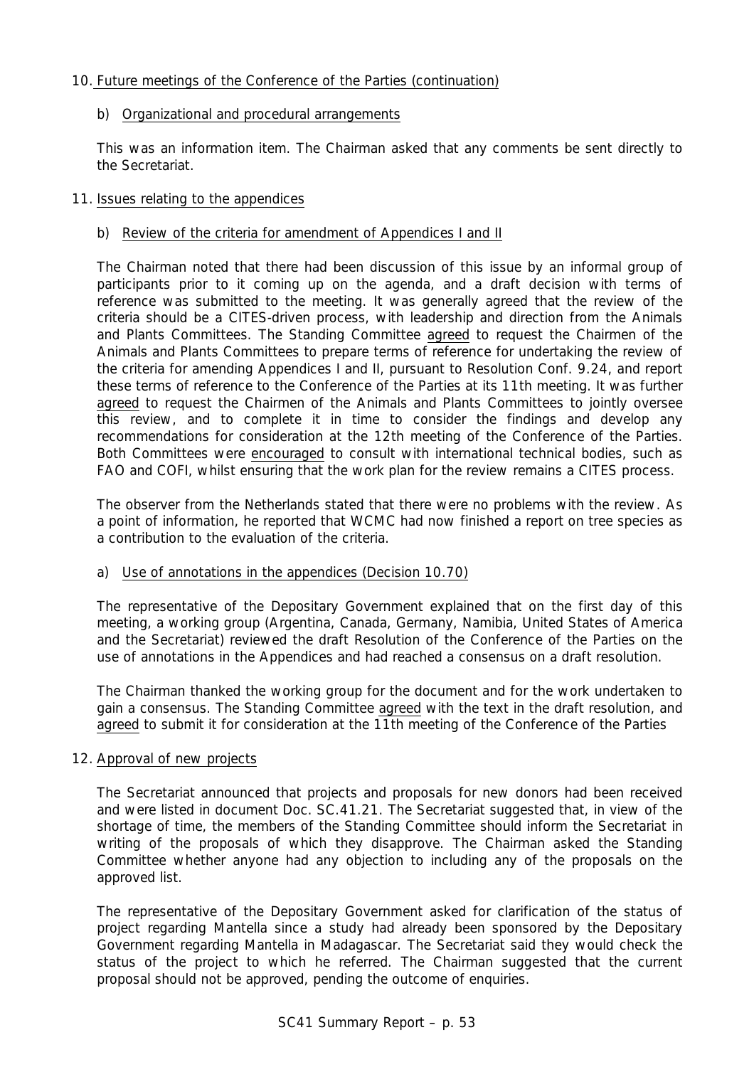10. Future meetings of the Conference of the Parties (continuation)

    b) Organizational and procedural arrangements

    This was an information item. The Chairman asked that any comments be sent directly to the Secretariat.

11. Issues relating to the appendices

    b) Review of the criteria for amendment of Appendices I and II

    The Chairman noted that there had been discussion of this issue by an informal group of participants prior to it coming up on the agenda, and a draft decision with terms of reference was submitted to the meeting. It was generally agreed that the review of the criteria should be a CITES-driven process, with leadership and direction from the Animals and Plants Committees. The Standing Committee agreed to request the Chairmen of the Animals and Plants Committees to prepare terms of reference for undertaking the review of the criteria for amending Appendices I and II, pursuant to Resolution Conf. 9.24, and report these terms of reference to the Conference of the Parties at its 11th meeting. It was further agreed to request the Chairmen of the Animals and Plants Committees to jointly oversee this review, and to complete it in time to consider the findings and develop any recommendations for consideration at the 12th meeting of the Conference of the Parties. Both Committees were encouraged to consult with international technical bodies, such as FAO and COFI, whilst ensuring that the work plan for the review remains a CITES process.

    The observer from the Netherlands stated that there were no problems with the review. As a point of information, he reported that WCMC had now finished a report on tree species as a contribution to the evaluation of the criteria.

    a) Use of annotations in the appendices (Decision 10.70)

    The representative of the Depositary Government explained that on the first day of this meeting, a working group (Argentina, Canada, Germany, Namibia, United States of America and the Secretariat) reviewed the draft Resolution of the Conference of the Parties on the use of annotations in the Appendices and had reached a consensus on a draft resolution.

    The Chairman thanked the working group for the document and for the work undertaken to gain a consensus. The Standing Committee agreed with the text in the draft resolution, and agreed to submit it for consideration at the 11th meeting of the Conference of the Parties

12. Approval of new projects

    The Secretariat announced that projects and proposals for new donors had been received and were listed in document Doc. SC.41.21. The Secretariat suggested that, in view of the shortage of time, the members of the Standing Committee should inform the Secretariat in writing of the proposals of which they disapprove. The Chairman asked the Standing Committee whether anyone had any objection to including any of the proposals on the approved list.

    The representative of the Depositary Government asked for clarification of the status of project regarding Mantella since a study had already been sponsored by the Depositary Government regarding Mantella in Madagascar. The Secretariat said they would check the status of the project to which he referred. The Chairman suggested that the current proposal should not be approved, pending the outcome of enquiries.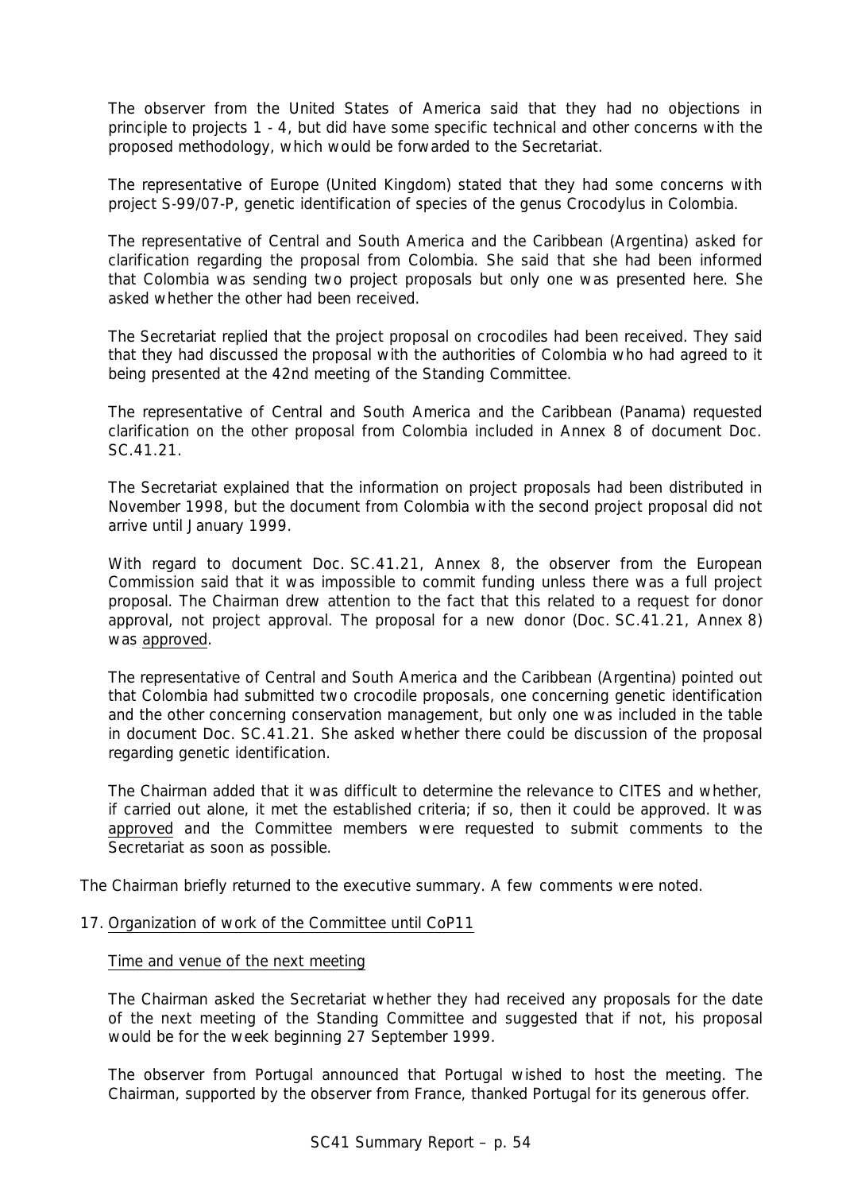The observer from the United States of America said that they had no objections in principle to projects 1 - 4, but did have some specific technical and other concerns with the proposed methodology, which would be forwarded to the Secretariat.

The representative of Europe (United Kingdom) stated that they had some concerns with project S-99/07-P, genetic identification of species of the genus Crocodylus in Colombia.

The representative of Central and South America and the Caribbean (Argentina) asked for clarification regarding the proposal from Colombia. She said that she had been informed that Colombia was sending two project proposals but only one was presented here. She asked whether the other had been received.

The Secretariat replied that the project proposal on crocodiles had been received. They said that they had discussed the proposal with the authorities of Colombia who had agreed to it being presented at the 42nd meeting of the Standing Committee.

The representative of Central and South America and the Caribbean (Panama) requested clarification on the other proposal from Colombia included in Annex 8 of document Doc. SC.41.21.

The Secretariat explained that the information on project proposals had been distributed in November 1998, but the document from Colombia with the second project proposal did not arrive until January 1999.

With regard to document Doc. SC.41.21, Annex 8, the observer from the European Commission said that it was impossible to commit funding unless there was a full project proposal. The Chairman drew attention to the fact that this related to a request for donor approval, not project approval. The proposal for a new donor (Doc. SC.41.21, Annex 8) was approved.

The representative of Central and South America and the Caribbean (Argentina) pointed out that Colombia had submitted two crocodile proposals, one concerning genetic identification and the other concerning conservation management, but only one was included in the table in document Doc. SC.41.21. She asked whether there could be discussion of the proposal regarding genetic identification.

The Chairman added that it was difficult to determine the relevance to CITES and whether, if carried out alone, it met the established criteria; if so, then it could be approved. It was approved and the Committee members were requested to submit comments to the Secretariat as soon as possible.

The Chairman briefly returned to the executive summary. A few comments were noted.

## 17. Organization of work of the Committee until CoP11

### Time and venue of the next meeting

The Chairman asked the Secretariat whether they had received any proposals for the date of the next meeting of the Standing Committee and suggested that if not, his proposal would be for the week beginning 27 September 1999.

The observer from Portugal announced that Portugal wished to host the meeting. The Chairman, supported by the observer from France, thanked Portugal for its generous offer.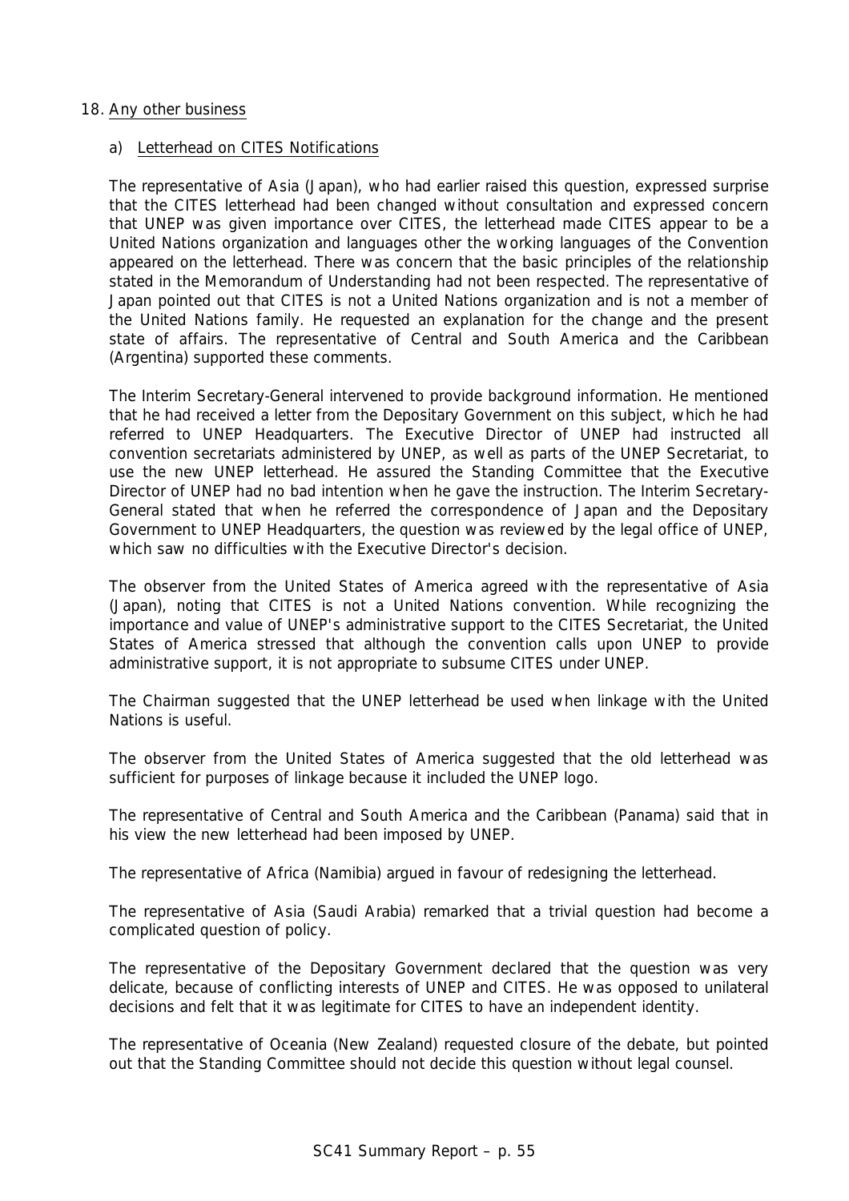18. Any other business

a) Letterhead on CITES Notifications

The representative of Asia (Japan), who had earlier raised this question, expressed surprise that the CITES letterhead had been changed without consultation and expressed concern that UNEP was given importance over CITES, the letterhead made CITES appear to be a United Nations organization and languages other the working languages of the Convention appeared on the letterhead. There was concern that the basic principles of the relationship stated in the Memorandum of Understanding had not been respected. The representative of Japan pointed out that CITES is not a United Nations organization and is not a member of the United Nations family. He requested an explanation for the change and the present state of affairs. The representative of Central and South America and the Caribbean (Argentina) supported these comments.

The Interim Secretary-General intervened to provide background information. He mentioned that he had received a letter from the Depositary Government on this subject, which he had referred to UNEP Headquarters. The Executive Director of UNEP had instructed all convention secretariats administered by UNEP, as well as parts of the UNEP Secretariat, to use the new UNEP letterhead. He assured the Standing Committee that the Executive Director of UNEP had no bad intention when he gave the instruction. The Interim Secretary-General stated that when he referred the correspondence of Japan and the Depositary Government to UNEP Headquarters, the question was reviewed by the legal office of UNEP, which saw no difficulties with the Executive Director's decision.

The observer from the United States of America agreed with the representative of Asia (Japan), noting that CITES is not a United Nations convention. While recognizing the importance and value of UNEP's administrative support to the CITES Secretariat, the United States of America stressed that although the convention calls upon UNEP to provide administrative support, it is not appropriate to subsume CITES under UNEP.

The Chairman suggested that the UNEP letterhead be used when linkage with the United Nations is useful.

The observer from the United States of America suggested that the old letterhead was sufficient for purposes of linkage because it included the UNEP logo.

The representative of Central and South America and the Caribbean (Panama) said that in his view the new letterhead had been imposed by UNEP.

The representative of Africa (Namibia) argued in favour of redesigning the letterhead.

The representative of Asia (Saudi Arabia) remarked that a trivial question had become a complicated question of policy.

The representative of the Depositary Government declared that the question was very delicate, because of conflicting interests of UNEP and CITES. He was opposed to unilateral decisions and felt that it was legitimate for CITES to have an independent identity.

The representative of Oceania (New Zealand) requested closure of the debate, but pointed out that the Standing Committee should not decide this question without legal counsel.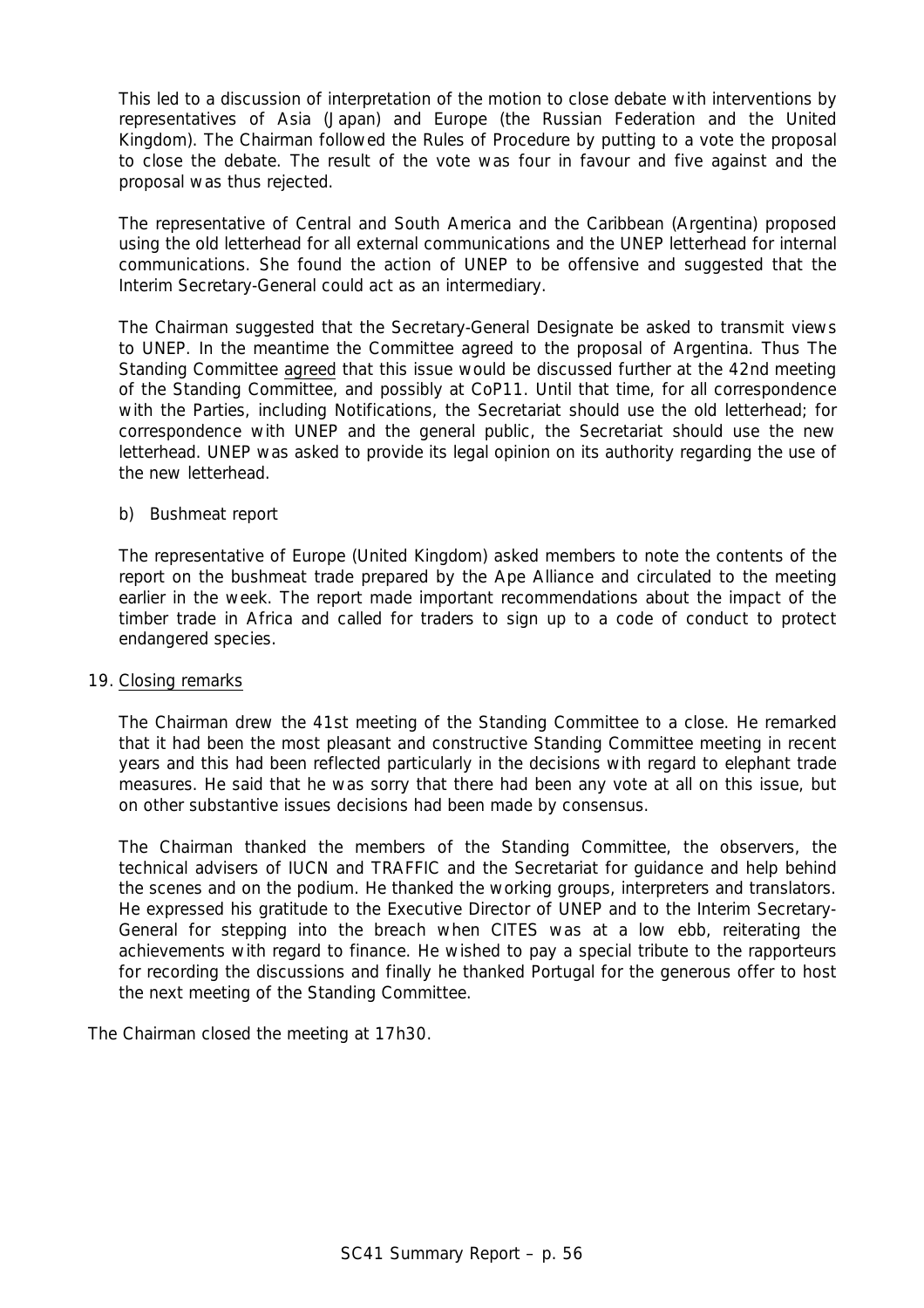This led to a discussion of interpretation of the motion to close debate with interventions by representatives of Asia (Japan) and Europe (the Russian Federation and the United Kingdom). The Chairman followed the Rules of Procedure by putting to a vote the proposal to close the debate. The result of the vote was four in favour and five against and the proposal was thus rejected.

The representative of Central and South America and the Caribbean (Argentina) proposed using the old letterhead for all external communications and the UNEP letterhead for internal communications. She found the action of UNEP to be offensive and suggested that the Interim Secretary-General could act as an intermediary.

The Chairman suggested that the Secretary-General Designate be asked to transmit views to UNEP. In the meantime the Committee agreed to the proposal of Argentina. Thus The Standing Committee agreed that this issue would be discussed further at the 42nd meeting of the Standing Committee, and possibly at CoP11. Until that time, for all correspondence with the Parties, including Notifications, the Secretariat should use the old letterhead; for correspondence with UNEP and the general public, the Secretariat should use the new letterhead. UNEP was asked to provide its legal opinion on its authority regarding the use of the new letterhead.

b) Bushmeat report

The representative of Europe (United Kingdom) asked members to note the contents of the report on the bushmeat trade prepared by the Ape Alliance and circulated to the meeting earlier in the week. The report made important recommendations about the impact of the timber trade in Africa and called for traders to sign up to a code of conduct to protect endangered species.

## 19. Closing remarks

The Chairman drew the 41st meeting of the Standing Committee to a close. He remarked that it had been the most pleasant and constructive Standing Committee meeting in recent years and this had been reflected particularly in the decisions with regard to elephant trade measures. He said that he was sorry that there had been any vote at all on this issue, but on other substantive issues decisions had been made by consensus.

The Chairman thanked the members of the Standing Committee, the observers, the technical advisers of IUCN and TRAFFIC and the Secretariat for guidance and help behind the scenes and on the podium. He thanked the working groups, interpreters and translators. He expressed his gratitude to the Executive Director of UNEP and to the Interim Secretary-General for stepping into the breach when CITES was at a low ebb, reiterating the achievements with regard to finance. He wished to pay a special tribute to the rapporteurs for recording the discussions and finally he thanked Portugal for the generous offer to host the next meeting of the Standing Committee.

The Chairman closed the meeting at 17h30.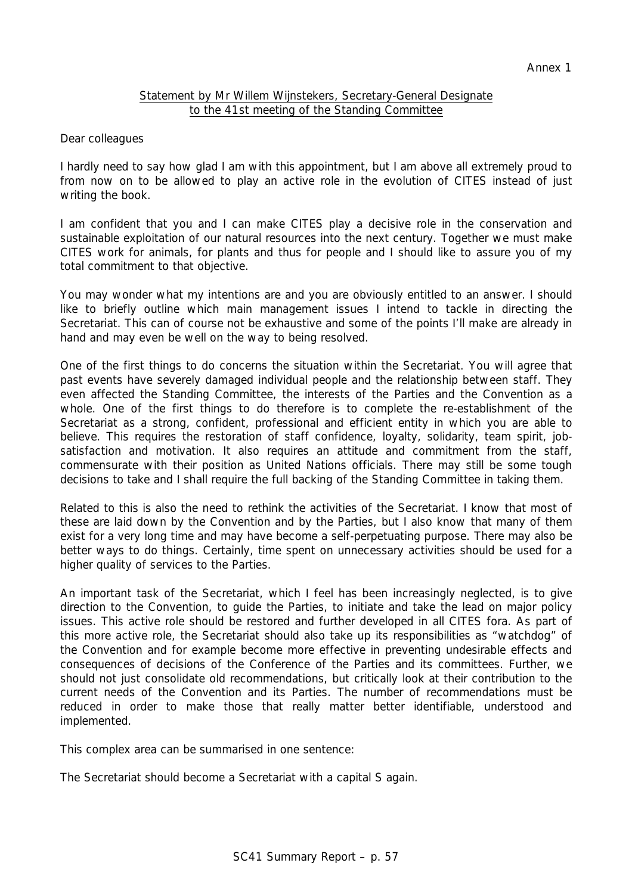Annex 1

Statement by Mr Willem Wijnstekers, Secretary-General Designate to the 41st meeting of the Standing Committee

Dear colleagues

I hardly need to say how glad I am with this appointment, but I am above all extremely proud to from now on to be allowed to play an active role in the evolution of CITES instead of just writing the book.

I am confident that you and I can make CITES play a decisive role in the conservation and sustainable exploitation of our natural resources into the next century. Together we must make CITES work for animals, for plants and thus for people and I should like to assure you of my total commitment to that objective.

You may wonder what my intentions are and you are obviously entitled to an answer. I should like to briefly outline which main management issues I intend to tackle in directing the Secretariat. This can of course not be exhaustive and some of the points I'll make are already in hand and may even be well on the way to being resolved.

One of the first things to do concerns the situation within the Secretariat. You will agree that past events have severely damaged individual people and the relationship between staff. They even affected the Standing Committee, the interests of the Parties and the Convention as a whole. One of the first things to do therefore is to complete the re-establishment of the Secretariat as a strong, confident, professional and efficient entity in which you are able to believe. This requires the restoration of staff confidence, loyalty, solidarity, team spirit, job-satisfaction and motivation. It also requires an attitude and commitment from the staff, commensurate with their position as United Nations officials. There may still be some tough decisions to take and I shall require the full backing of the Standing Committee in taking them.

Related to this is also the need to rethink the activities of the Secretariat. I know that most of these are laid down by the Convention and by the Parties, but I also know that many of them exist for a very long time and may have become a self-perpetuating purpose. There may also be better ways to do things. Certainly, time spent on unnecessary activities should be used for a higher quality of services to the Parties.

An important task of the Secretariat, which I feel has been increasingly neglected, is to give direction to the Convention, to guide the Parties, to initiate and take the lead on major policy issues. This active role should be restored and further developed in all CITES fora. As part of this more active role, the Secretariat should also take up its responsibilities as "watchdog" of the Convention and for example become more effective in preventing undesirable effects and consequences of decisions of the Conference of the Parties and its committees. Further, we should not just consolidate old recommendations, but critically look at their contribution to the current needs of the Convention and its Parties. The number of recommendations must be reduced in order to make those that really matter better identifiable, understood and implemented.

This complex area can be summarised in one sentence:

The Secretariat should become a Secretariat with a capital S again.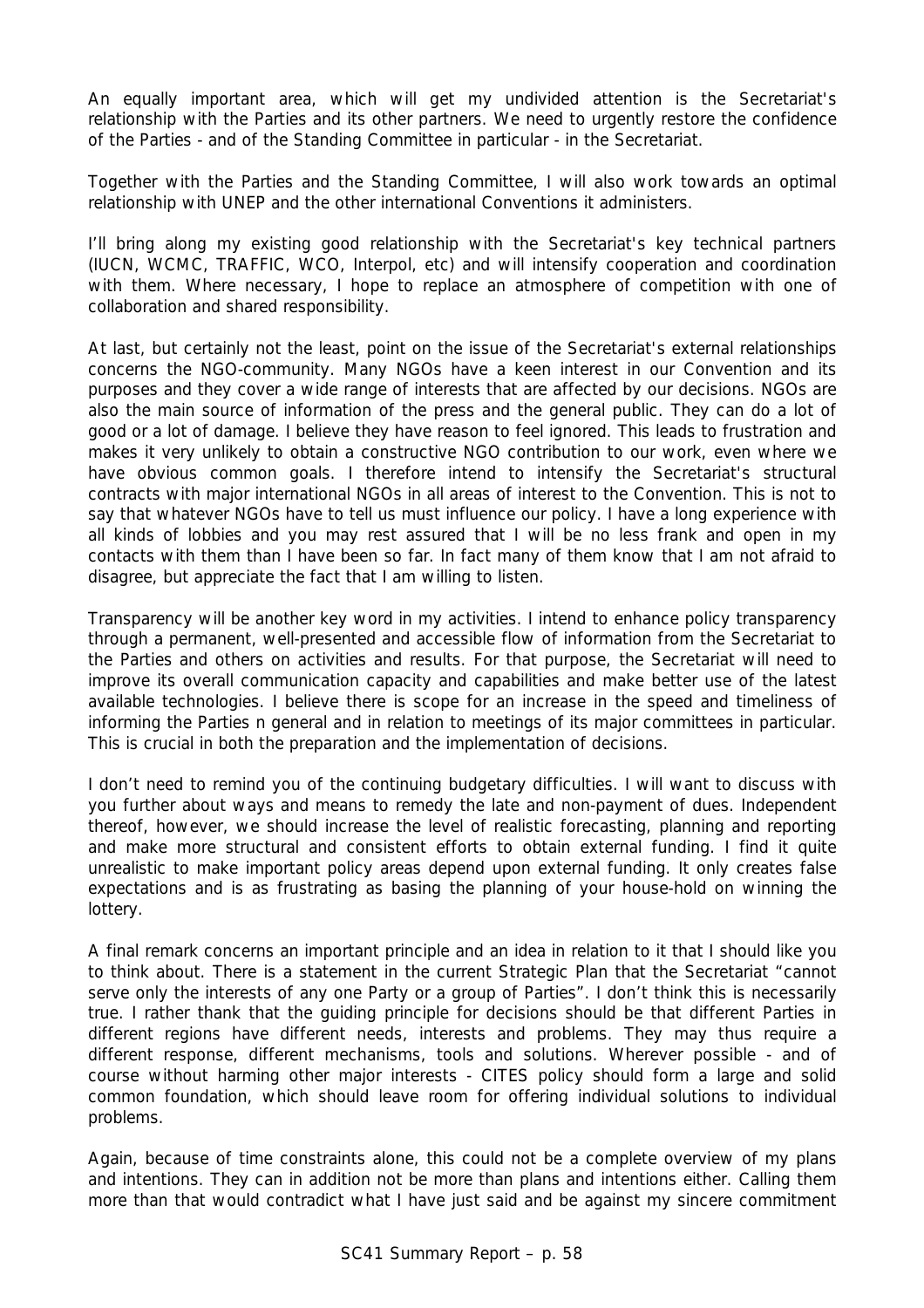An equally important area, which will get my undivided attention is the Secretariat's relationship with the Parties and its other partners. We need to urgently restore the confidence of the Parties - and of the Standing Committee in particular - in the Secretariat.

Together with the Parties and the Standing Committee, I will also work towards an optimal relationship with UNEP and the other international Conventions it administers.

I'll bring along my existing good relationship with the Secretariat's key technical partners (IUCN, WCMC, TRAFFIC, WCO, Interpol, etc) and will intensify cooperation and coordination with them. Where necessary, I hope to replace an atmosphere of competition with one of collaboration and shared responsibility.

At last, but certainly not the least, point on the issue of the Secretariat's external relationships concerns the NGO-community. Many NGOs have a keen interest in our Convention and its purposes and they cover a wide range of interests that are affected by our decisions. NGOs are also the main source of information of the press and the general public. They can do a lot of good or a lot of damage. I believe they have reason to feel ignored. This leads to frustration and makes it very unlikely to obtain a constructive NGO contribution to our work, even where we have obvious common goals. I therefore intend to intensify the Secretariat's structural contracts with major international NGOs in all areas of interest to the Convention. This is not to say that whatever NGOs have to tell us must influence our policy. I have a long experience with all kinds of lobbies and you may rest assured that I will be no less frank and open in my contacts with them than I have been so far. In fact many of them know that I am not afraid to disagree, but appreciate the fact that I am willing to listen.

Transparency will be another key word in my activities. I intend to enhance policy transparency through a permanent, well-presented and accessible flow of information from the Secretariat to the Parties and others on activities and results. For that purpose, the Secretariat will need to improve its overall communication capacity and capabilities and make better use of the latest available technologies. I believe there is scope for an increase in the speed and timeliness of informing the Parties n general and in relation to meetings of its major committees in particular. This is crucial in both the preparation and the implementation of decisions.

I don't need to remind you of the continuing budgetary difficulties. I will want to discuss with you further about ways and means to remedy the late and non-payment of dues. Independent thereof, however, we should increase the level of realistic forecasting, planning and reporting and make more structural and consistent efforts to obtain external funding. I find it quite unrealistic to make important policy areas depend upon external funding. It only creates false expectations and is as frustrating as basing the planning of your house-hold on winning the lottery.

A final remark concerns an important principle and an idea in relation to it that I should like you to think about. There is a statement in the current Strategic Plan that the Secretariat "cannot serve only the interests of any one Party or a group of Parties". I don't think this is necessarily true. I rather thank that the guiding principle for decisions should be that different Parties in different regions have different needs, interests and problems. They may thus require a different response, different mechanisms, tools and solutions. Wherever possible - and of course without harming other major interests - CITES policy should form a large and solid common foundation, which should leave room for offering individual solutions to individual problems.

Again, because of time constraints alone, this could not be a complete overview of my plans and intentions. They can in addition not be more than plans and intentions either. Calling them more than that would contradict what I have just said and be against my sincere commitment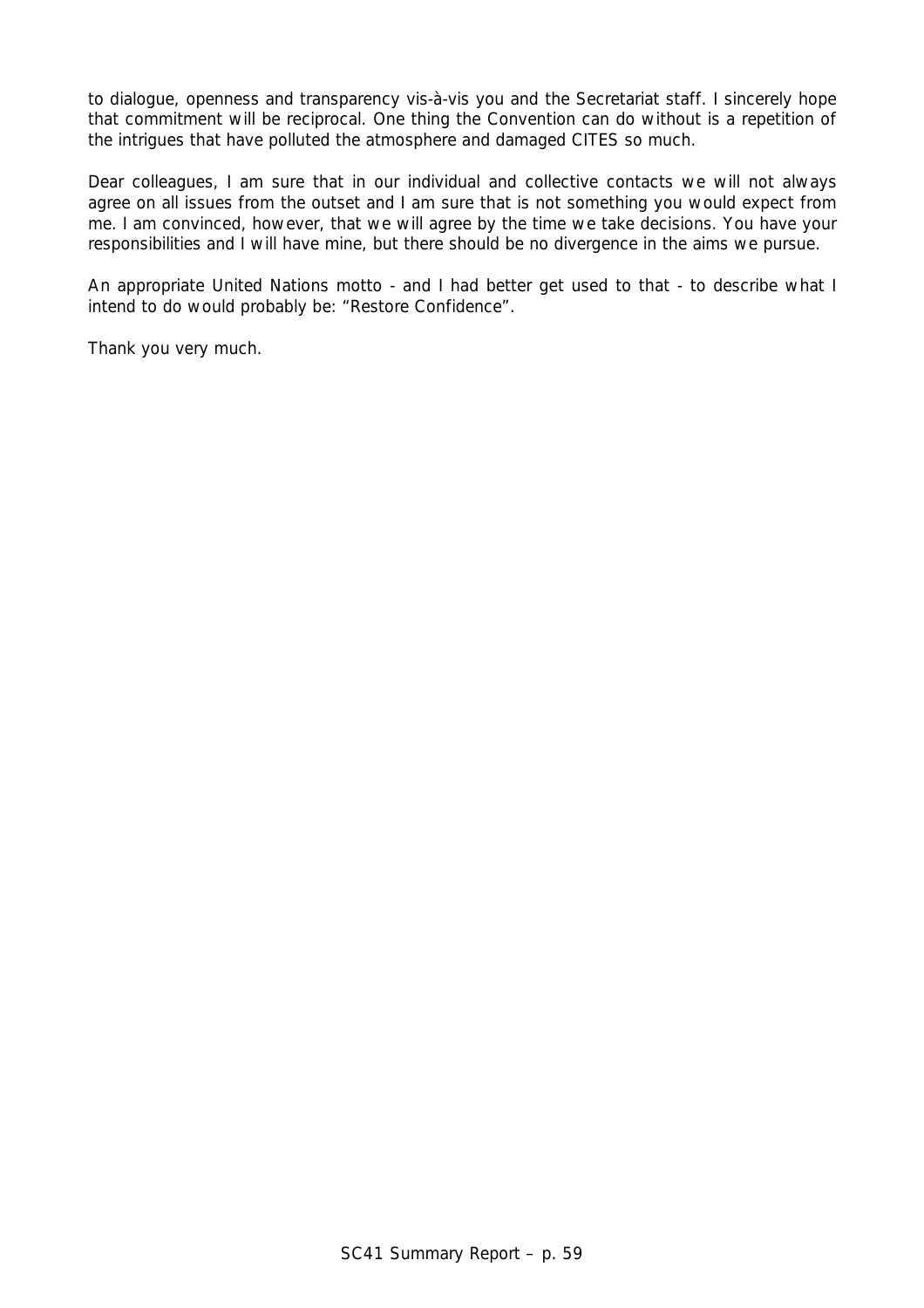to dialogue, openness and transparency vis-à-vis you and the Secretariat staff. I sincerely hope that commitment will be reciprocal. One thing the Convention can do without is a repetition of the intrigues that have polluted the atmosphere and damaged CITES so much.

Dear colleagues, I am sure that in our individual and collective contacts we will not always agree on all issues from the outset and I am sure that is not something you would expect from me. I am convinced, however, that we will agree by the time we take decisions. You have your responsibilities and I will have mine, but there should be no divergence in the aims we pursue.

An appropriate United Nations motto - and I had better get used to that - to describe what I intend to do would probably be: “Restore Confidence”.

Thank you very much.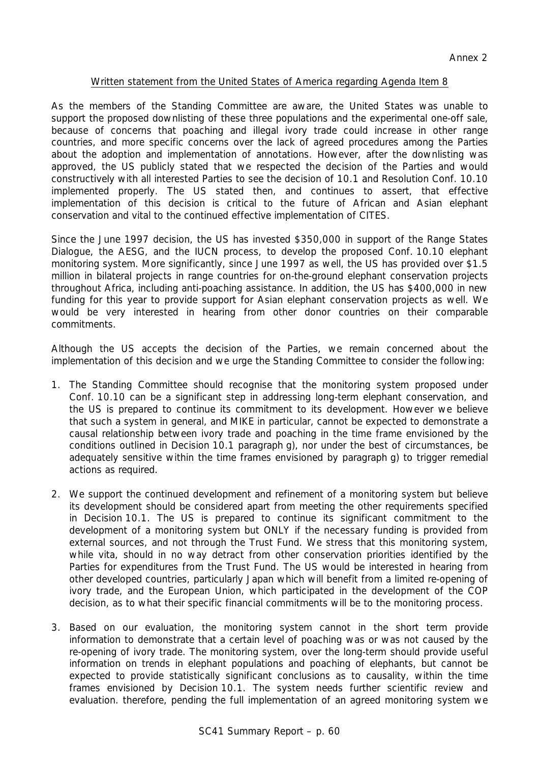Annex 2

Written statement from the United States of America regarding Agenda Item 8

As the members of the Standing Committee are aware, the United States was unable to support the proposed downlisting of these three populations and the experimental one-off sale, because of concerns that poaching and illegal ivory trade could increase in other range countries, and more specific concerns over the lack of agreed procedures among the Parties about the adoption and implementation of annotations. However, after the downlisting was approved, the US publicly stated that we respected the decision of the Parties and would constructively with all interested Parties to see the decision of 10.1 and Resolution Conf. 10.10 implemented properly. The US stated then, and continues to assert, that effective implementation of this decision is critical to the future of African and Asian elephant conservation and vital to the continued effective implementation of CITES.

Since the June 1997 decision, the US has invested $350,000 in support of the Range States Dialogue, the AESG, and the IUCN process, to develop the proposed Conf. 10.10 elephant monitoring system. More significantly, since June 1997 as well, the US has provided over $1.5 million in bilateral projects in range countries for on-the-ground elephant conservation projects throughout Africa, including anti-poaching assistance. In addition, the US has $400,000 in new funding for this year to provide support for Asian elephant conservation projects as well. We would be very interested in hearing from other donor countries on their comparable commitments.

Although the US accepts the decision of the Parties, we remain concerned about the implementation of this decision and we urge the Standing Committee to consider the following:

1. The Standing Committee should recognise that the monitoring system proposed under Conf. 10.10 can be a significant step in addressing long-term elephant conservation, and the US is prepared to continue its commitment to its development. However we believe that such a system in general, and MIKE in particular, cannot be expected to demonstrate a causal relationship between ivory trade and poaching in the time frame envisioned by the conditions outlined in Decision 10.1 paragraph g), nor under the best of circumstances, be adequately sensitive within the time frames envisioned by paragraph g) to trigger remedial actions as required.

2. We support the continued development and refinement of a monitoring system but believe its development should be considered apart from meeting the other requirements specified in Decision 10.1. The US is prepared to continue its significant commitment to the development of a monitoring system but ONLY if the necessary funding is provided from external sources, and not through the Trust Fund. We stress that this monitoring system, while vita, should in no way detract from other conservation priorities identified by the Parties for expenditures from the Trust Fund. The US would be interested in hearing from other developed countries, particularly Japan which will benefit from a limited re-opening of ivory trade, and the European Union, which participated in the development of the COP decision, as to what their specific financial commitments will be to the monitoring process.

3. Based on our evaluation, the monitoring system cannot in the short term provide information to demonstrate that a certain level of poaching was or was not caused by the re-opening of ivory trade. The monitoring system, over the long-term should provide useful information on trends in elephant populations and poaching of elephants, but cannot be expected to provide statistically significant conclusions as to causality, within the time frames envisioned by Decision 10.1. The system needs further scientific review and evaluation. therefore, pending the full implementation of an agreed monitoring system we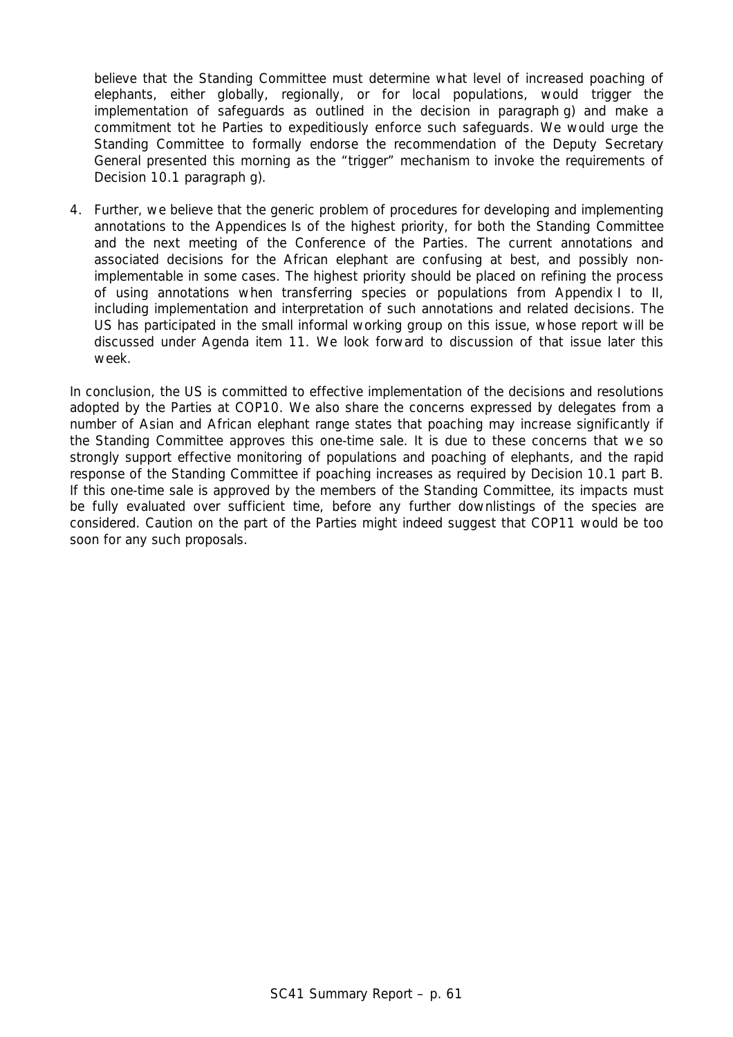believe that the Standing Committee must determine what level of increased poaching of elephants, either globally, regionally, or for local populations, would trigger the implementation of safeguards as outlined in the decision in paragraph g) and make a commitment tot he Parties to expeditiously enforce such safeguards. We would urge the Standing Committee to formally endorse the recommendation of the Deputy Secretary General presented this morning as the "trigger" mechanism to invoke the requirements of Decision 10.1 paragraph g).

4. Further, we believe that the generic problem of procedures for developing and implementing annotations to the Appendices Is of the highest priority, for both the Standing Committee and the next meeting of the Conference of the Parties. The current annotations and associated decisions for the African elephant are confusing at best, and possibly non-implementable in some cases. The highest priority should be placed on refining the process of using annotations when transferring species or populations from Appendix I to II, including implementation and interpretation of such annotations and related decisions. The US has participated in the small informal working group on this issue, whose report will be discussed under Agenda item 11. We look forward to discussion of that issue later this week.

In conclusion, the US is committed to effective implementation of the decisions and resolutions adopted by the Parties at COP10. We also share the concerns expressed by delegates from a number of Asian and African elephant range states that poaching may increase significantly if the Standing Committee approves this one-time sale. It is due to these concerns that we so strongly support effective monitoring of populations and poaching of elephants, and the rapid response of the Standing Committee if poaching increases as required by Decision 10.1 part B. If this one-time sale is approved by the members of the Standing Committee, its impacts must be fully evaluated over sufficient time, before any further downlistings of the species are considered. Caution on the part of the Parties might indeed suggest that COP11 would be too soon for any such proposals.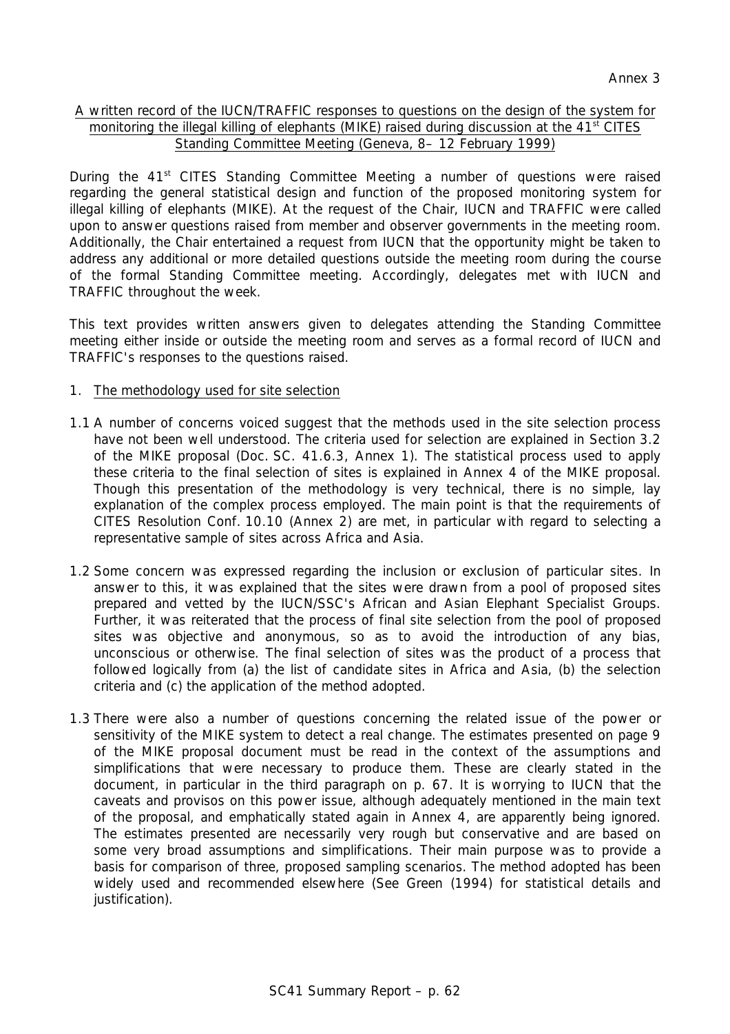Annex 3

<u>A written record of the IUCN/TRAFFIC responses to questions on the design of the system for monitoring the illegal killing of elephants (MIKE) raised during discussion at the 41st CITES Standing Committee Meeting (Geneva, 8– 12 February 1999)</u>

During the 41st CITES Standing Committee Meeting a number of questions were raised regarding the general statistical design and function of the proposed monitoring system for illegal killing of elephants (MIKE). At the request of the Chair, IUCN and TRAFFIC were called upon to answer questions raised from member and observer governments in the meeting room. Additionally, the Chair entertained a request from IUCN that the opportunity might be taken to address any additional or more detailed questions outside the meeting room during the course of the formal Standing Committee meeting. Accordingly, delegates met with IUCN and TRAFFIC throughout the week.

This text provides written answers given to delegates attending the Standing Committee meeting either inside or outside the meeting room and serves as a formal record of IUCN and TRAFFIC's responses to the questions raised.

1. <u>The methodology used for site selection</u>

1.1 A number of concerns voiced suggest that the methods used in the site selection process have not been well understood. The criteria used for selection are explained in Section 3.2 of the MIKE proposal (Doc. SC. 41.6.3, Annex 1). The statistical process used to apply these criteria to the final selection of sites is explained in Annex 4 of the MIKE proposal. Though this presentation of the methodology is very technical, there is no simple, lay explanation of the complex process employed. The main point is that the requirements of CITES Resolution Conf. 10.10 (Annex 2) are met, in particular with regard to selecting a representative sample of sites across Africa and Asia.

1.2 Some concern was expressed regarding the inclusion or exclusion of particular sites. In answer to this, it was explained that the sites were drawn from a pool of proposed sites prepared and vetted by the IUCN/SSC's African and Asian Elephant Specialist Groups. Further, it was reiterated that the process of final site selection from the pool of proposed sites was objective and anonymous, so as to avoid the introduction of any bias, unconscious or otherwise. The final selection of sites was the product of a process that followed logically from (a) the list of candidate sites in Africa and Asia, (b) the selection criteria and (c) the application of the method adopted.

1.3 There were also a number of questions concerning the related issue of the power or sensitivity of the MIKE system to detect a real change. The estimates presented on page 9 of the MIKE proposal document must be read in the context of the assumptions and simplifications that were necessary to produce them. These are clearly stated in the document, in particular in the third paragraph on p. 67. It is worrying to IUCN that the caveats and provisos on this power issue, although adequately mentioned in the main text of the proposal, and emphatically stated again in Annex 4, are apparently being ignored. The estimates presented are necessarily very rough but conservative and are based on some very broad assumptions and simplifications. Their main purpose was to provide a basis for comparison of three, proposed sampling scenarios. The method adopted has been widely used and recommended elsewhere (See Green (1994) for statistical details and justification).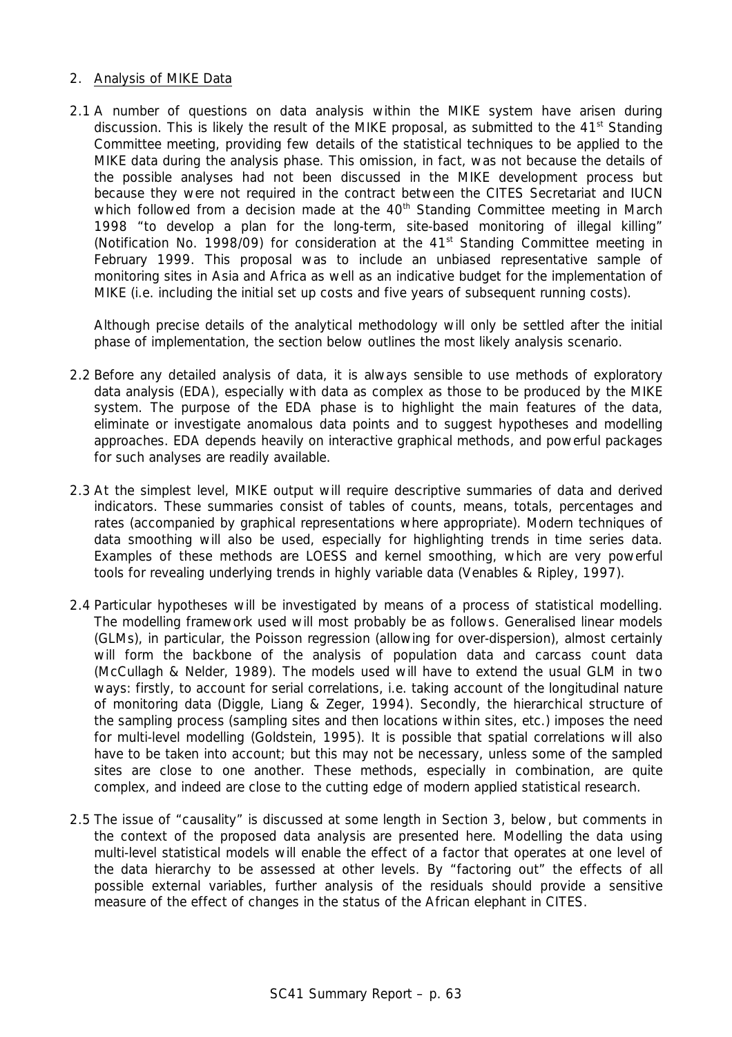2. Analysis of MIKE Data

2.1 A number of questions on data analysis within the MIKE system have arisen during discussion. This is likely the result of the MIKE proposal, as submitted to the 41[st] Standing Committee meeting, providing few details of the statistical techniques to be applied to the MIKE data during the analysis phase. This omission, in fact, was not because the details of the possible analyses had not been discussed in the MIKE development process but because they were not required in the contract between the CITES Secretariat and IUCN which followed from a decision made at the 40[th] Standing Committee meeting in March 1998 "to develop a plan for the long-term, site-based monitoring of illegal killing" (Notification No. 1998/09) for consideration at the 41[st] Standing Committee meeting in February 1999. This proposal was to include an unbiased representative sample of monitoring sites in Asia and Africa as well as an indicative budget for the implementation of MIKE (i.e. including the initial set up costs and five years of subsequent running costs).

Although precise details of the analytical methodology will only be settled after the initial phase of implementation, the section below outlines the most likely analysis scenario.

2.2 Before any detailed analysis of data, it is always sensible to use methods of exploratory data analysis (EDA), especially with data as complex as those to be produced by the MIKE system. The purpose of the EDA phase is to highlight the main features of the data, eliminate or investigate anomalous data points and to suggest hypotheses and modelling approaches. EDA depends heavily on interactive graphical methods, and powerful packages for such analyses are readily available.

2.3 At the simplest level, MIKE output will require descriptive summaries of data and derived indicators. These summaries consist of tables of counts, means, totals, percentages and rates (accompanied by graphical representations where appropriate). Modern techniques of data smoothing will also be used, especially for highlighting trends in time series data. Examples of these methods are LOESS and kernel smoothing, which are very powerful tools for revealing underlying trends in highly variable data (Venables & Ripley, 1997).

2.4 Particular hypotheses will be investigated by means of a process of statistical modelling. The modelling framework used will most probably be as follows. Generalised linear models (GLMs), in particular, the Poisson regression (allowing for over-dispersion), almost certainly will form the backbone of the analysis of population data and carcass count data (McCullagh & Nelder, 1989). The models used will have to extend the usual GLM in two ways: firstly, to account for serial correlations, i.e. taking account of the longitudinal nature of monitoring data (Diggle, Liang & Zeger, 1994). Secondly, the hierarchical structure of the sampling process (sampling sites and then locations within sites, etc.) imposes the need for multi-level modelling (Goldstein, 1995). It is possible that spatial correlations will also have to be taken into account; but this may not be necessary, unless some of the sampled sites are close to one another. These methods, especially in combination, are quite complex, and indeed are close to the cutting edge of modern applied statistical research.

2.5 The issue of "causality" is discussed at some length in Section 3, below, but comments in the context of the proposed data analysis are presented here. Modelling the data using multi-level statistical models will enable the effect of a factor that operates at one level of the data hierarchy to be assessed at other levels. By "factoring out" the effects of all possible external variables, further analysis of the residuals should provide a sensitive measure of the effect of changes in the status of the African elephant in CITES.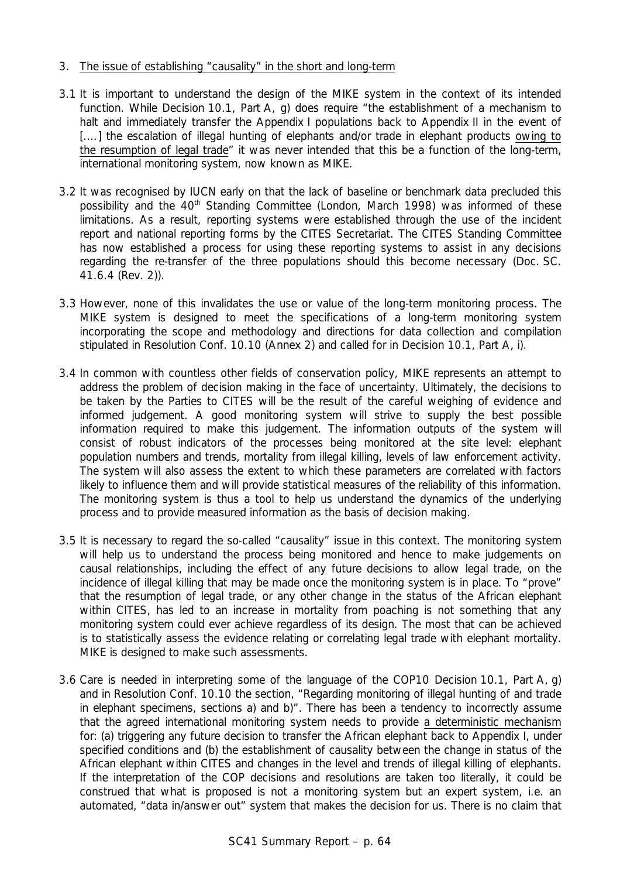3. The issue of establishing "causality" in the short and long-term

3.1 It is important to understand the design of the MIKE system in the context of its intended function. While Decision 10.1, Part A, g) does require "the establishment of a mechanism to halt and immediately transfer the Appendix I populations back to Appendix II in the event of [....] the escalation of illegal hunting of elephants and/or trade in elephant products owing to the resumption of legal trade" it was never intended that this be a function of the long-term, international monitoring system, now known as MIKE.

3.2 It was recognised by IUCN early on that the lack of baseline or benchmark data precluded this possibility and the 40th Standing Committee (London, March 1998) was informed of these limitations. As a result, reporting systems were established through the use of the incident report and national reporting forms by the CITES Secretariat. The CITES Standing Committee has now established a process for using these reporting systems to assist in any decisions regarding the re-transfer of the three populations should this become necessary (Doc. SC. 41.6.4 (Rev. 2)).

3.3 However, none of this invalidates the use or value of the long-term monitoring process. The MIKE system is designed to meet the specifications of a long-term monitoring system incorporating the scope and methodology and directions for data collection and compilation stipulated in Resolution Conf. 10.10 (Annex 2) and called for in Decision 10.1, Part A, i).

3.4 In common with countless other fields of conservation policy, MIKE represents an attempt to address the problem of decision making in the face of uncertainty. Ultimately, the decisions to be taken by the Parties to CITES will be the result of the careful weighing of evidence and informed judgement. A good monitoring system will strive to supply the best possible information required to make this judgement. The information outputs of the system will consist of robust indicators of the processes being monitored at the site level: elephant population numbers and trends, mortality from illegal killing, levels of law enforcement activity. The system will also assess the extent to which these parameters are correlated with factors likely to influence them and will provide statistical measures of the reliability of this information. The monitoring system is thus a tool to help us understand the dynamics of the underlying process and to provide measured information as the basis of decision making.

3.5 It is necessary to regard the so-called "causality" issue in this context. The monitoring system will help us to understand the process being monitored and hence to make judgements on causal relationships, including the effect of any future decisions to allow legal trade, on the incidence of illegal killing that may be made once the monitoring system is in place. To "prove" that the resumption of legal trade, or any other change in the status of the African elephant within CITES, has led to an increase in mortality from poaching is not something that any monitoring system could ever achieve regardless of its design. The most that can be achieved is to statistically assess the evidence relating or correlating legal trade with elephant mortality. MIKE is designed to make such assessments.

3.6 Care is needed in interpreting some of the language of the COP10 Decision 10.1, Part A, g) and in Resolution Conf. 10.10 the section, "Regarding monitoring of illegal hunting of and trade in elephant specimens, sections a) and b)". There has been a tendency to incorrectly assume that the agreed international monitoring system needs to provide a deterministic mechanism for: (a) triggering any future decision to transfer the African elephant back to Appendix I, under specified conditions and (b) the establishment of causality between the change in status of the African elephant within CITES and changes in the level and trends of illegal killing of elephants. If the interpretation of the COP decisions and resolutions are taken too literally, it could be construed that what is proposed is not a monitoring system but an expert system, i.e. an automated, "data in/answer out" system that makes the decision for us. There is no claim that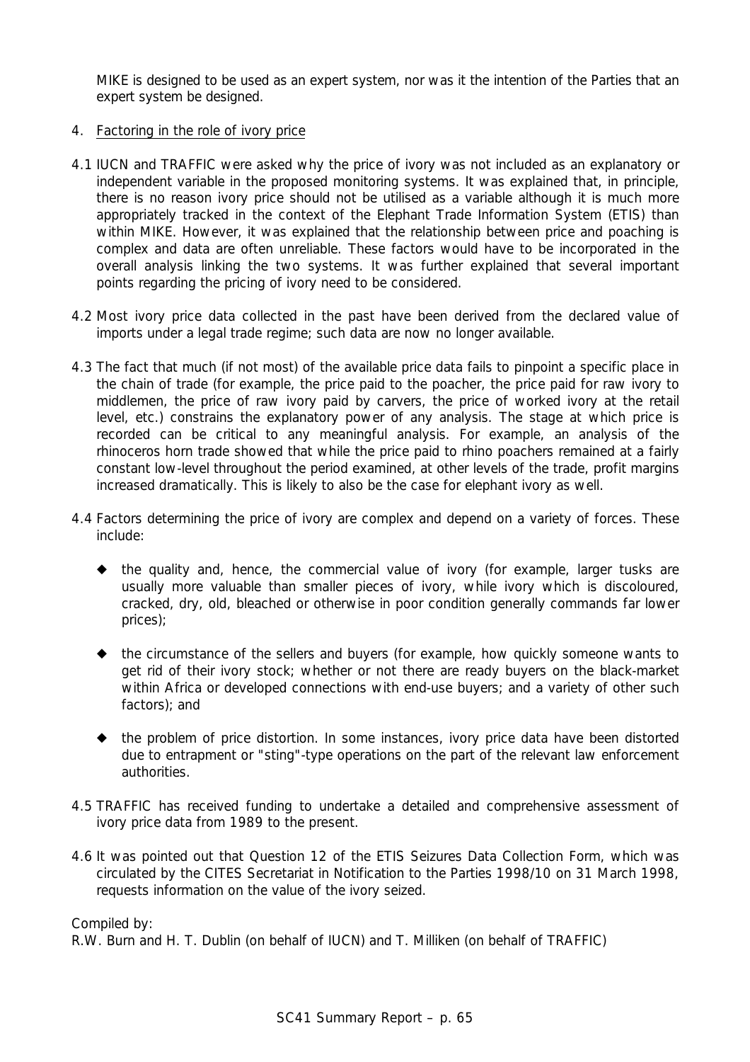MIKE is designed to be used as an expert system, nor was it the intention of the Parties that an expert system be designed.

4. Factoring in the role of ivory price

4.1 IUCN and TRAFFIC were asked why the price of ivory was not included as an explanatory or independent variable in the proposed monitoring systems. It was explained that, in principle, there is no reason ivory price should not be utilised as a variable although it is much more appropriately tracked in the context of the Elephant Trade Information System (ETIS) than within MIKE. However, it was explained that the relationship between price and poaching is complex and data are often unreliable. These factors would have to be incorporated in the overall analysis linking the two systems. It was further explained that several important points regarding the pricing of ivory need to be considered.

4.2 Most ivory price data collected in the past have been derived from the declared value of imports under a legal trade regime; such data are now no longer available.

4.3 The fact that much (if not most) of the available price data fails to pinpoint a specific place in the chain of trade (for example, the price paid to the poacher, the price paid for raw ivory to middlemen, the price of raw ivory paid by carvers, the price of worked ivory at the retail level, etc.) constrains the explanatory power of any analysis. The stage at which price is recorded can be critical to any meaningful analysis. For example, an analysis of the rhinoceros horn trade showed that while the price paid to rhino poachers remained at a fairly constant low-level throughout the period examined, at other levels of the trade, profit margins increased dramatically. This is likely to also be the case for elephant ivory as well.

4.4 Factors determining the price of ivory are complex and depend on a variety of forces. These include:

- the quality and, hence, the commercial value of ivory (for example, larger tusks are usually more valuable than smaller pieces of ivory, while ivory which is discoloured, cracked, dry, old, bleached or otherwise in poor condition generally commands far lower prices);

- the circumstance of the sellers and buyers (for example, how quickly someone wants to get rid of their ivory stock; whether or not there are ready buyers on the black-market within Africa or developed connections with end-use buyers; and a variety of other such factors); and

- the problem of price distortion. In some instances, ivory price data have been distorted due to entrapment or "sting"-type operations on the part of the relevant law enforcement authorities.

4.5 TRAFFIC has received funding to undertake a detailed and comprehensive assessment of ivory price data from 1989 to the present.

4.6 It was pointed out that Question 12 of the ETIS Seizures Data Collection Form, which was circulated by the CITES Secretariat in Notification to the Parties 1998/10 on 31 March 1998, requests information on the value of the ivory seized.

Compiled by:
R.W. Burn and H. T. Dublin (on behalf of IUCN) and T. Milliken (on behalf of TRAFFIC)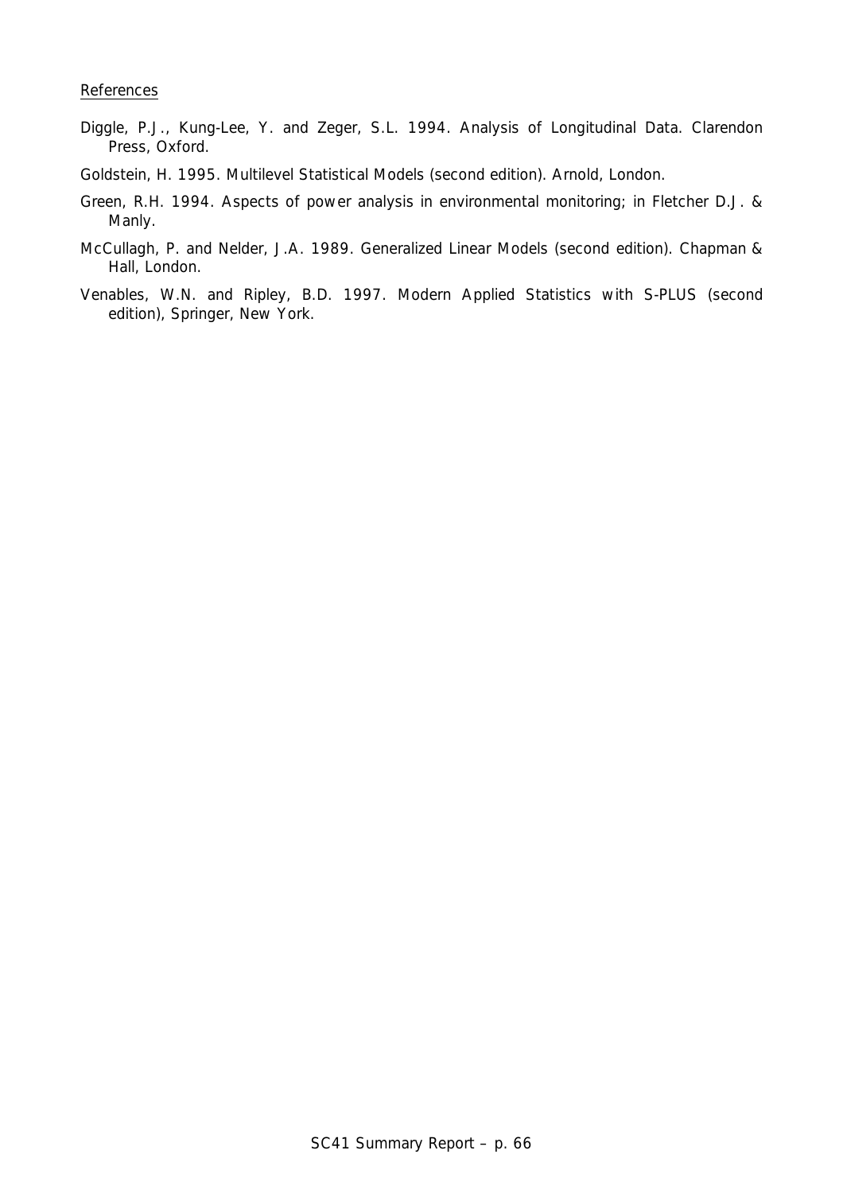References

Diggle, P.J., Kung-Lee, Y. and Zeger, S.L. 1994. Analysis of Longitudinal Data. Clarendon Press, Oxford.

Goldstein, H. 1995. Multilevel Statistical Models (second edition). Arnold, London.

Green, R.H. 1994. Aspects of power analysis in environmental monitoring; in Fletcher D.J. & Manly.

McCullagh, P. and Nelder, J.A. 1989. Generalized Linear Models (second edition). Chapman & Hall, London.

Venables, W.N. and Ripley, B.D. 1997. Modern Applied Statistics with S-PLUS (second edition), Springer, New York.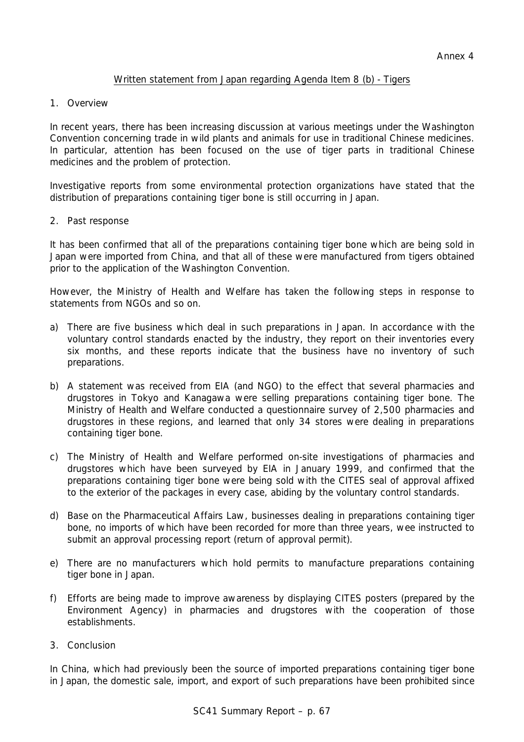Annex 4

Written statement from Japan regarding Agenda Item 8 (b) - Tigers

1. Overview

In recent years, there has been increasing discussion at various meetings under the Washington Convention concerning trade in wild plants and animals for use in traditional Chinese medicines. In particular, attention has been focused on the use of tiger parts in traditional Chinese medicines and the problem of protection.

Investigative reports from some environmental protection organizations have stated that the distribution of preparations containing tiger bone is still occurring in Japan.

2. Past response

It has been confirmed that all of the preparations containing tiger bone which are being sold in Japan were imported from China, and that all of these were manufactured from tigers obtained prior to the application of the Washington Convention.

However, the Ministry of Health and Welfare has taken the following steps in response to statements from NGOs and so on.

a) There are five business which deal in such preparations in Japan. In accordance with the voluntary control standards enacted by the industry, they report on their inventories every six months, and these reports indicate that the business have no inventory of such preparations.

b) A statement was received from EIA (and NGO) to the effect that several pharmacies and drugstores in Tokyo and Kanagawa were selling preparations containing tiger bone. The Ministry of Health and Welfare conducted a questionnaire survey of 2,500 pharmacies and drugstores in these regions, and learned that only 34 stores were dealing in preparations containing tiger bone.

c) The Ministry of Health and Welfare performed on-site investigations of pharmacies and drugstores which have been surveyed by EIA in January 1999, and confirmed that the preparations containing tiger bone were being sold with the CITES seal of approval affixed to the exterior of the packages in every case, abiding by the voluntary control standards.

d) Base on the Pharmaceutical Affairs Law, businesses dealing in preparations containing tiger bone, no imports of which have been recorded for more than three years, wee instructed to submit an approval processing report (return of approval permit).

e) There are no manufacturers which hold permits to manufacture preparations containing tiger bone in Japan.

f) Efforts are being made to improve awareness by displaying CITES posters (prepared by the Environment Agency) in pharmacies and drugstores with the cooperation of those establishments.

3. Conclusion

In China, which had previously been the source of imported preparations containing tiger bone in Japan, the domestic sale, import, and export of such preparations have been prohibited since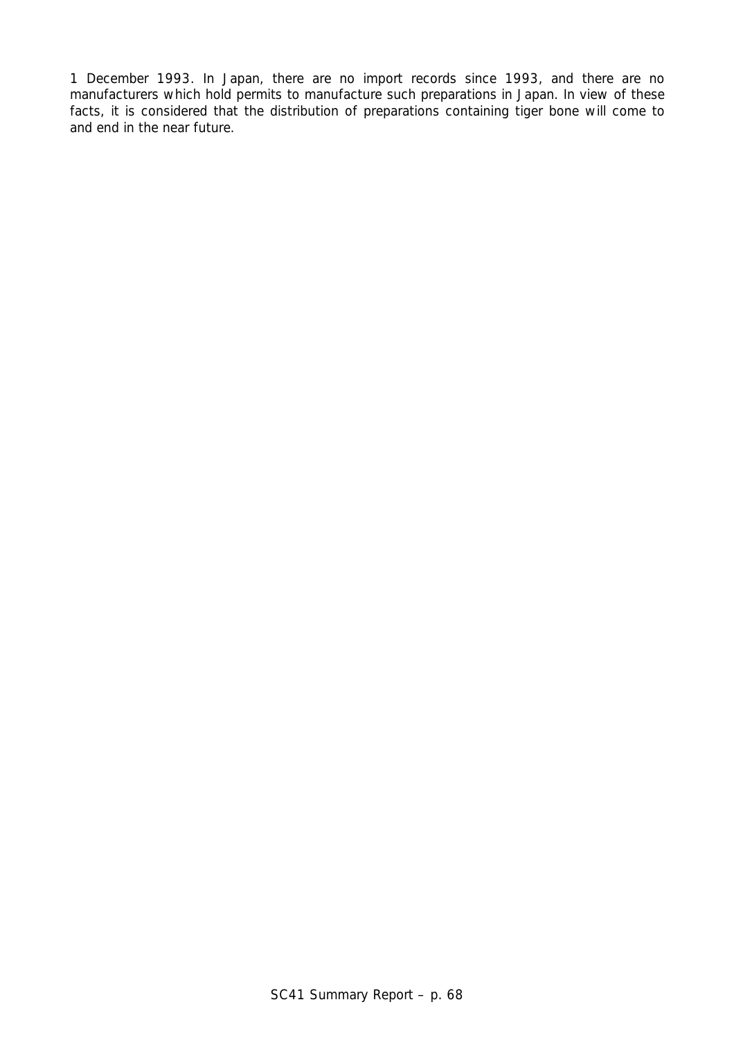1 December 1993. In Japan, there are no import records since 1993, and there are no manufacturers which hold permits to manufacture such preparations in Japan. In view of these facts, it is considered that the distribution of preparations containing tiger bone will come to and end in the near future.